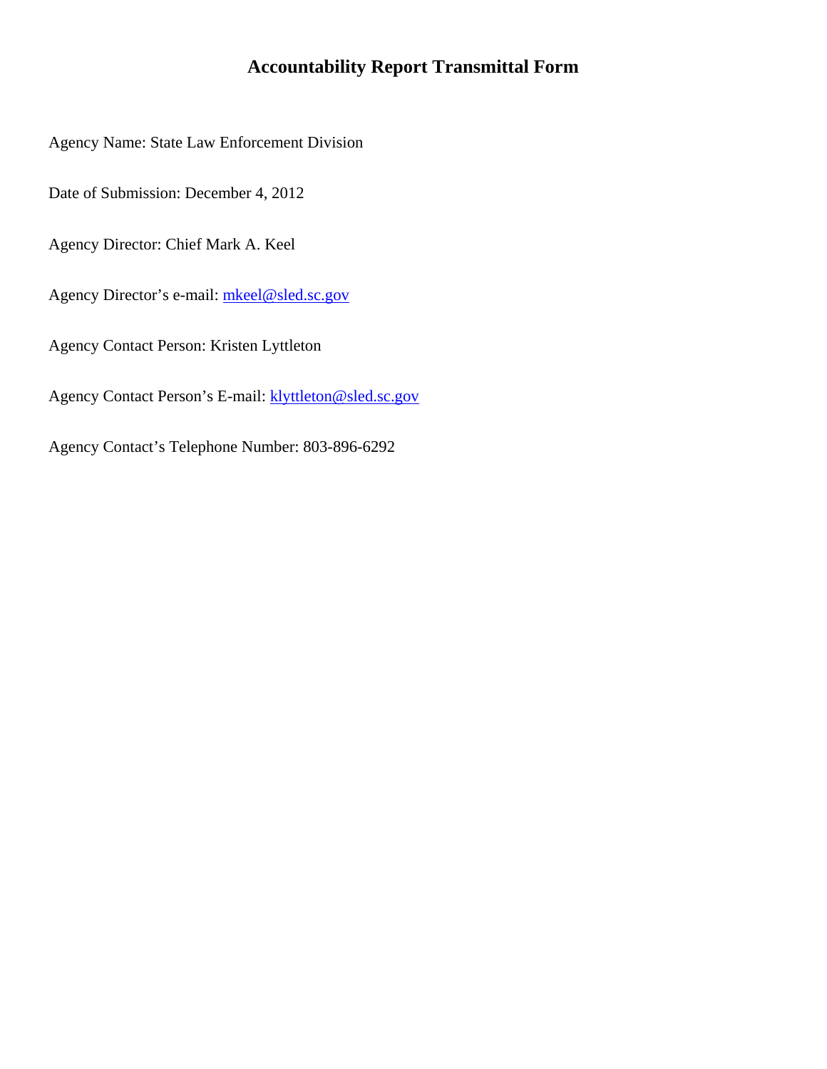# Accountability Report Transmittal Form

Agency Name: State Law Enforcement Division

Date of Submission: December 4, 2012

Agency Director: Chief Mark A. Keel

Agency Director's e-mail: mkeel@sled.sc.gov

Agency Contact Person: Kristen Lyttleton

Agency Contact Person's E-mail: klyttleton@sled.sc.gov

Agency Contact's Telephone Number: 803-896-6292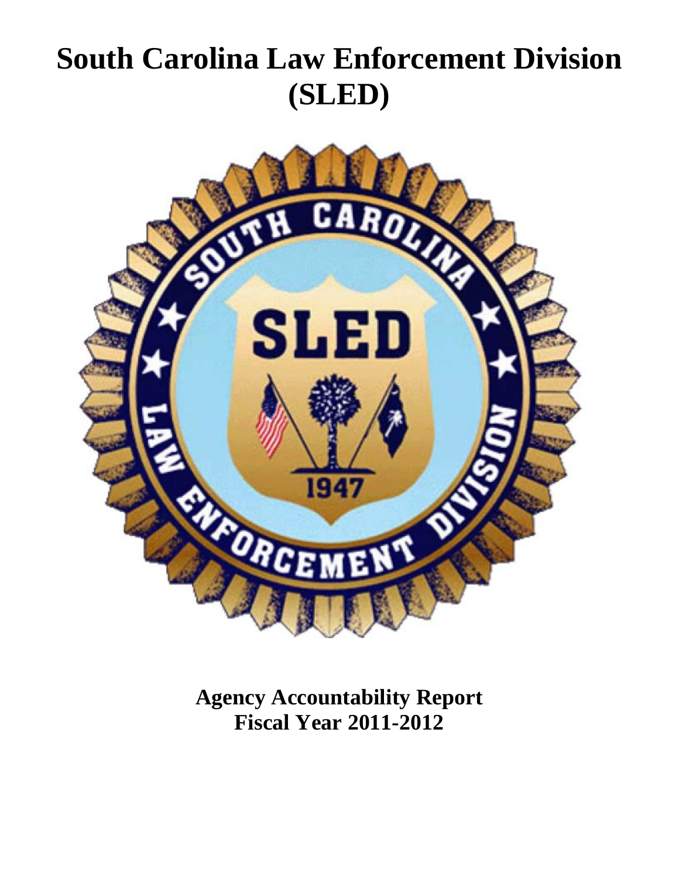# South Carolina Law Enforcement Division (SLED)

**Agency Accountability Report**
**Fiscal Year 2011-2012**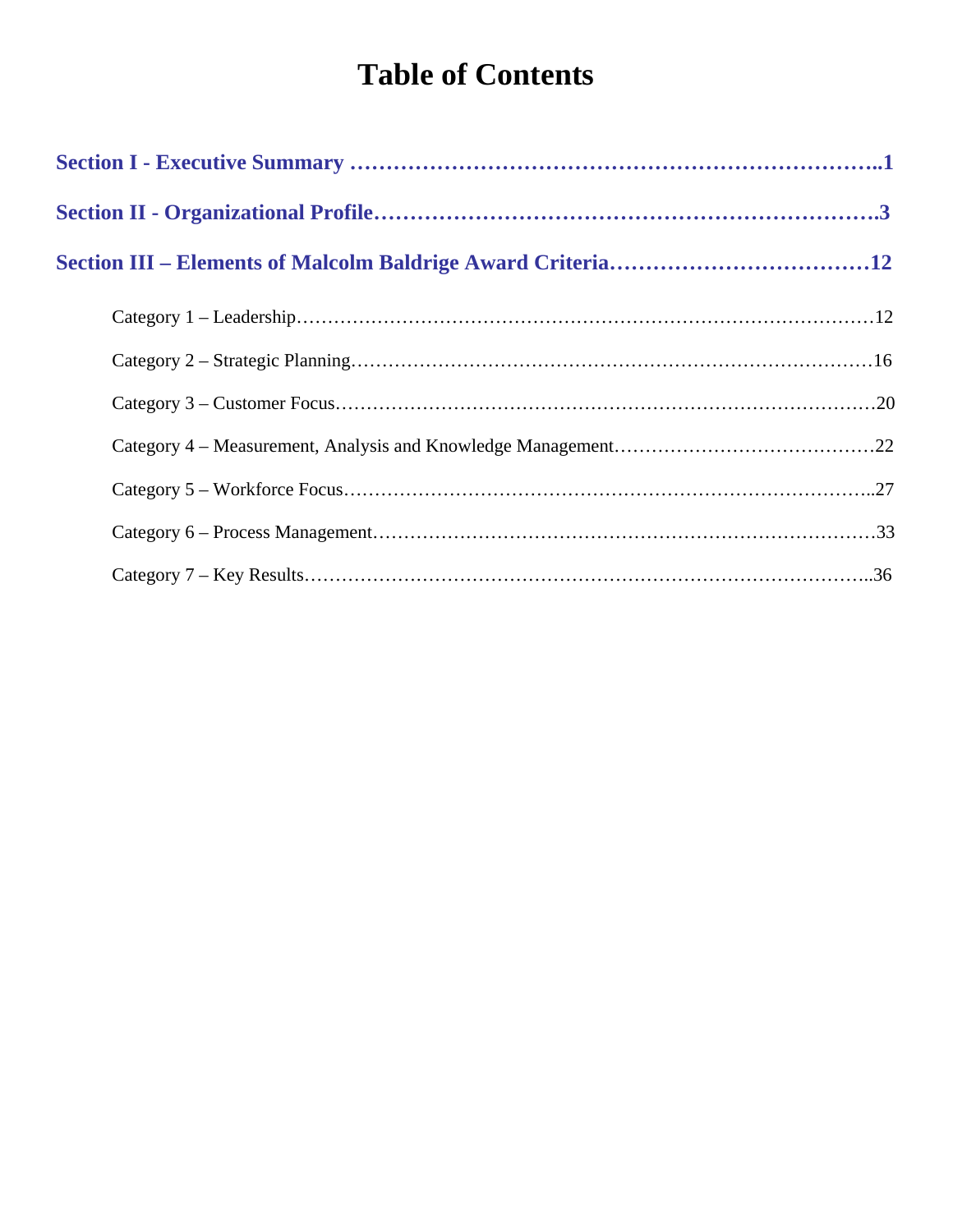# Table of Contents

**Section I - Executive Summary ……………………………………………………………..1**

**Section II - Organizational Profile…………………………………………………………….3**

**Section III – Elements of Malcolm Baldrige Award Criteria………………………………12**

Category 1 – Leadership………………………………………………………………………………12

Category 2 – Strategic Planning………………………………………………………………………16

Category 3 – Customer Focus…………………………………………………………………………20

Category 4 – Measurement, Analysis and Knowledge Management……………………………………22

Category 5 – Workforce Focus………………………………………………………………………..27

Category 6 – Process Management……………………………………………………………………33

Category 7 – Key Results……………………………………………………………………………..36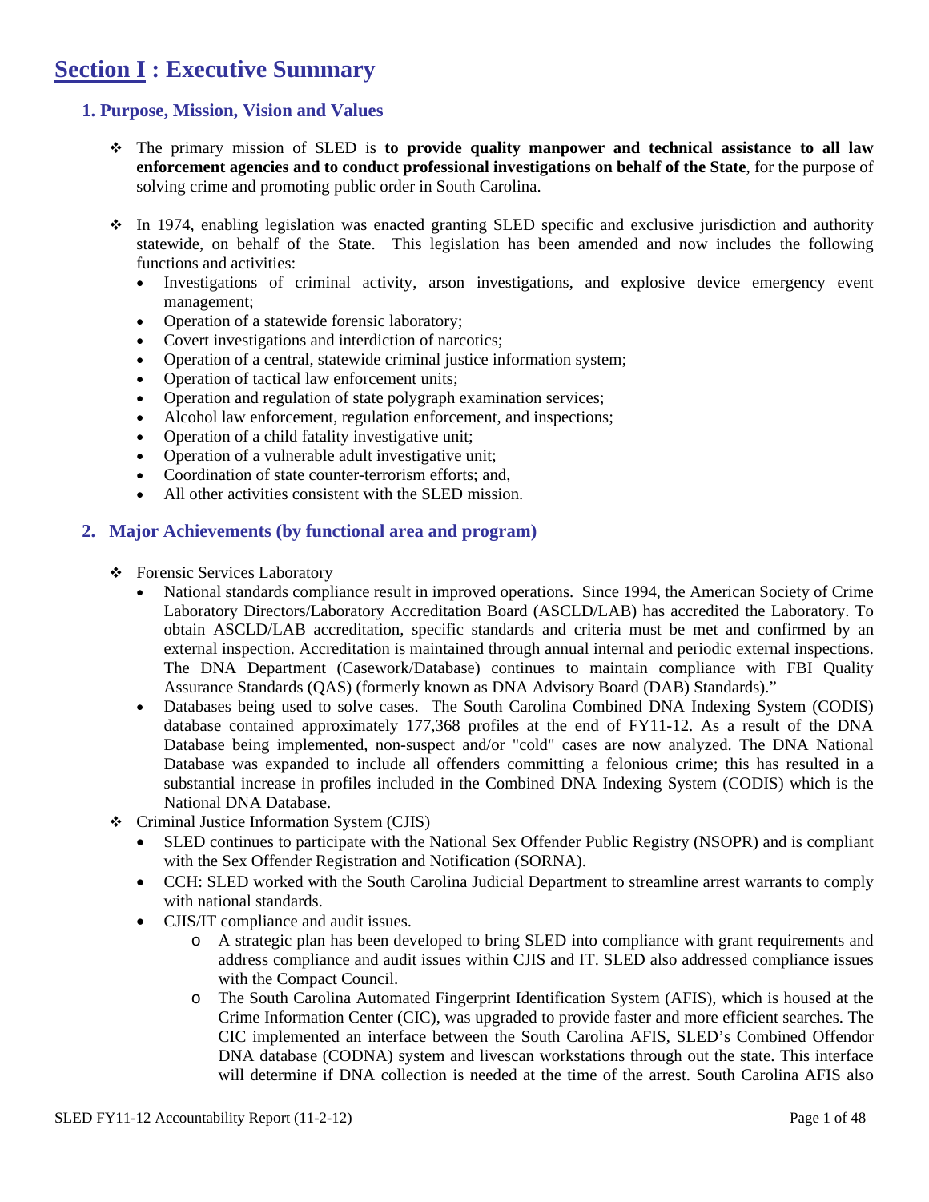# Section I : Executive Summary

## 1. Purpose, Mission, Vision and Values

- The primary mission of SLED is **to provide quality manpower and technical assistance to all law enforcement agencies and to conduct professional investigations on behalf of the State**, for the purpose of solving crime and promoting public order in South Carolina.

- In 1974, enabling legislation was enacted granting SLED specific and exclusive jurisdiction and authority statewide, on behalf of the State. This legislation has been amended and now includes the following functions and activities:
  - Investigations of criminal activity, arson investigations, and explosive device emergency event management;
  - Operation of a statewide forensic laboratory;
  - Covert investigations and interdiction of narcotics;
  - Operation of a central, statewide criminal justice information system;
  - Operation of tactical law enforcement units;
  - Operation and regulation of state polygraph examination services;
  - Alcohol law enforcement, regulation enforcement, and inspections;
  - Operation of a child fatality investigative unit;
  - Operation of a vulnerable adult investigative unit;
  - Coordination of state counter-terrorism efforts; and,
  - All other activities consistent with the SLED mission.

## 2. Major Achievements (by functional area and program)

- Forensic Services Laboratory
  - National standards compliance result in improved operations. Since 1994, the American Society of Crime Laboratory Directors/Laboratory Accreditation Board (ASCLD/LAB) has accredited the Laboratory. To obtain ASCLD/LAB accreditation, specific standards and criteria must be met and confirmed by an external inspection. Accreditation is maintained through annual internal and periodic external inspections. The DNA Department (Casework/Database) continues to maintain compliance with FBI Quality Assurance Standards (QAS) (formerly known as DNA Advisory Board (DAB) Standards)."
  - Databases being used to solve cases. The South Carolina Combined DNA Indexing System (CODIS) database contained approximately 177,368 profiles at the end of FY11-12. As a result of the DNA Database being implemented, non-suspect and/or "cold" cases are now analyzed. The DNA National Database was expanded to include all offenders committing a felonious crime; this has resulted in a substantial increase in profiles included in the Combined DNA Indexing System (CODIS) which is the National DNA Database.
- Criminal Justice Information System (CJIS)
  - SLED continues to participate with the National Sex Offender Public Registry (NSOPR) and is compliant with the Sex Offender Registration and Notification (SORNA).
  - CCH: SLED worked with the South Carolina Judicial Department to streamline arrest warrants to comply with national standards.
  - CJIS/IT compliance and audit issues.
    - A strategic plan has been developed to bring SLED into compliance with grant requirements and address compliance and audit issues within CJIS and IT. SLED also addressed compliance issues with the Compact Council.
    - The South Carolina Automated Fingerprint Identification System (AFIS), which is housed at the Crime Information Center (CIC), was upgraded to provide faster and more efficient searches. The CIC implemented an interface between the South Carolina AFIS, SLED's Combined Offendor DNA database (CODNA) system and livescan workstations through out the state. This interface will determine if DNA collection is needed at the time of the arrest. South Carolina AFIS also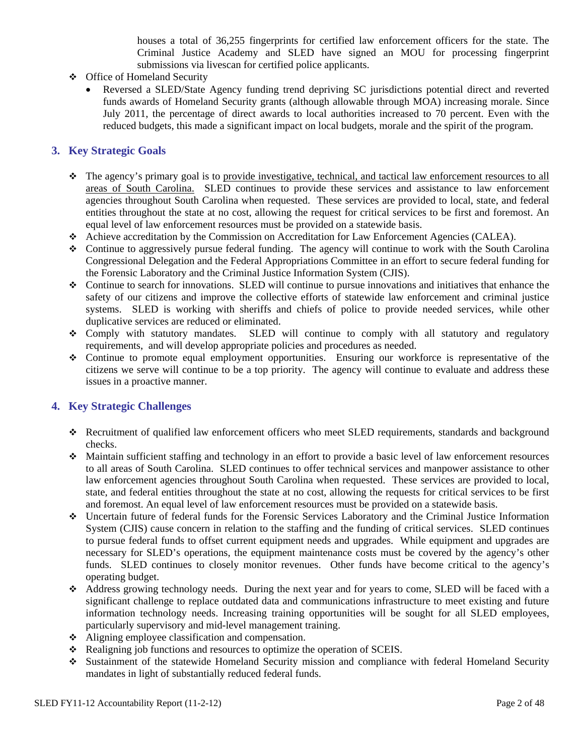houses a total of 36,255 fingerprints for certified law enforcement officers for the state. The Criminal Justice Academy and SLED have signed an MOU for processing fingerprint submissions via livescan for certified police applicants.

- Office of Homeland Security
  - Reversed a SLED/State Agency funding trend depriving SC jurisdictions potential direct and reverted funds awards of Homeland Security grants (although allowable through MOA) increasing morale. Since July 2011, the percentage of direct awards to local authorities increased to 70 percent. Even with the reduced budgets, this made a significant impact on local budgets, morale and the spirit of the program.

## 3. Key Strategic Goals

- The agency's primary goal is to provide investigative, technical, and tactical law enforcement resources to all areas of South Carolina. SLED continues to provide these services and assistance to law enforcement agencies throughout South Carolina when requested. These services are provided to local, state, and federal entities throughout the state at no cost, allowing the request for critical services to be first and foremost. An equal level of law enforcement resources must be provided on a statewide basis.
- Achieve accreditation by the Commission on Accreditation for Law Enforcement Agencies (CALEA).
- Continue to aggressively pursue federal funding. The agency will continue to work with the South Carolina Congressional Delegation and the Federal Appropriations Committee in an effort to secure federal funding for the Forensic Laboratory and the Criminal Justice Information System (CJIS).
- Continue to search for innovations. SLED will continue to pursue innovations and initiatives that enhance the safety of our citizens and improve the collective efforts of statewide law enforcement and criminal justice systems. SLED is working with sheriffs and chiefs of police to provide needed services, while other duplicative services are reduced or eliminated.
- Comply with statutory mandates. SLED will continue to comply with all statutory and regulatory requirements, and will develop appropriate policies and procedures as needed.
- Continue to promote equal employment opportunities. Ensuring our workforce is representative of the citizens we serve will continue to be a top priority. The agency will continue to evaluate and address these issues in a proactive manner.

## 4. Key Strategic Challenges

- Recruitment of qualified law enforcement officers who meet SLED requirements, standards and background checks.
- Maintain sufficient staffing and technology in an effort to provide a basic level of law enforcement resources to all areas of South Carolina. SLED continues to offer technical services and manpower assistance to other law enforcement agencies throughout South Carolina when requested. These services are provided to local, state, and federal entities throughout the state at no cost, allowing the requests for critical services to be first and foremost. An equal level of law enforcement resources must be provided on a statewide basis.
- Uncertain future of federal funds for the Forensic Services Laboratory and the Criminal Justice Information System (CJIS) cause concern in relation to the staffing and the funding of critical services. SLED continues to pursue federal funds to offset current equipment needs and upgrades. While equipment and upgrades are necessary for SLED's operations, the equipment maintenance costs must be covered by the agency's other funds. SLED continues to closely monitor revenues. Other funds have become critical to the agency's operating budget.
- Address growing technology needs. During the next year and for years to come, SLED will be faced with a significant challenge to replace outdated data and communications infrastructure to meet existing and future information technology needs. Increasing training opportunities will be sought for all SLED employees, particularly supervisory and mid-level management training.
- Aligning employee classification and compensation.
- Realigning job functions and resources to optimize the operation of SCEIS.
- Sustainment of the statewide Homeland Security mission and compliance with federal Homeland Security mandates in light of substantially reduced federal funds.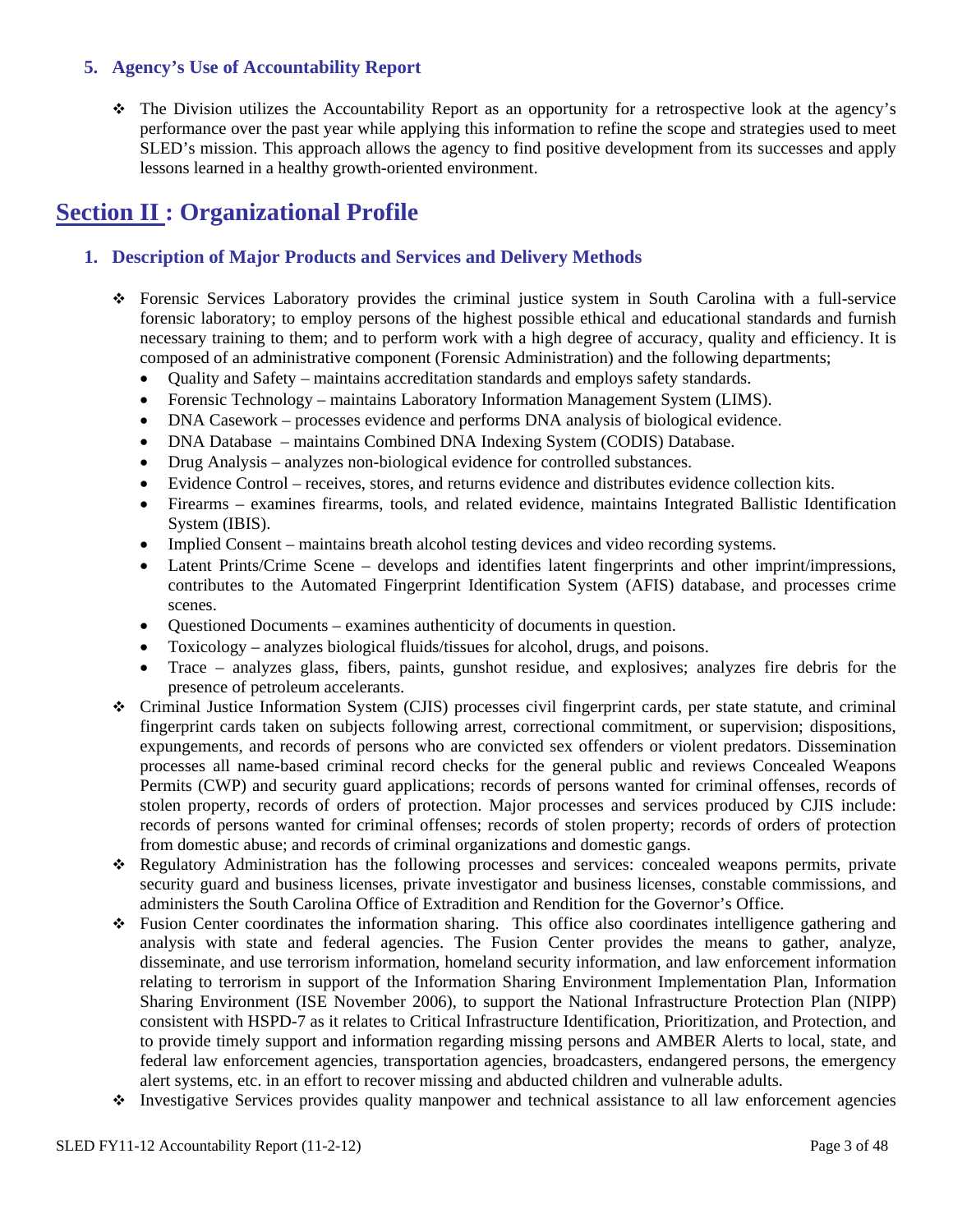### 5. Agency's Use of Accountability Report

- The Division utilizes the Accountability Report as an opportunity for a retrospective look at the agency's performance over the past year while applying this information to refine the scope and strategies used to meet SLED's mission. This approach allows the agency to find positive development from its successes and apply lessons learned in a healthy growth-oriented environment.

## Section II : Organizational Profile

### 1. Description of Major Products and Services and Delivery Methods

- Forensic Services Laboratory provides the criminal justice system in South Carolina with a full-service forensic laboratory; to employ persons of the highest possible ethical and educational standards and furnish necessary training to them; and to perform work with a high degree of accuracy, quality and efficiency. It is composed of an administrative component (Forensic Administration) and the following departments;
  - Quality and Safety – maintains accreditation standards and employs safety standards.
  - Forensic Technology – maintains Laboratory Information Management System (LIMS).
  - DNA Casework – processes evidence and performs DNA analysis of biological evidence.
  - DNA Database – maintains Combined DNA Indexing System (CODIS) Database.
  - Drug Analysis – analyzes non-biological evidence for controlled substances.
  - Evidence Control – receives, stores, and returns evidence and distributes evidence collection kits.
  - Firearms – examines firearms, tools, and related evidence, maintains Integrated Ballistic Identification System (IBIS).
  - Implied Consent – maintains breath alcohol testing devices and video recording systems.
  - Latent Prints/Crime Scene – develops and identifies latent fingerprints and other imprint/impressions, contributes to the Automated Fingerprint Identification System (AFIS) database, and processes crime scenes.
  - Questioned Documents – examines authenticity of documents in question.
  - Toxicology – analyzes biological fluids/tissues for alcohol, drugs, and poisons.
  - Trace – analyzes glass, fibers, paints, gunshot residue, and explosives; analyzes fire debris for the presence of petroleum accelerants.
- Criminal Justice Information System (CJIS) processes civil fingerprint cards, per state statute, and criminal fingerprint cards taken on subjects following arrest, correctional commitment, or supervision; dispositions, expungements, and records of persons who are convicted sex offenders or violent predators. Dissemination processes all name-based criminal record checks for the general public and reviews Concealed Weapons Permits (CWP) and security guard applications; records of persons wanted for criminal offenses, records of stolen property, records of orders of protection. Major processes and services produced by CJIS include: records of persons wanted for criminal offenses; records of stolen property; records of orders of protection from domestic abuse; and records of criminal organizations and domestic gangs.
- Regulatory Administration has the following processes and services: concealed weapons permits, private security guard and business licenses, private investigator and business licenses, constable commissions, and administers the South Carolina Office of Extradition and Rendition for the Governor's Office.
- Fusion Center coordinates the information sharing. This office also coordinates intelligence gathering and analysis with state and federal agencies. The Fusion Center provides the means to gather, analyze, disseminate, and use terrorism information, homeland security information, and law enforcement information relating to terrorism in support of the Information Sharing Environment Implementation Plan, Information Sharing Environment (ISE November 2006), to support the National Infrastructure Protection Plan (NIPP) consistent with HSPD-7 as it relates to Critical Infrastructure Identification, Prioritization, and Protection, and to provide timely support and information regarding missing persons and AMBER Alerts to local, state, and federal law enforcement agencies, transportation agencies, broadcasters, endangered persons, the emergency alert systems, etc. in an effort to recover missing and abducted children and vulnerable adults.
- Investigative Services provides quality manpower and technical assistance to all law enforcement agencies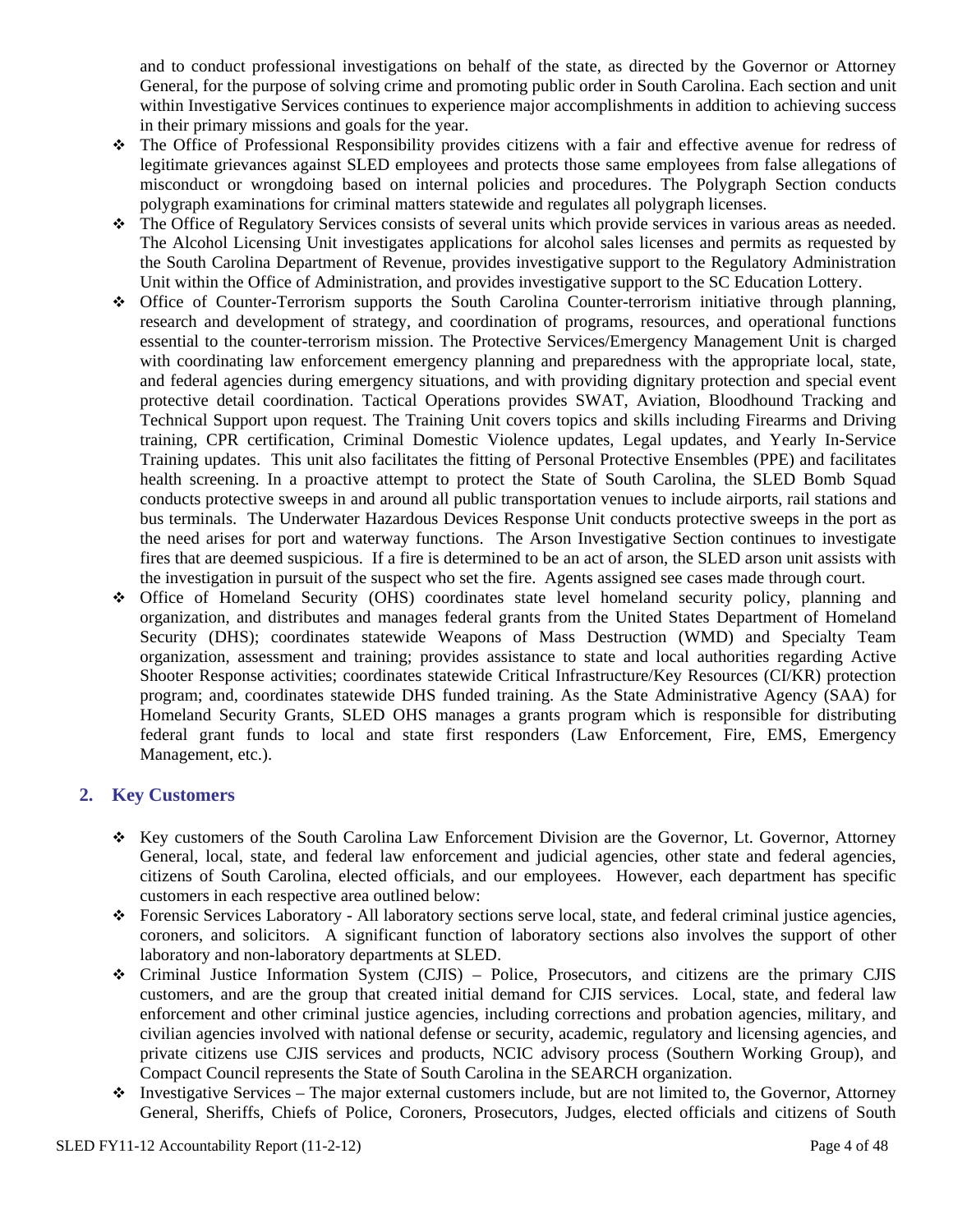and to conduct professional investigations on behalf of the state, as directed by the Governor or Attorney General, for the purpose of solving crime and promoting public order in South Carolina. Each section and unit within Investigative Services continues to experience major accomplishments in addition to achieving success in their primary missions and goals for the year.

- The Office of Professional Responsibility provides citizens with a fair and effective avenue for redress of legitimate grievances against SLED employees and protects those same employees from false allegations of misconduct or wrongdoing based on internal policies and procedures. The Polygraph Section conducts polygraph examinations for criminal matters statewide and regulates all polygraph licenses.
- The Office of Regulatory Services consists of several units which provide services in various areas as needed. The Alcohol Licensing Unit investigates applications for alcohol sales licenses and permits as requested by the South Carolina Department of Revenue, provides investigative support to the Regulatory Administration Unit within the Office of Administration, and provides investigative support to the SC Education Lottery.
- Office of Counter-Terrorism supports the South Carolina Counter-terrorism initiative through planning, research and development of strategy, and coordination of programs, resources, and operational functions essential to the counter-terrorism mission. The Protective Services/Emergency Management Unit is charged with coordinating law enforcement emergency planning and preparedness with the appropriate local, state, and federal agencies during emergency situations, and with providing dignitary protection and special event protective detail coordination. Tactical Operations provides SWAT, Aviation, Bloodhound Tracking and Technical Support upon request. The Training Unit covers topics and skills including Firearms and Driving training, CPR certification, Criminal Domestic Violence updates, Legal updates, and Yearly In-Service Training updates. This unit also facilitates the fitting of Personal Protective Ensembles (PPE) and facilitates health screening. In a proactive attempt to protect the State of South Carolina, the SLED Bomb Squad conducts protective sweeps in and around all public transportation venues to include airports, rail stations and bus terminals. The Underwater Hazardous Devices Response Unit conducts protective sweeps in the port as the need arises for port and waterway functions. The Arson Investigative Section continues to investigate fires that are deemed suspicious. If a fire is determined to be an act of arson, the SLED arson unit assists with the investigation in pursuit of the suspect who set the fire. Agents assigned see cases made through court.
- Office of Homeland Security (OHS) coordinates state level homeland security policy, planning and organization, and distributes and manages federal grants from the United States Department of Homeland Security (DHS); coordinates statewide Weapons of Mass Destruction (WMD) and Specialty Team organization, assessment and training; provides assistance to state and local authorities regarding Active Shooter Response activities; coordinates statewide Critical Infrastructure/Key Resources (CI/KR) protection program; and, coordinates statewide DHS funded training. As the State Administrative Agency (SAA) for Homeland Security Grants, SLED OHS manages a grants program which is responsible for distributing federal grant funds to local and state first responders (Law Enforcement, Fire, EMS, Emergency Management, etc.).

## 2. Key Customers

- Key customers of the South Carolina Law Enforcement Division are the Governor, Lt. Governor, Attorney General, local, state, and federal law enforcement and judicial agencies, other state and federal agencies, citizens of South Carolina, elected officials, and our employees. However, each department has specific customers in each respective area outlined below:
- Forensic Services Laboratory - All laboratory sections serve local, state, and federal criminal justice agencies, coroners, and solicitors. A significant function of laboratory sections also involves the support of other laboratory and non-laboratory departments at SLED.
- Criminal Justice Information System (CJIS) – Police, Prosecutors, and citizens are the primary CJIS customers, and are the group that created initial demand for CJIS services. Local, state, and federal law enforcement and other criminal justice agencies, including corrections and probation agencies, military, and civilian agencies involved with national defense or security, academic, regulatory and licensing agencies, and private citizens use CJIS services and products, NCIC advisory process (Southern Working Group), and Compact Council represents the State of South Carolina in the SEARCH organization.
- Investigative Services – The major external customers include, but are not limited to, the Governor, Attorney General, Sheriffs, Chiefs of Police, Coroners, Prosecutors, Judges, elected officials and citizens of South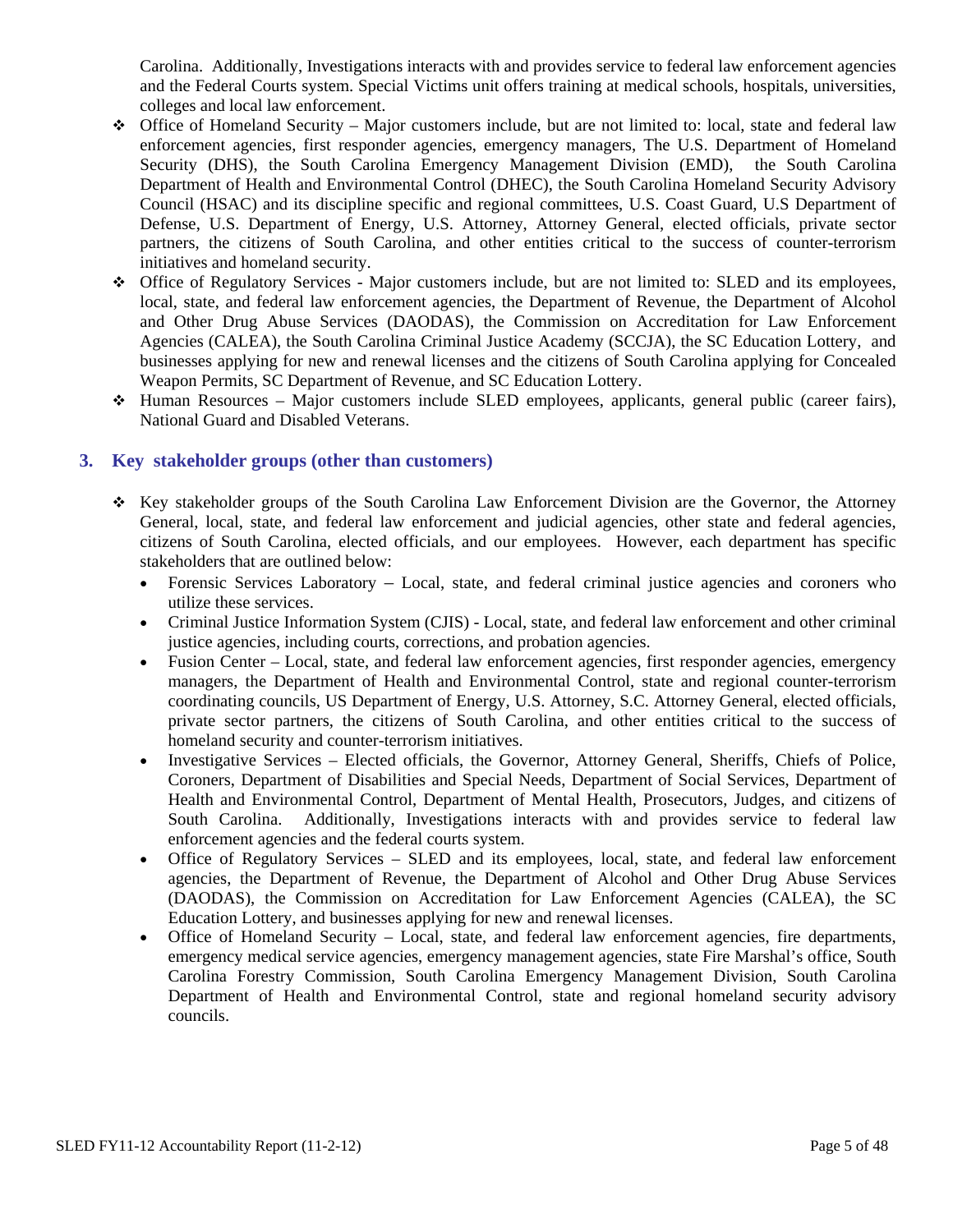Carolina. Additionally, Investigations interacts with and provides service to federal law enforcement agencies and the Federal Courts system. Special Victims unit offers training at medical schools, hospitals, universities, colleges and local law enforcement.

- Office of Homeland Security – Major customers include, but are not limited to: local, state and federal law enforcement agencies, first responder agencies, emergency managers, The U.S. Department of Homeland Security (DHS), the South Carolina Emergency Management Division (EMD), the South Carolina Department of Health and Environmental Control (DHEC), the South Carolina Homeland Security Advisory Council (HSAC) and its discipline specific and regional committees, U.S. Coast Guard, U.S Department of Defense, U.S. Department of Energy, U.S. Attorney, Attorney General, elected officials, private sector partners, the citizens of South Carolina, and other entities critical to the success of counter-terrorism initiatives and homeland security.
- Office of Regulatory Services - Major customers include, but are not limited to: SLED and its employees, local, state, and federal law enforcement agencies, the Department of Revenue, the Department of Alcohol and Other Drug Abuse Services (DAODAS), the Commission on Accreditation for Law Enforcement Agencies (CALEA), the South Carolina Criminal Justice Academy (SCCJA), the SC Education Lottery, and businesses applying for new and renewal licenses and the citizens of South Carolina applying for Concealed Weapon Permits, SC Department of Revenue, and SC Education Lottery.
- Human Resources – Major customers include SLED employees, applicants, general public (career fairs), National Guard and Disabled Veterans.

### 3. Key stakeholder groups (other than customers)

- Key stakeholder groups of the South Carolina Law Enforcement Division are the Governor, the Attorney General, local, state, and federal law enforcement and judicial agencies, other state and federal agencies, citizens of South Carolina, elected officials, and our employees. However, each department has specific stakeholders that are outlined below:
  - Forensic Services Laboratory – Local, state, and federal criminal justice agencies and coroners who utilize these services.
  - Criminal Justice Information System (CJIS) - Local, state, and federal law enforcement and other criminal justice agencies, including courts, corrections, and probation agencies.
  - Fusion Center – Local, state, and federal law enforcement agencies, first responder agencies, emergency managers, the Department of Health and Environmental Control, state and regional counter-terrorism coordinating councils, US Department of Energy, U.S. Attorney, S.C. Attorney General, elected officials, private sector partners, the citizens of South Carolina, and other entities critical to the success of homeland security and counter-terrorism initiatives.
  - Investigative Services – Elected officials, the Governor, Attorney General, Sheriffs, Chiefs of Police, Coroners, Department of Disabilities and Special Needs, Department of Social Services, Department of Health and Environmental Control, Department of Mental Health, Prosecutors, Judges, and citizens of South Carolina. Additionally, Investigations interacts with and provides service to federal law enforcement agencies and the federal courts system.
  - Office of Regulatory Services – SLED and its employees, local, state, and federal law enforcement agencies, the Department of Revenue, the Department of Alcohol and Other Drug Abuse Services (DAODAS), the Commission on Accreditation for Law Enforcement Agencies (CALEA), the SC Education Lottery, and businesses applying for new and renewal licenses.
  - Office of Homeland Security – Local, state, and federal law enforcement agencies, fire departments, emergency medical service agencies, emergency management agencies, state Fire Marshal's office, South Carolina Forestry Commission, South Carolina Emergency Management Division, South Carolina Department of Health and Environmental Control, state and regional homeland security advisory councils.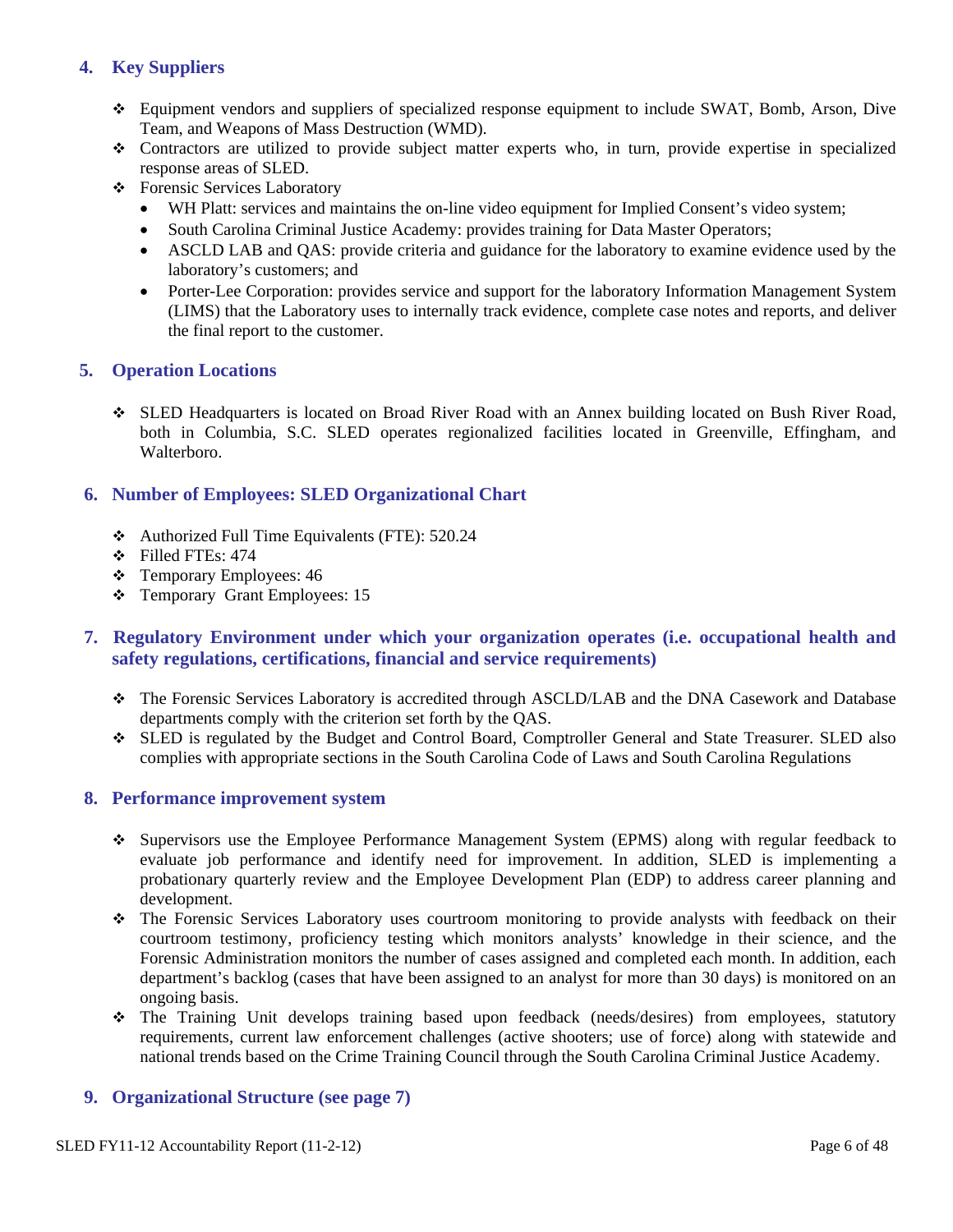## 4. Key Suppliers

- Equipment vendors and suppliers of specialized response equipment to include SWAT, Bomb, Arson, Dive Team, and Weapons of Mass Destruction (WMD).
- Contractors are utilized to provide subject matter experts who, in turn, provide expertise in specialized response areas of SLED.
- Forensic Services Laboratory
  - WH Platt: services and maintains the on-line video equipment for Implied Consent's video system;
  - South Carolina Criminal Justice Academy: provides training for Data Master Operators;
  - ASCLD LAB and QAS: provide criteria and guidance for the laboratory to examine evidence used by the laboratory's customers; and
  - Porter-Lee Corporation: provides service and support for the laboratory Information Management System (LIMS) that the Laboratory uses to internally track evidence, complete case notes and reports, and deliver the final report to the customer.

## 5. Operation Locations

- SLED Headquarters is located on Broad River Road with an Annex building located on Bush River Road, both in Columbia, S.C. SLED operates regionalized facilities located in Greenville, Effingham, and Walterboro.

## 6. Number of Employees: SLED Organizational Chart

- Authorized Full Time Equivalents (FTE): 520.24
- Filled FTEs: 474
- Temporary Employees: 46
- Temporary Grant Employees: 15

## 7. Regulatory Environment under which your organization operates (i.e. occupational health and safety regulations, certifications, financial and service requirements)

- The Forensic Services Laboratory is accredited through ASCLD/LAB and the DNA Casework and Database departments comply with the criterion set forth by the QAS.
- SLED is regulated by the Budget and Control Board, Comptroller General and State Treasurer. SLED also complies with appropriate sections in the South Carolina Code of Laws and South Carolina Regulations

## 8. Performance improvement system

- Supervisors use the Employee Performance Management System (EPMS) along with regular feedback to evaluate job performance and identify need for improvement. In addition, SLED is implementing a probationary quarterly review and the Employee Development Plan (EDP) to address career planning and development.
- The Forensic Services Laboratory uses courtroom monitoring to provide analysts with feedback on their courtroom testimony, proficiency testing which monitors analysts' knowledge in their science, and the Forensic Administration monitors the number of cases assigned and completed each month. In addition, each department's backlog (cases that have been assigned to an analyst for more than 30 days) is monitored on an ongoing basis.
- The Training Unit develops training based upon feedback (needs/desires) from employees, statutory requirements, current law enforcement challenges (active shooters; use of force) along with statewide and national trends based on the Crime Training Council through the South Carolina Criminal Justice Academy.

## 9. Organizational Structure (see page 7)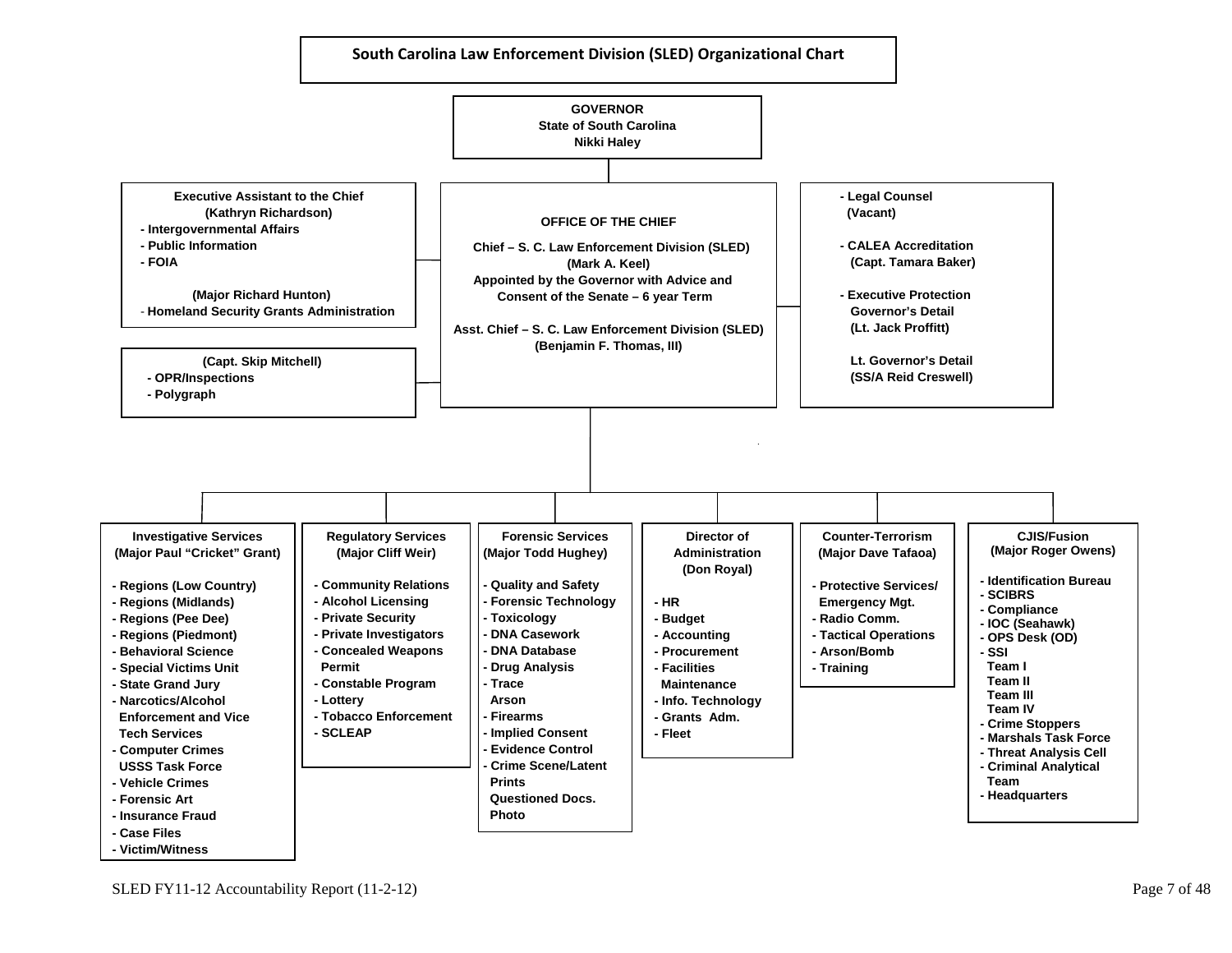# South Carolina Law Enforcement Division (SLED) Organizational Chart

**GOVERNOR**
**State of South Carolina**
**Nikki Haley**

**Executive Assistant to the Chief**
**(Kathryn Richardson)**

- Intergovernmental Affairs
- Public Information
- FOIA

**(Major Richard Hunton)**

- Homeland Security Grants Administration

**(Capt. Skip Mitchell)**

- OPR/Inspections
- Polygraph

**OFFICE OF THE CHIEF**

**Chief – S. C. Law Enforcement Division (SLED)**
**(Mark A. Keel)**
**Appointed by the Governor with Advice and Consent of the Senate – 6 year Term**

**Asst. Chief – S. C. Law Enforcement Division (SLED)**
**(Benjamin F. Thomas, III)**

- **Legal Counsel**
  **(Vacant)**
- **CALEA Accreditation**
  **(Capt. Tamara Baker)**
- **Executive Protection**
  **Governor's Detail**
  **(Lt. Jack Proffitt)**

  **Lt. Governor's Detail**
  **(SS/A Reid Creswell)**

**Investigative Services (Major Paul "Cricket" Grant)**

- Regions (Low Country)
- Regions (Midlands)
- Regions (Pee Dee)
- Regions (Piedmont)
- Behavioral Science
- Special Victims Unit
- State Grand Jury
- Narcotics/Alcohol Enforcement and Vice Tech Services
- Computer Crimes USSS Task Force
- Vehicle Crimes
- Forensic Art
- Insurance Fraud
- Case Files
- Victim/Witness

**Regulatory Services (Major Cliff Weir)**

- Community Relations
- Alcohol Licensing
- Private Security
- Private Investigators
- Concealed Weapons Permit
- Constable Program
- Lottery
- Tobacco Enforcement
- SCLEAP

**Forensic Services (Major Todd Hughey)**

- Quality and Safety
- Forensic Technology
- Toxicology
- DNA Casework
- DNA Database
- Drug Analysis
- Trace
  Arson
- Firearms
- Implied Consent
- Evidence Control
- Crime Scene/Latent Prints
  Questioned Docs.
  Photo

**Director of Administration (Don Royal)**

- HR
- Budget
- Accounting
- Procurement
- Facilities Maintenance
- Info. Technology
- Grants Adm.
- Fleet

**Counter-Terrorism (Major Dave Tafaoa)**

- Protective Services/ Emergency Mgt.
- Radio Comm.
- Tactical Operations
- Arson/Bomb
- Training

**CJIS/Fusion (Major Roger Owens)**

- Identification Bureau
- SCIBRS
- Compliance
- IOC (Seahawk)
- OPS Desk (OD)
- SSI
  Team I
  Team II
  Team III
  Team IV
- Crime Stoppers
- Marshals Task Force
- Threat Analysis Cell
- Criminal Analytical Team
- Headquarters

SLED FY11-12 Accountability Report (11-2-12)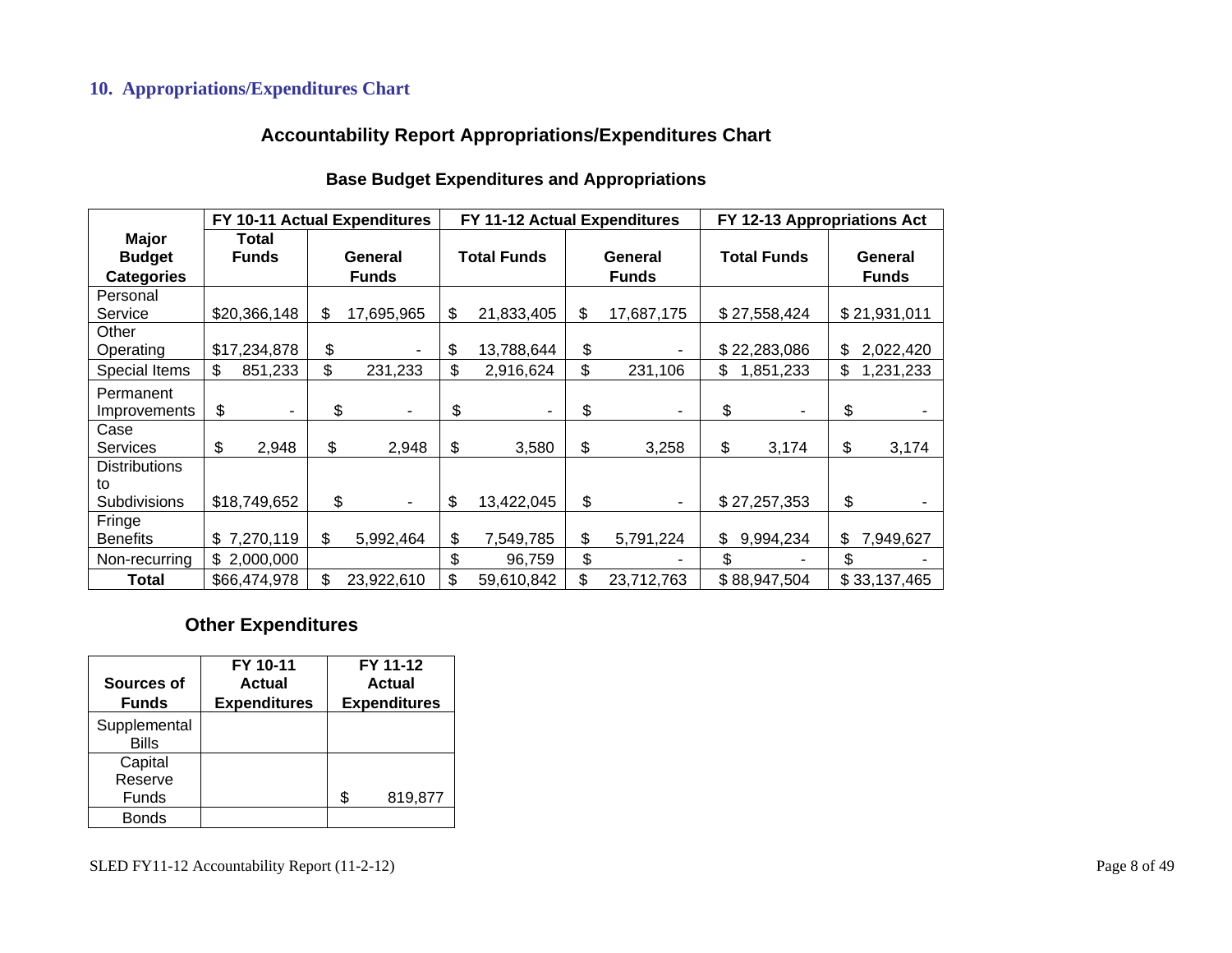## 10. Appropriations/Expenditures Chart

### Accountability Report Appropriations/Expenditures Chart

#### Base Budget Expenditures and Appropriations

| Major Budget Categories | FY 10-11 Actual Expenditures | | FY 11-12 Actual Expenditures | | FY 12-13 Appropriations Act | |
|---|---|---|---|---|---|---|
| | Total Funds | General Funds | Total Funds | General Funds | Total Funds | General Funds |
| Personal Service | $20,366,148 | $ 17,695,965 | $ 21,833,405 | $ 17,687,175 | $ 27,558,424 | $ 21,931,011 |
| Other Operating | $17,234,878 | $ - | $ 13,788,644 | $ - | $ 22,283,086 | $ 2,022,420 |
| Special Items | $ 851,233 | $ 231,233 | $ 2,916,624 | $ 231,106 | $ 1,851,233 | $ 1,231,233 |
| Permanent Improvements | $ - | $ - | $ - | $ - | $ - | $ - |
| Case Services | $ 2,948 | $ 2,948 | $ 3,580 | $ 3,258 | $ 3,174 | $ 3,174 |
| Distributions to Subdivisions | $18,749,652 | $ - | $ 13,422,045 | $ - | $ 27,257,353 | $ - |
| Fringe Benefits | $ 7,270,119 | $ 5,992,464 | $ 7,549,785 | $ 5,791,224 | $ 9,994,234 | $ 7,949,627 |
| Non-recurring | $ 2,000,000 | | $ 96,759 | $ - | $ - | $ - |
| **Total** | $66,474,978 | $ 23,922,610 | $ 59,610,842 | $ 23,712,763 | $ 88,947,504 | $ 33,137,465 |

### Other Expenditures

| Sources of Funds | FY 10-11 Actual Expenditures | FY 11-12 Actual Expenditures |
|---|---|---|
| Supplemental Bills | | |
| Capital Reserve Funds | | $ 819,877 |
| Bonds | | |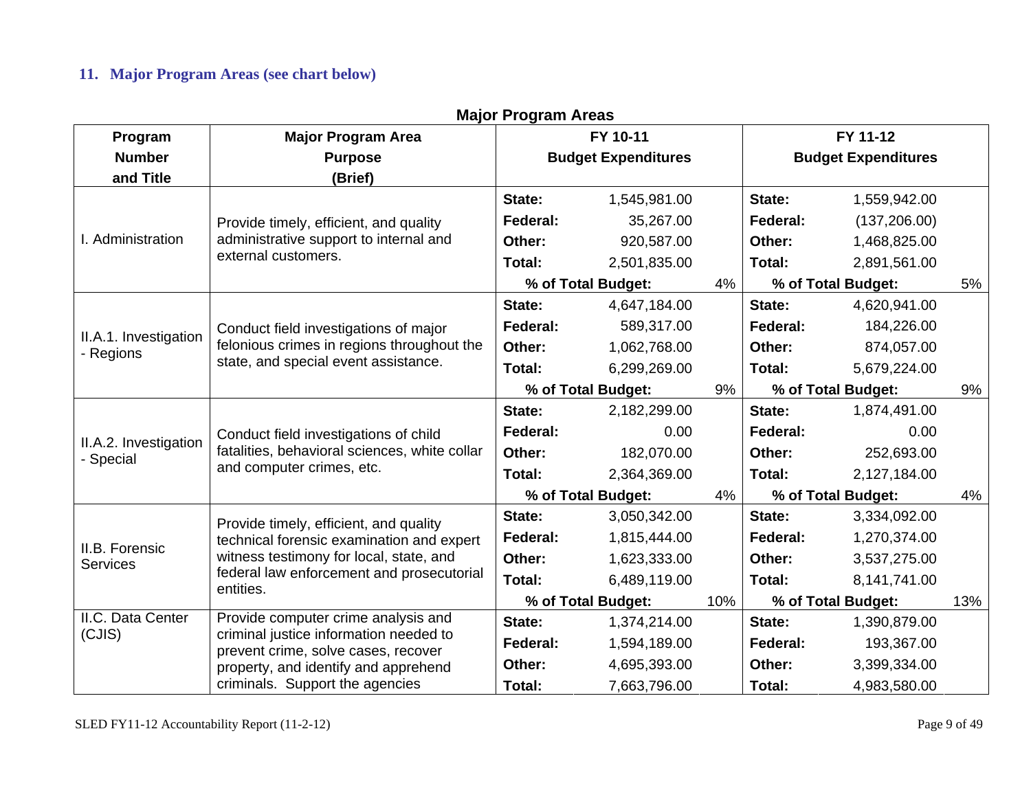## 11. Major Program Areas (see chart below)

**Major Program Areas**

| Program Number and Title | Major Program Area Purpose (Brief) | FY 10-11 Budget Expenditures | | | FY 11-12 Budget Expenditures | | |
|---|---|---|---|---|---|---|---|
| I. Administration | Provide timely, efficient, and quality administrative support to internal and external customers. | **State:** | 1,545,981.00 | | **State:** | 1,559,942.00 | |
| | | **Federal:** | 35,267.00 | | **Federal:** | (137,206.00) | |
| | | **Other:** | 920,587.00 | | **Other:** | 1,468,825.00 | |
| | | **Total:** | 2,501,835.00 | | **Total:** | 2,891,561.00 | |
| | | **% of Total Budget:** | | 4% | **% of Total Budget:** | | 5% |
| II.A.1. Investigation - Regions | Conduct field investigations of major felonious crimes in regions throughout the state, and special event assistance. | **State:** | 4,647,184.00 | | **State:** | 4,620,941.00 | |
| | | **Federal:** | 589,317.00 | | **Federal:** | 184,226.00 | |
| | | **Other:** | 1,062,768.00 | | **Other:** | 874,057.00 | |
| | | **Total:** | 6,299,269.00 | | **Total:** | 5,679,224.00 | |
| | | **% of Total Budget:** | | 9% | **% of Total Budget:** | | 9% |
| II.A.2. Investigation - Special | Conduct field investigations of child fatalities, behavioral sciences, white collar and computer crimes, etc. | **State:** | 2,182,299.00 | | **State:** | 1,874,491.00 | |
| | | **Federal:** | 0.00 | | **Federal:** | 0.00 | |
| | | **Other:** | 182,070.00 | | **Other:** | 252,693.00 | |
| | | **Total:** | 2,364,369.00 | | **Total:** | 2,127,184.00 | |
| | | **% of Total Budget:** | | 4% | **% of Total Budget:** | | 4% |
| II.B. Forensic Services | Provide timely, efficient, and quality technical forensic examination and expert witness testimony for local, state, and federal law enforcement and prosecutorial entities. | **State:** | 3,050,342.00 | | **State:** | 3,334,092.00 | |
| | | **Federal:** | 1,815,444.00 | | **Federal:** | 1,270,374.00 | |
| | | **Other:** | 1,623,333.00 | | **Other:** | 3,537,275.00 | |
| | | **Total:** | 6,489,119.00 | | **Total:** | 8,141,741.00 | |
| | | **% of Total Budget:** | | 10% | **% of Total Budget:** | | 13% |
| II.C. Data Center (CJIS) | Provide computer crime analysis and criminal justice information needed to prevent crime, solve cases, recover property, and identify and apprehend criminals. Support the agencies | **State:** | 1,374,214.00 | | **State:** | 1,390,879.00 | |
| | | **Federal:** | 1,594,189.00 | | **Federal:** | 193,367.00 | |
| | | **Other:** | 4,695,393.00 | | **Other:** | 3,399,334.00 | |
| | | **Total:** | 7,663,796.00 | | **Total:** | 4,983,580.00 | |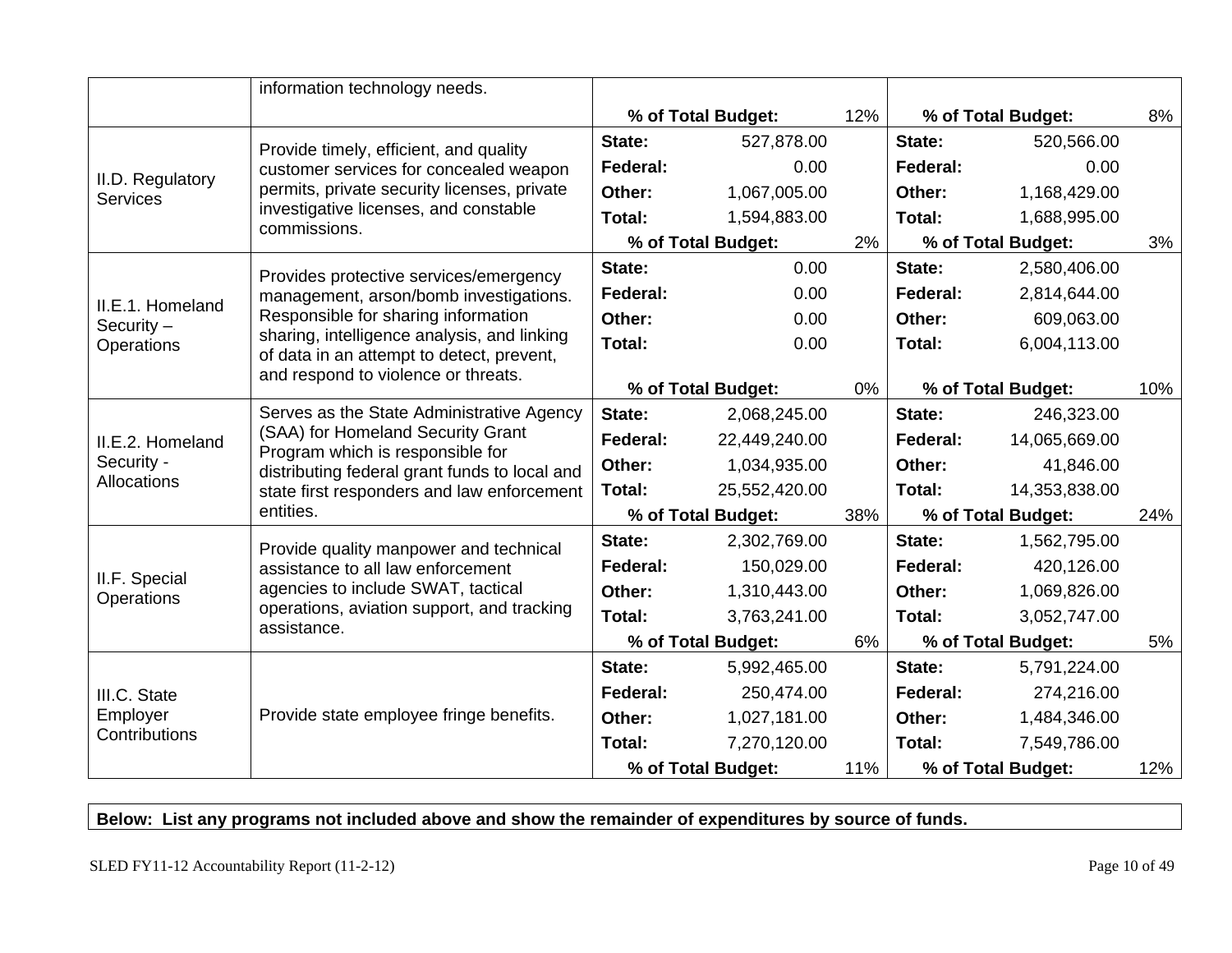| | | | | | | | |
|---|---|---|---|---|---|---|---|
| | information technology needs. | | | | | | |
| | | **% of Total Budget:** | | 12% | **% of Total Budget:** | | 8% |
| II.D. Regulatory Services | Provide timely, efficient, and quality customer services for concealed weapon permits, private security licenses, private investigative licenses, and constable commissions. | **State:** | 527,878.00 | | **State:** | 520,566.00 | |
| | | **Federal:** | 0.00 | | **Federal:** | 0.00 | |
| | | **Other:** | 1,067,005.00 | | **Other:** | 1,168,429.00 | |
| | | **Total:** | 1,594,883.00 | | **Total:** | 1,688,995.00 | |
| | | **% of Total Budget:** | | 2% | **% of Total Budget:** | | 3% |
| II.E.1. Homeland Security – Operations | Provides protective services/emergency management, arson/bomb investigations. Responsible for sharing information sharing, intelligence analysis, and linking of data in an attempt to detect, prevent, and respond to violence or threats. | **State:** | 0.00 | | **State:** | 2,580,406.00 | |
| | | **Federal:** | 0.00 | | **Federal:** | 2,814,644.00 | |
| | | **Other:** | 0.00 | | **Other:** | 609,063.00 | |
| | | **Total:** | 0.00 | | **Total:** | 6,004,113.00 | |
| | | **% of Total Budget:** | | 0% | **% of Total Budget:** | | 10% |
| II.E.2. Homeland Security - Allocations | Serves as the State Administrative Agency (SAA) for Homeland Security Grant Program which is responsible for distributing federal grant funds to local and state first responders and law enforcement entities. | **State:** | 2,068,245.00 | | **State:** | 246,323.00 | |
| | | **Federal:** | 22,449,240.00 | | **Federal:** | 14,065,669.00 | |
| | | **Other:** | 1,034,935.00 | | **Other:** | 41,846.00 | |
| | | **Total:** | 25,552,420.00 | | **Total:** | 14,353,838.00 | |
| | | **% of Total Budget:** | | 38% | **% of Total Budget:** | | 24% |
| II.F. Special Operations | Provide quality manpower and technical assistance to all law enforcement agencies to include SWAT, tactical operations, aviation support, and tracking assistance. | **State:** | 2,302,769.00 | | **State:** | 1,562,795.00 | |
| | | **Federal:** | 150,029.00 | | **Federal:** | 420,126.00 | |
| | | **Other:** | 1,310,443.00 | | **Other:** | 1,069,826.00 | |
| | | **Total:** | 3,763,241.00 | | **Total:** | 3,052,747.00 | |
| | | **% of Total Budget:** | | 6% | **% of Total Budget:** | | 5% |
| III.C. State Employer Contributions | Provide state employee fringe benefits. | **State:** | 5,992,465.00 | | **State:** | 5,791,224.00 | |
| | | **Federal:** | 250,474.00 | | **Federal:** | 274,216.00 | |
| | | **Other:** | 1,027,181.00 | | **Other:** | 1,484,346.00 | |
| | | **Total:** | 7,270,120.00 | | **Total:** | 7,549,786.00 | |
| | | **% of Total Budget:** | | 11% | **% of Total Budget:** | | 12% |

**Below: List any programs not included above and show the remainder of expenditures by source of funds.**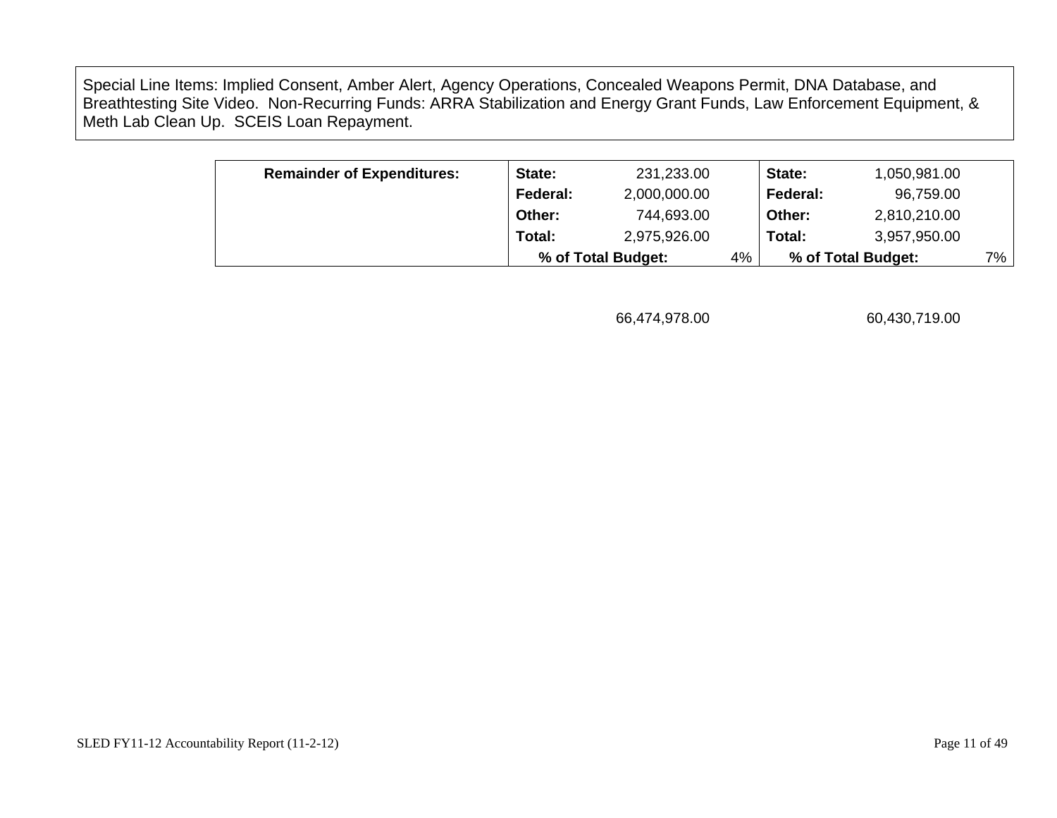Special Line Items: Implied Consent, Amber Alert, Agency Operations, Concealed Weapons Permit, DNA Database, and Breathtesting Site Video. Non-Recurring Funds: ARRA Stabilization and Energy Grant Funds, Law Enforcement Equipment, & Meth Lab Clean Up. SCEIS Loan Repayment.

| **Remainder of Expenditures:** | **State:** | 231,233.00 | | **State:** | 1,050,981.00 | |
|---|---|---|---|---|---|---|
| | **Federal:** | 2,000,000.00 | | **Federal:** | 96,759.00 | |
| | **Other:** | 744,693.00 | | **Other:** | 2,810,210.00 | |
| | **Total:** | 2,975,926.00 | | **Total:** | 3,957,950.00 | |
| | **% of Total Budget:** | | 4% | **% of Total Budget:** | | 7% |
| | | 66,474,978.00 | | | 60,430,719.00 | |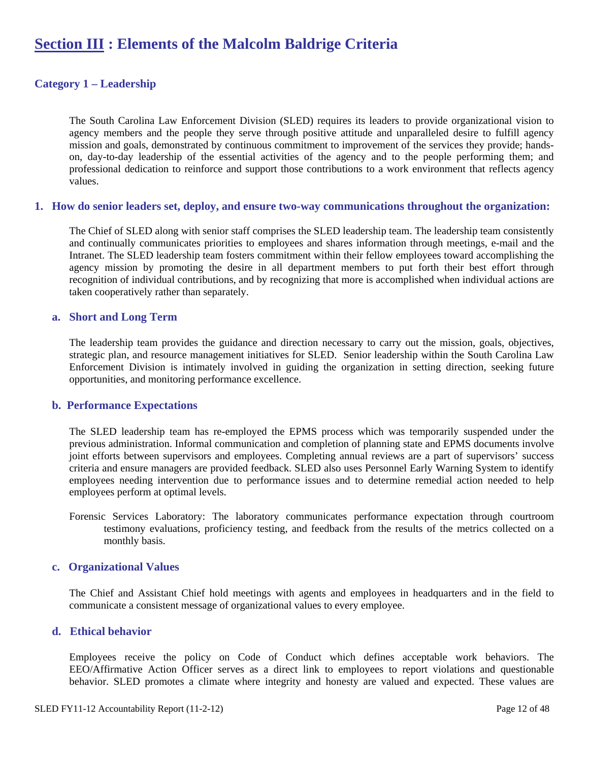# Section III : Elements of the Malcolm Baldrige Criteria

## Category 1 – Leadership

The South Carolina Law Enforcement Division (SLED) requires its leaders to provide organizational vision to agency members and the people they serve through positive attitude and unparalleled desire to fulfill agency mission and goals, demonstrated by continuous commitment to improvement of the services they provide; hands-on, day-to-day leadership of the essential activities of the agency and to the people performing them; and professional dedication to reinforce and support those contributions to a work environment that reflects agency values.

### 1. How do senior leaders set, deploy, and ensure two-way communications throughout the organization:

The Chief of SLED along with senior staff comprises the SLED leadership team. The leadership team consistently and continually communicates priorities to employees and shares information through meetings, e-mail and the Intranet. The SLED leadership team fosters commitment within their fellow employees toward accomplishing the agency mission by promoting the desire in all department members to put forth their best effort through recognition of individual contributions, and by recognizing that more is accomplished when individual actions are taken cooperatively rather than separately.

#### a. Short and Long Term

The leadership team provides the guidance and direction necessary to carry out the mission, goals, objectives, strategic plan, and resource management initiatives for SLED. Senior leadership within the South Carolina Law Enforcement Division is intimately involved in guiding the organization in setting direction, seeking future opportunities, and monitoring performance excellence.

#### b. Performance Expectations

The SLED leadership team has re-employed the EPMS process which was temporarily suspended under the previous administration. Informal communication and completion of planning state and EPMS documents involve joint efforts between supervisors and employees. Completing annual reviews are a part of supervisors' success criteria and ensure managers are provided feedback. SLED also uses Personnel Early Warning System to identify employees needing intervention due to performance issues and to determine remedial action needed to help employees perform at optimal levels.

Forensic Services Laboratory: The laboratory communicates performance expectation through courtroom testimony evaluations, proficiency testing, and feedback from the results of the metrics collected on a monthly basis.

#### c. Organizational Values

The Chief and Assistant Chief hold meetings with agents and employees in headquarters and in the field to communicate a consistent message of organizational values to every employee.

#### d. Ethical behavior

Employees receive the policy on Code of Conduct which defines acceptable work behaviors. The EEO/Affirmative Action Officer serves as a direct link to employees to report violations and questionable behavior. SLED promotes a climate where integrity and honesty are valued and expected. These values are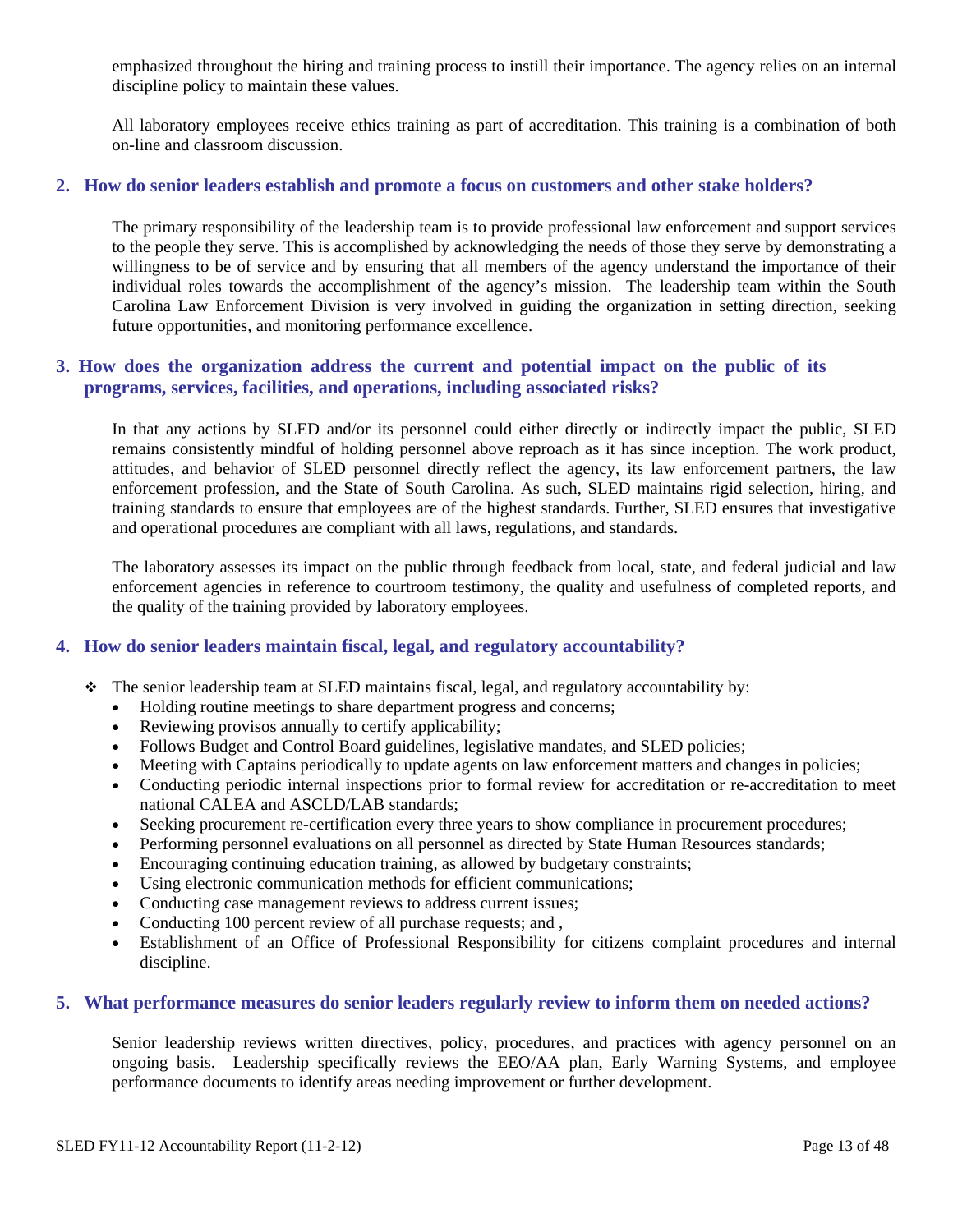emphasized throughout the hiring and training process to instill their importance. The agency relies on an internal discipline policy to maintain these values.

All laboratory employees receive ethics training as part of accreditation. This training is a combination of both on-line and classroom discussion.

### 2. How do senior leaders establish and promote a focus on customers and other stake holders?

The primary responsibility of the leadership team is to provide professional law enforcement and support services to the people they serve. This is accomplished by acknowledging the needs of those they serve by demonstrating a willingness to be of service and by ensuring that all members of the agency understand the importance of their individual roles towards the accomplishment of the agency's mission. The leadership team within the South Carolina Law Enforcement Division is very involved in guiding the organization in setting direction, seeking future opportunities, and monitoring performance excellence.

### 3. How does the organization address the current and potential impact on the public of its programs, services, facilities, and operations, including associated risks?

In that any actions by SLED and/or its personnel could either directly or indirectly impact the public, SLED remains consistently mindful of holding personnel above reproach as it has since inception. The work product, attitudes, and behavior of SLED personnel directly reflect the agency, its law enforcement partners, the law enforcement profession, and the State of South Carolina. As such, SLED maintains rigid selection, hiring, and training standards to ensure that employees are of the highest standards. Further, SLED ensures that investigative and operational procedures are compliant with all laws, regulations, and standards.

The laboratory assesses its impact on the public through feedback from local, state, and federal judicial and law enforcement agencies in reference to courtroom testimony, the quality and usefulness of completed reports, and the quality of the training provided by laboratory employees.

### 4. How do senior leaders maintain fiscal, legal, and regulatory accountability?

- The senior leadership team at SLED maintains fiscal, legal, and regulatory accountability by:
  - Holding routine meetings to share department progress and concerns;
  - Reviewing provisos annually to certify applicability;
  - Follows Budget and Control Board guidelines, legislative mandates, and SLED policies;
  - Meeting with Captains periodically to update agents on law enforcement matters and changes in policies;
  - Conducting periodic internal inspections prior to formal review for accreditation or re-accreditation to meet national CALEA and ASCLD/LAB standards;
  - Seeking procurement re-certification every three years to show compliance in procurement procedures;
  - Performing personnel evaluations on all personnel as directed by State Human Resources standards;
  - Encouraging continuing education training, as allowed by budgetary constraints;
  - Using electronic communication methods for efficient communications;
  - Conducting case management reviews to address current issues;
  - Conducting 100 percent review of all purchase requests; and ,
  - Establishment of an Office of Professional Responsibility for citizens complaint procedures and internal discipline.

### 5. What performance measures do senior leaders regularly review to inform them on needed actions?

Senior leadership reviews written directives, policy, procedures, and practices with agency personnel on an ongoing basis. Leadership specifically reviews the EEO/AA plan, Early Warning Systems, and employee performance documents to identify areas needing improvement or further development.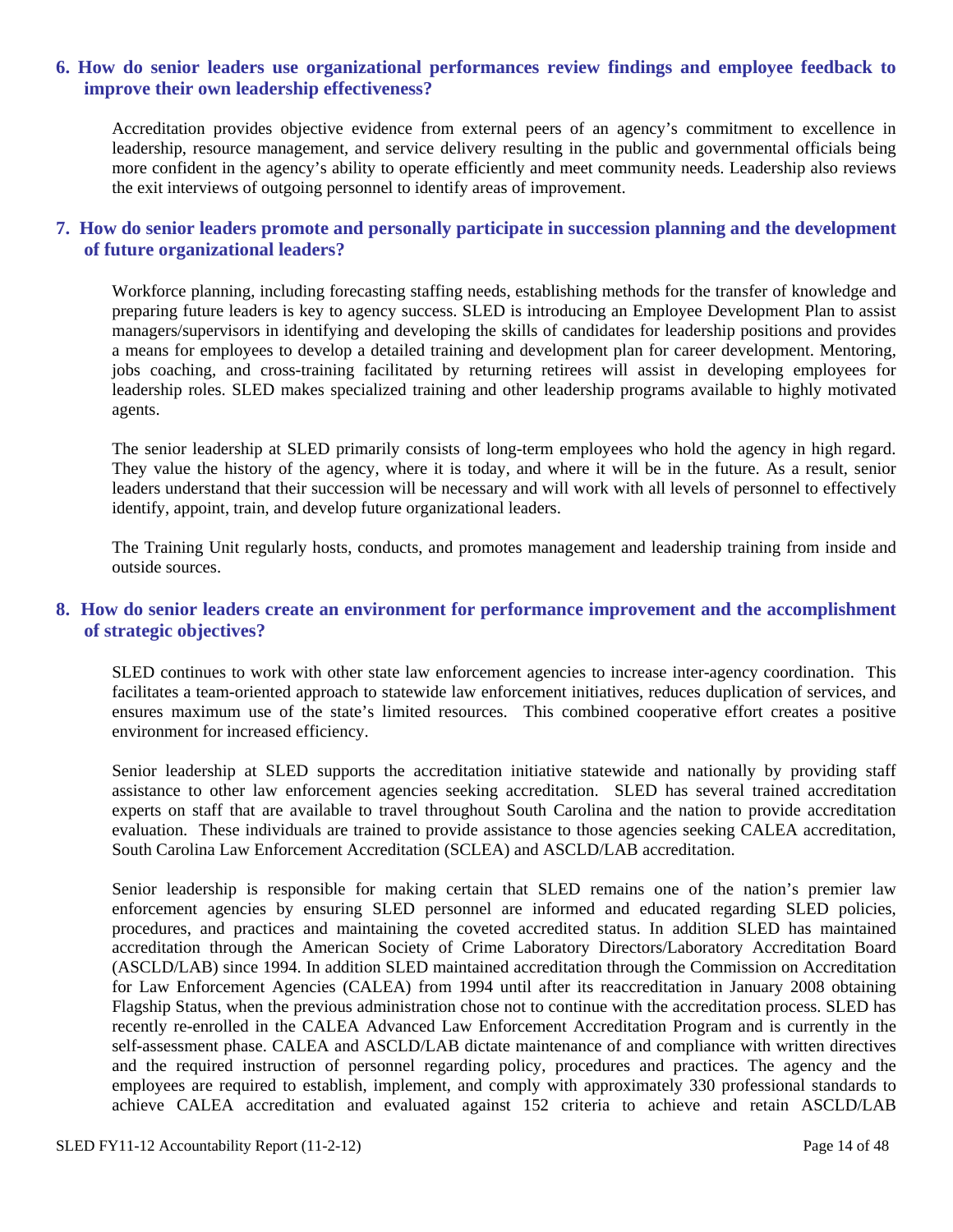### 6. How do senior leaders use organizational performances review findings and employee feedback to improve their own leadership effectiveness?

Accreditation provides objective evidence from external peers of an agency's commitment to excellence in leadership, resource management, and service delivery resulting in the public and governmental officials being more confident in the agency's ability to operate efficiently and meet community needs. Leadership also reviews the exit interviews of outgoing personnel to identify areas of improvement.

### 7. How do senior leaders promote and personally participate in succession planning and the development of future organizational leaders?

Workforce planning, including forecasting staffing needs, establishing methods for the transfer of knowledge and preparing future leaders is key to agency success. SLED is introducing an Employee Development Plan to assist managers/supervisors in identifying and developing the skills of candidates for leadership positions and provides a means for employees to develop a detailed training and development plan for career development. Mentoring, jobs coaching, and cross-training facilitated by returning retirees will assist in developing employees for leadership roles. SLED makes specialized training and other leadership programs available to highly motivated agents.

The senior leadership at SLED primarily consists of long-term employees who hold the agency in high regard. They value the history of the agency, where it is today, and where it will be in the future. As a result, senior leaders understand that their succession will be necessary and will work with all levels of personnel to effectively identify, appoint, train, and develop future organizational leaders.

The Training Unit regularly hosts, conducts, and promotes management and leadership training from inside and outside sources.

### 8. How do senior leaders create an environment for performance improvement and the accomplishment of strategic objectives?

SLED continues to work with other state law enforcement agencies to increase inter-agency coordination. This facilitates a team-oriented approach to statewide law enforcement initiatives, reduces duplication of services, and ensures maximum use of the state's limited resources. This combined cooperative effort creates a positive environment for increased efficiency.

Senior leadership at SLED supports the accreditation initiative statewide and nationally by providing staff assistance to other law enforcement agencies seeking accreditation. SLED has several trained accreditation experts on staff that are available to travel throughout South Carolina and the nation to provide accreditation evaluation. These individuals are trained to provide assistance to those agencies seeking CALEA accreditation, South Carolina Law Enforcement Accreditation (SCLEA) and ASCLD/LAB accreditation.

Senior leadership is responsible for making certain that SLED remains one of the nation's premier law enforcement agencies by ensuring SLED personnel are informed and educated regarding SLED policies, procedures, and practices and maintaining the coveted accredited status. In addition SLED has maintained accreditation through the American Society of Crime Laboratory Directors/Laboratory Accreditation Board (ASCLD/LAB) since 1994. In addition SLED maintained accreditation through the Commission on Accreditation for Law Enforcement Agencies (CALEA) from 1994 until after its reaccreditation in January 2008 obtaining Flagship Status, when the previous administration chose not to continue with the accreditation process. SLED has recently re-enrolled in the CALEA Advanced Law Enforcement Accreditation Program and is currently in the self-assessment phase. CALEA and ASCLD/LAB dictate maintenance of and compliance with written directives and the required instruction of personnel regarding policy, procedures and practices. The agency and the employees are required to establish, implement, and comply with approximately 330 professional standards to achieve CALEA accreditation and evaluated against 152 criteria to achieve and retain ASCLD/LAB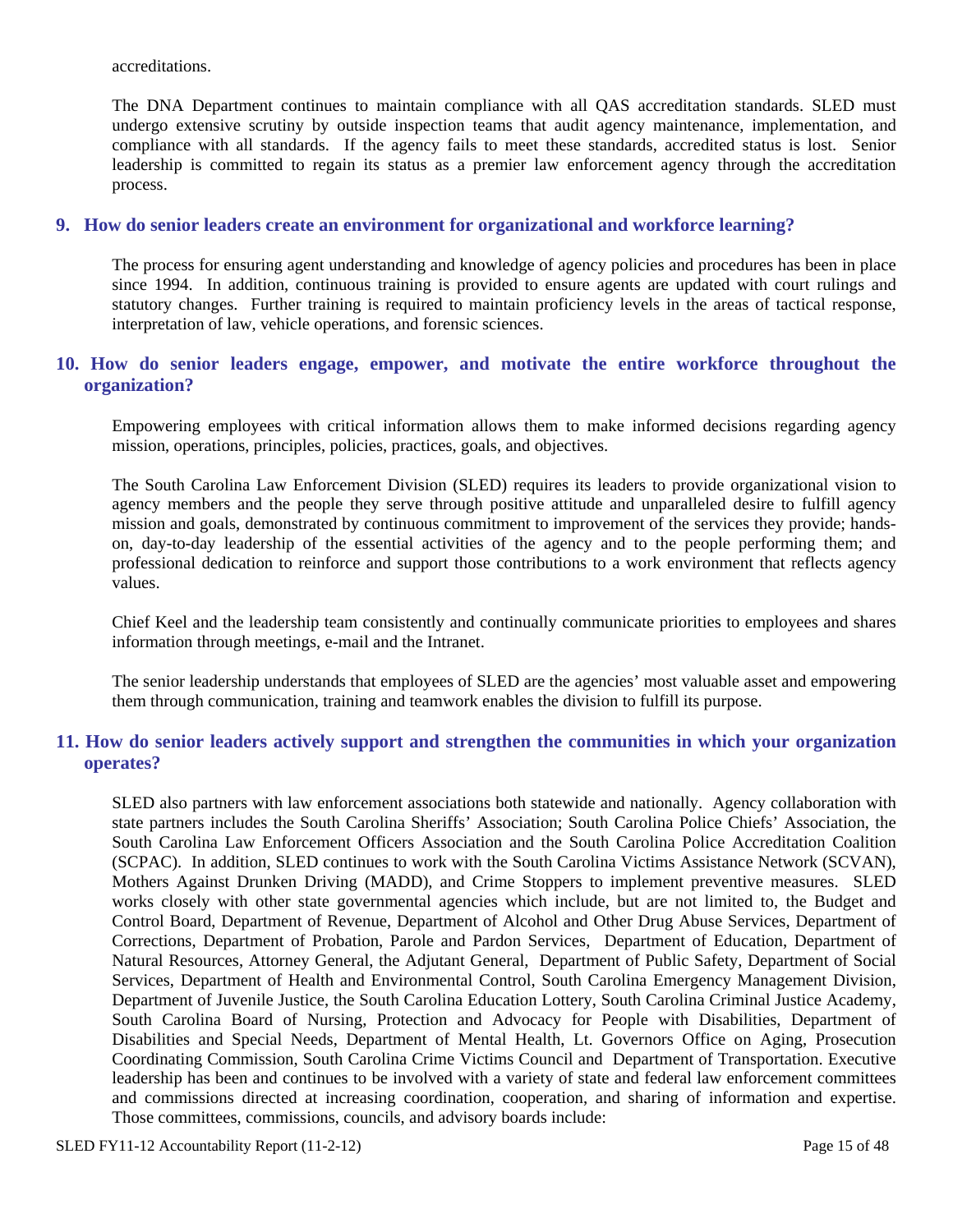accreditations.

The DNA Department continues to maintain compliance with all QAS accreditation standards. SLED must undergo extensive scrutiny by outside inspection teams that audit agency maintenance, implementation, and compliance with all standards. If the agency fails to meet these standards, accredited status is lost. Senior leadership is committed to regain its status as a premier law enforcement agency through the accreditation process.

### 9. How do senior leaders create an environment for organizational and workforce learning?

The process for ensuring agent understanding and knowledge of agency policies and procedures has been in place since 1994. In addition, continuous training is provided to ensure agents are updated with court rulings and statutory changes. Further training is required to maintain proficiency levels in the areas of tactical response, interpretation of law, vehicle operations, and forensic sciences.

### 10. How do senior leaders engage, empower, and motivate the entire workforce throughout the organization?

Empowering employees with critical information allows them to make informed decisions regarding agency mission, operations, principles, policies, practices, goals, and objectives.

The South Carolina Law Enforcement Division (SLED) requires its leaders to provide organizational vision to agency members and the people they serve through positive attitude and unparalleled desire to fulfill agency mission and goals, demonstrated by continuous commitment to improvement of the services they provide; hands-on, day-to-day leadership of the essential activities of the agency and to the people performing them; and professional dedication to reinforce and support those contributions to a work environment that reflects agency values.

Chief Keel and the leadership team consistently and continually communicate priorities to employees and shares information through meetings, e-mail and the Intranet.

The senior leadership understands that employees of SLED are the agencies' most valuable asset and empowering them through communication, training and teamwork enables the division to fulfill its purpose.

### 11. How do senior leaders actively support and strengthen the communities in which your organization operates?

SLED also partners with law enforcement associations both statewide and nationally. Agency collaboration with state partners includes the South Carolina Sheriffs' Association; South Carolina Police Chiefs' Association, the South Carolina Law Enforcement Officers Association and the South Carolina Police Accreditation Coalition (SCPAC). In addition, SLED continues to work with the South Carolina Victims Assistance Network (SCVAN), Mothers Against Drunken Driving (MADD), and Crime Stoppers to implement preventive measures. SLED works closely with other state governmental agencies which include, but are not limited to, the Budget and Control Board, Department of Revenue, Department of Alcohol and Other Drug Abuse Services, Department of Corrections, Department of Probation, Parole and Pardon Services, Department of Education, Department of Natural Resources, Attorney General, the Adjutant General, Department of Public Safety, Department of Social Services, Department of Health and Environmental Control, South Carolina Emergency Management Division, Department of Juvenile Justice, the South Carolina Education Lottery, South Carolina Criminal Justice Academy, South Carolina Board of Nursing, Protection and Advocacy for People with Disabilities, Department of Disabilities and Special Needs, Department of Mental Health, Lt. Governors Office on Aging, Prosecution Coordinating Commission, South Carolina Crime Victims Council and Department of Transportation. Executive leadership has been and continues to be involved with a variety of state and federal law enforcement committees and commissions directed at increasing coordination, cooperation, and sharing of information and expertise. Those committees, commissions, councils, and advisory boards include: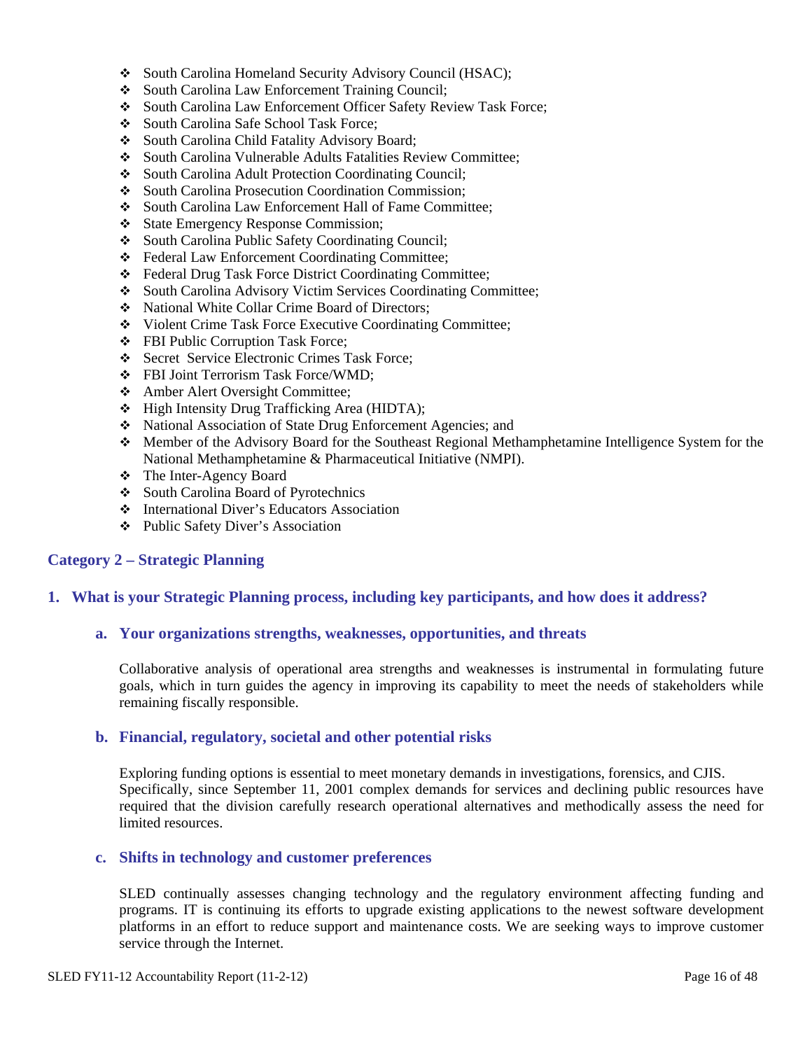- South Carolina Homeland Security Advisory Council (HSAC);
- South Carolina Law Enforcement Training Council;
- South Carolina Law Enforcement Officer Safety Review Task Force;
- South Carolina Safe School Task Force;
- South Carolina Child Fatality Advisory Board;
- South Carolina Vulnerable Adults Fatalities Review Committee;
- South Carolina Adult Protection Coordinating Council;
- South Carolina Prosecution Coordination Commission;
- South Carolina Law Enforcement Hall of Fame Committee;
- State Emergency Response Commission;
- South Carolina Public Safety Coordinating Council;
- Federal Law Enforcement Coordinating Committee;
- Federal Drug Task Force District Coordinating Committee;
- South Carolina Advisory Victim Services Coordinating Committee;
- National White Collar Crime Board of Directors;
- Violent Crime Task Force Executive Coordinating Committee;
- FBI Public Corruption Task Force;
- Secret Service Electronic Crimes Task Force;
- FBI Joint Terrorism Task Force/WMD;
- Amber Alert Oversight Committee;
- High Intensity Drug Trafficking Area (HIDTA);
- National Association of State Drug Enforcement Agencies; and
- Member of the Advisory Board for the Southeast Regional Methamphetamine Intelligence System for the National Methamphetamine & Pharmaceutical Initiative (NMPI).
- The Inter-Agency Board
- South Carolina Board of Pyrotechnics
- International Diver's Educators Association
- Public Safety Diver's Association

## Category 2 – Strategic Planning

### 1. What is your Strategic Planning process, including key participants, and how does it address?

#### a. Your organizations strengths, weaknesses, opportunities, and threats

Collaborative analysis of operational area strengths and weaknesses is instrumental in formulating future goals, which in turn guides the agency in improving its capability to meet the needs of stakeholders while remaining fiscally responsible.

#### b. Financial, regulatory, societal and other potential risks

Exploring funding options is essential to meet monetary demands in investigations, forensics, and CJIS. Specifically, since September 11, 2001 complex demands for services and declining public resources have required that the division carefully research operational alternatives and methodically assess the need for limited resources.

#### c. Shifts in technology and customer preferences

SLED continually assesses changing technology and the regulatory environment affecting funding and programs. IT is continuing its efforts to upgrade existing applications to the newest software development platforms in an effort to reduce support and maintenance costs. We are seeking ways to improve customer service through the Internet.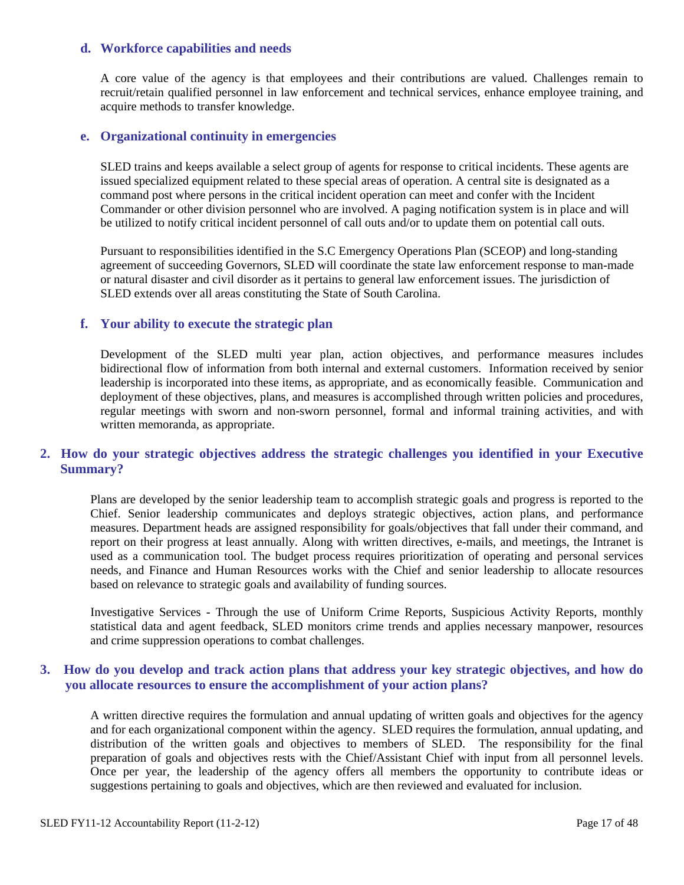### d. Workforce capabilities and needs

A core value of the agency is that employees and their contributions are valued. Challenges remain to recruit/retain qualified personnel in law enforcement and technical services, enhance employee training, and acquire methods to transfer knowledge.

### e. Organizational continuity in emergencies

SLED trains and keeps available a select group of agents for response to critical incidents. These agents are issued specialized equipment related to these special areas of operation. A central site is designated as a command post where persons in the critical incident operation can meet and confer with the Incident Commander or other division personnel who are involved. A paging notification system is in place and will be utilized to notify critical incident personnel of call outs and/or to update them on potential call outs.

Pursuant to responsibilities identified in the S.C Emergency Operations Plan (SCEOP) and long-standing agreement of succeeding Governors, SLED will coordinate the state law enforcement response to man-made or natural disaster and civil disorder as it pertains to general law enforcement issues. The jurisdiction of SLED extends over all areas constituting the State of South Carolina.

### f. Your ability to execute the strategic plan

Development of the SLED multi year plan, action objectives, and performance measures includes bidirectional flow of information from both internal and external customers. Information received by senior leadership is incorporated into these items, as appropriate, and as economically feasible. Communication and deployment of these objectives, plans, and measures is accomplished through written policies and procedures, regular meetings with sworn and non-sworn personnel, formal and informal training activities, and with written memoranda, as appropriate.

## 2. How do your strategic objectives address the strategic challenges you identified in your Executive Summary?

Plans are developed by the senior leadership team to accomplish strategic goals and progress is reported to the Chief. Senior leadership communicates and deploys strategic objectives, action plans, and performance measures. Department heads are assigned responsibility for goals/objectives that fall under their command, and report on their progress at least annually. Along with written directives, e-mails, and meetings, the Intranet is used as a communication tool. The budget process requires prioritization of operating and personal services needs, and Finance and Human Resources works with the Chief and senior leadership to allocate resources based on relevance to strategic goals and availability of funding sources.

Investigative Services - Through the use of Uniform Crime Reports, Suspicious Activity Reports, monthly statistical data and agent feedback, SLED monitors crime trends and applies necessary manpower, resources and crime suppression operations to combat challenges.

## 3. How do you develop and track action plans that address your key strategic objectives, and how do you allocate resources to ensure the accomplishment of your action plans?

A written directive requires the formulation and annual updating of written goals and objectives for the agency and for each organizational component within the agency. SLED requires the formulation, annual updating, and distribution of the written goals and objectives to members of SLED. The responsibility for the final preparation of goals and objectives rests with the Chief/Assistant Chief with input from all personnel levels. Once per year, the leadership of the agency offers all members the opportunity to contribute ideas or suggestions pertaining to goals and objectives, which are then reviewed and evaluated for inclusion.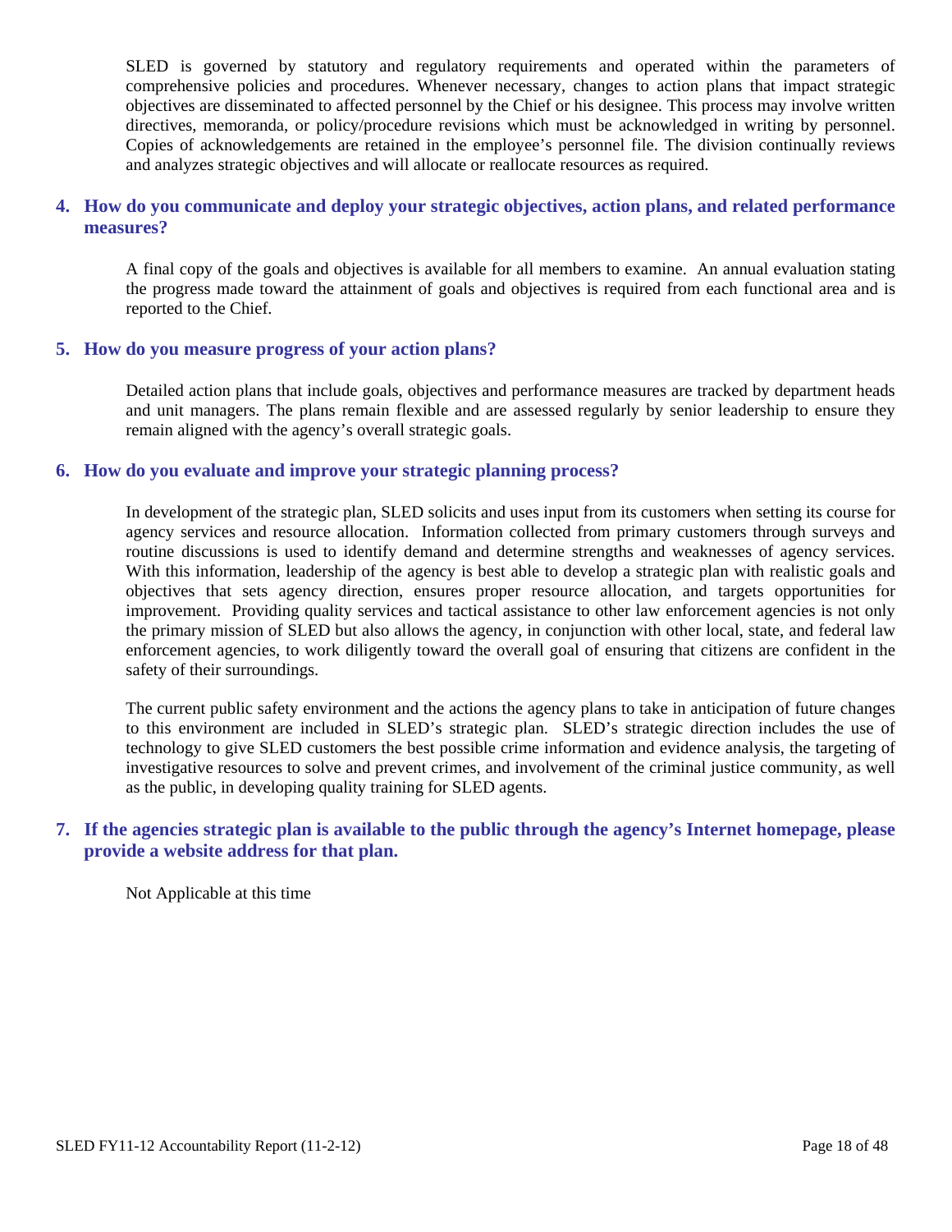SLED is governed by statutory and regulatory requirements and operated within the parameters of comprehensive policies and procedures. Whenever necessary, changes to action plans that impact strategic objectives are disseminated to affected personnel by the Chief or his designee. This process may involve written directives, memoranda, or policy/procedure revisions which must be acknowledged in writing by personnel. Copies of acknowledgements are retained in the employee's personnel file. The division continually reviews and analyzes strategic objectives and will allocate or reallocate resources as required.

### 4. How do you communicate and deploy your strategic objectives, action plans, and related performance measures?

A final copy of the goals and objectives is available for all members to examine. An annual evaluation stating the progress made toward the attainment of goals and objectives is required from each functional area and is reported to the Chief.

### 5. How do you measure progress of your action plans?

Detailed action plans that include goals, objectives and performance measures are tracked by department heads and unit managers. The plans remain flexible and are assessed regularly by senior leadership to ensure they remain aligned with the agency's overall strategic goals.

### 6. How do you evaluate and improve your strategic planning process?

In development of the strategic plan, SLED solicits and uses input from its customers when setting its course for agency services and resource allocation. Information collected from primary customers through surveys and routine discussions is used to identify demand and determine strengths and weaknesses of agency services. With this information, leadership of the agency is best able to develop a strategic plan with realistic goals and objectives that sets agency direction, ensures proper resource allocation, and targets opportunities for improvement. Providing quality services and tactical assistance to other law enforcement agencies is not only the primary mission of SLED but also allows the agency, in conjunction with other local, state, and federal law enforcement agencies, to work diligently toward the overall goal of ensuring that citizens are confident in the safety of their surroundings.

The current public safety environment and the actions the agency plans to take in anticipation of future changes to this environment are included in SLED's strategic plan. SLED's strategic direction includes the use of technology to give SLED customers the best possible crime information and evidence analysis, the targeting of investigative resources to solve and prevent crimes, and involvement of the criminal justice community, as well as the public, in developing quality training for SLED agents.

### 7. If the agencies strategic plan is available to the public through the agency's Internet homepage, please provide a website address for that plan.

Not Applicable at this time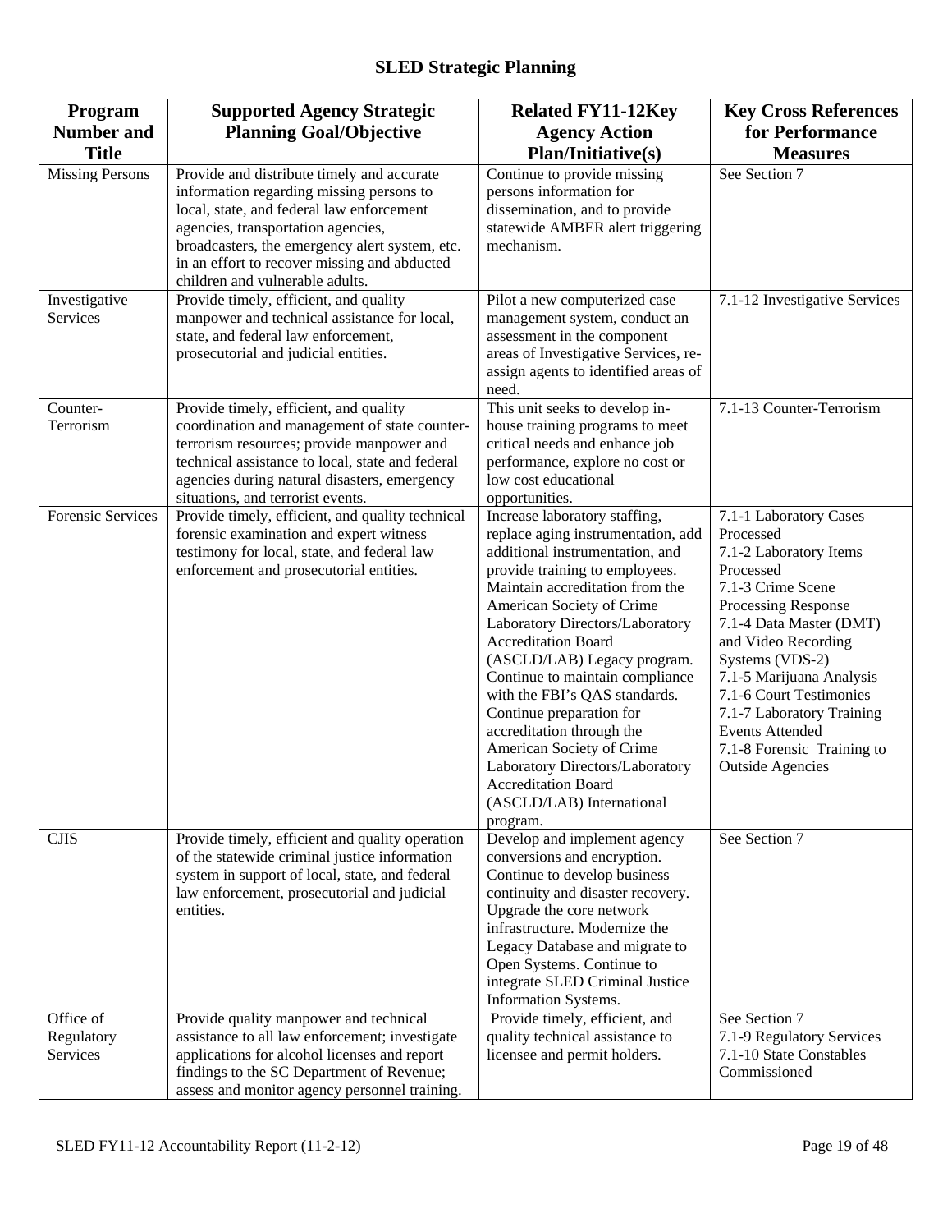# SLED Strategic Planning

| Program Number and Title | Supported Agency Strategic Planning Goal/Objective | Related FY11-12Key Agency Action Plan/Initiative(s) | Key Cross References for Performance Measures |
|---|---|---|---|
| Missing Persons | Provide and distribute timely and accurate information regarding missing persons to local, state, and federal law enforcement agencies, transportation agencies, broadcasters, the emergency alert system, etc. in an effort to recover missing and abducted children and vulnerable adults. | Continue to provide missing persons information for dissemination, and to provide statewide AMBER alert triggering mechanism. | See Section 7 |
| Investigative Services | Provide timely, efficient, and quality manpower and technical assistance for local, state, and federal law enforcement, prosecutorial and judicial entities. | Pilot a new computerized case management system, conduct an assessment in the component areas of Investigative Services, re-assign agents to identified areas of need. | 7.1-12 Investigative Services |
| Counter-Terrorism | Provide timely, efficient, and quality coordination and management of state counter-terrorism resources; provide manpower and technical assistance to local, state and federal agencies during natural disasters, emergency situations, and terrorist events. | This unit seeks to develop in-house training programs to meet critical needs and enhance job performance, explore no cost or low cost educational opportunities. | 7.1-13 Counter-Terrorism |
| Forensic Services | Provide timely, efficient, and quality technical forensic examination and expert witness testimony for local, state, and federal law enforcement and prosecutorial entities. | Increase laboratory staffing, replace aging instrumentation, add additional instrumentation, and provide training to employees. Maintain accreditation from the American Society of Crime Laboratory Directors/Laboratory Accreditation Board (ASCLD/LAB) Legacy program. Continue to maintain compliance with the FBI's QAS standards. Continue preparation for accreditation through the American Society of Crime Laboratory Directors/Laboratory Accreditation Board (ASCLD/LAB) International program. | 7.1-1 Laboratory Cases Processed<br>7.1-2 Laboratory Items Processed<br>7.1-3 Crime Scene Processing Response<br>7.1-4 Data Master (DMT) and Video Recording Systems (VDS-2)<br>7.1-5 Marijuana Analysis<br>7.1-6 Court Testimonies<br>7.1-7 Laboratory Training Events Attended<br>7.1-8 Forensic Training to Outside Agencies |
| CJIS | Provide timely, efficient and quality operation of the statewide criminal justice information system in support of local, state, and federal law enforcement, prosecutorial and judicial entities. | Develop and implement agency conversions and encryption. Continue to develop business continuity and disaster recovery. Upgrade the core network infrastructure. Modernize the Legacy Database and migrate to Open Systems. Continue to integrate SLED Criminal Justice Information Systems. | See Section 7 |
| Office of Regulatory Services | Provide quality manpower and technical assistance to all law enforcement; investigate applications for alcohol licenses and report findings to the SC Department of Revenue; assess and monitor agency personnel training. | Provide timely, efficient, and quality technical assistance to licensee and permit holders. | See Section 7<br>7.1-9 Regulatory Services<br>7.1-10 State Constables Commissioned |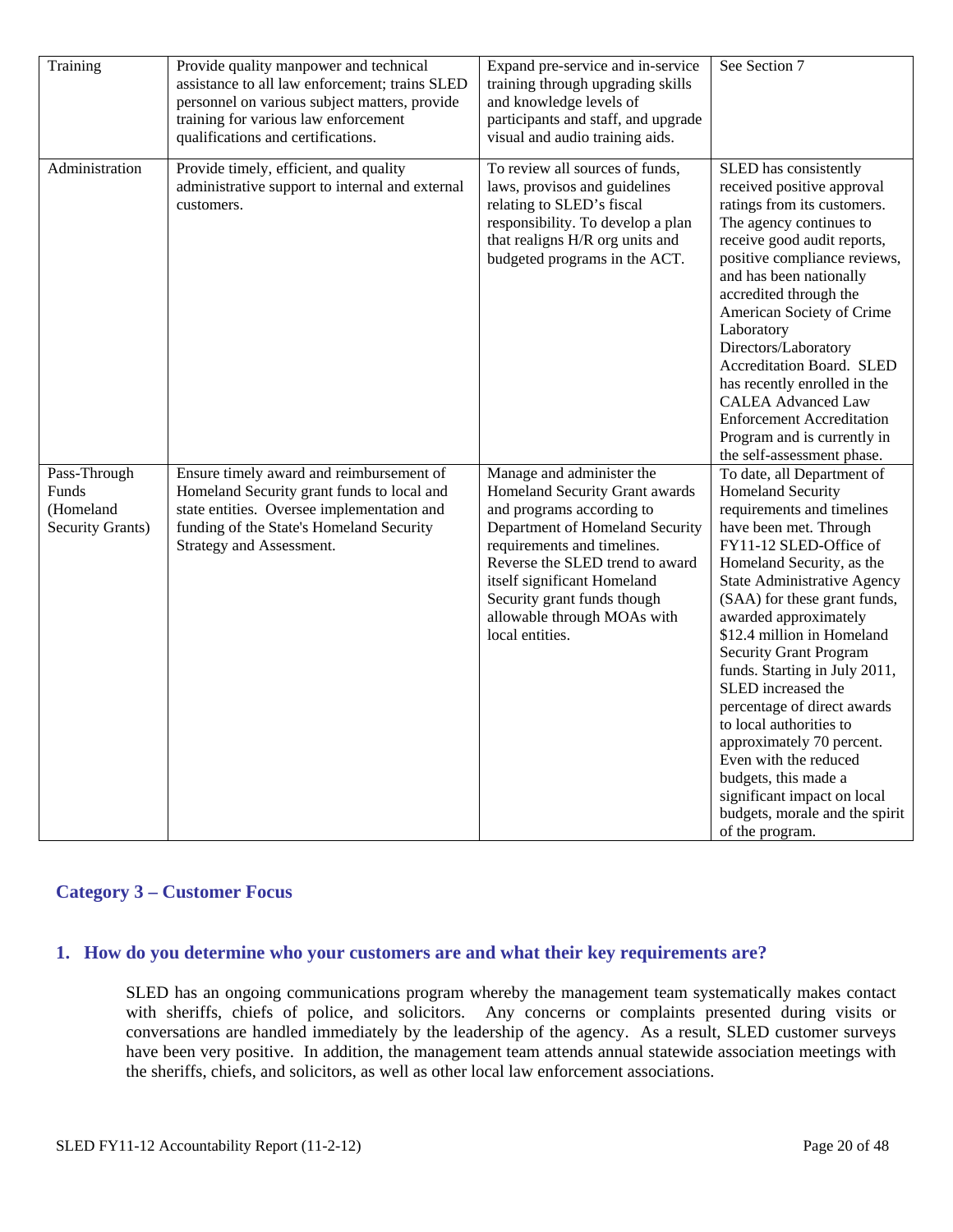| Training | Provide quality manpower and technical assistance to all law enforcement; trains SLED personnel on various subject matters, provide training for various law enforcement qualifications and certifications. | Expand pre-service and in-service training through upgrading skills and knowledge levels of participants and staff, and upgrade visual and audio training aids. | See Section 7 |
|---|---|---|---|
| Administration | Provide timely, efficient, and quality administrative support to internal and external customers. | To review all sources of funds, laws, provisos and guidelines relating to SLED's fiscal responsibility. To develop a plan that realigns H/R org units and budgeted programs in the ACT. | SLED has consistently received positive approval ratings from its customers. The agency continues to receive good audit reports, positive compliance reviews, and has been nationally accredited through the American Society of Crime Laboratory Directors/Laboratory Accreditation Board. SLED has recently enrolled in the CALEA Advanced Law Enforcement Accreditation Program and is currently in the self-assessment phase. |
| Pass-Through Funds (Homeland Security Grants) | Ensure timely award and reimbursement of Homeland Security grant funds to local and state entities. Oversee implementation and funding of the State's Homeland Security Strategy and Assessment. | Manage and administer the Homeland Security Grant awards and programs according to Department of Homeland Security requirements and timelines. Reverse the SLED trend to award itself significant Homeland Security grant funds though allowable through MOAs with local entities. | To date, all Department of Homeland Security requirements and timelines have been met. Through FY11-12 SLED-Office of Homeland Security, as the State Administrative Agency (SAA) for these grant funds, awarded approximately $12.4 million in Homeland Security Grant Program funds. Starting in July 2011, SLED increased the percentage of direct awards to local authorities to approximately 70 percent. Even with the reduced budgets, this made a significant impact on local budgets, morale and the spirit of the program. |

## Category 3 – Customer Focus

### 1. How do you determine who your customers are and what their key requirements are?

SLED has an ongoing communications program whereby the management team systematically makes contact with sheriffs, chiefs of police, and solicitors. Any concerns or complaints presented during visits or conversations are handled immediately by the leadership of the agency. As a result, SLED customer surveys have been very positive. In addition, the management team attends annual statewide association meetings with the sheriffs, chiefs, and solicitors, as well as other local law enforcement associations.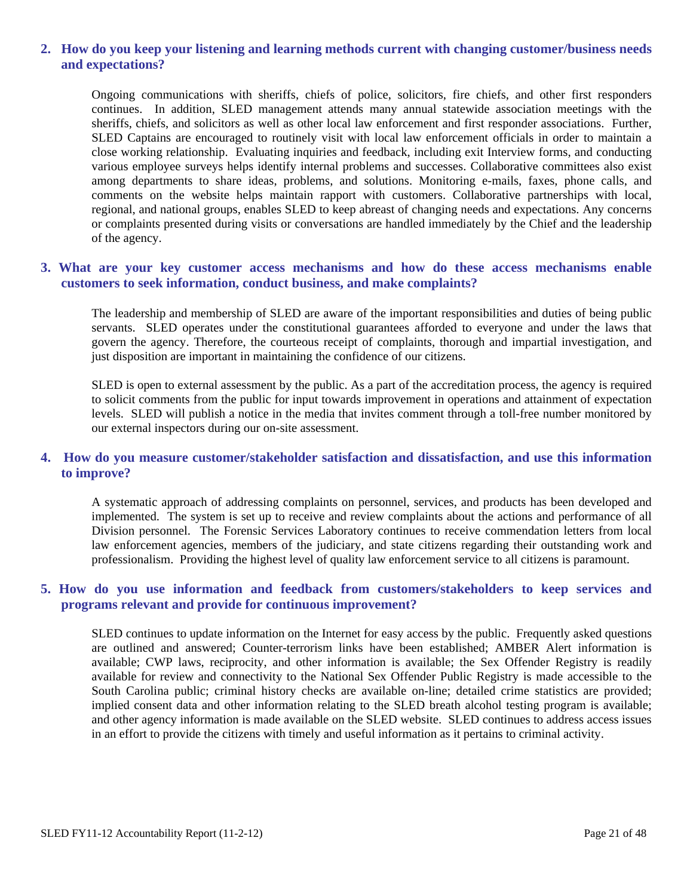**2. How do you keep your listening and learning methods current with changing customer/business needs and expectations?**

Ongoing communications with sheriffs, chiefs of police, solicitors, fire chiefs, and other first responders continues. In addition, SLED management attends many annual statewide association meetings with the sheriffs, chiefs, and solicitors as well as other local law enforcement and first responder associations. Further, SLED Captains are encouraged to routinely visit with local law enforcement officials in order to maintain a close working relationship. Evaluating inquiries and feedback, including exit Interview forms, and conducting various employee surveys helps identify internal problems and successes. Collaborative committees also exist among departments to share ideas, problems, and solutions. Monitoring e-mails, faxes, phone calls, and comments on the website helps maintain rapport with customers. Collaborative partnerships with local, regional, and national groups, enables SLED to keep abreast of changing needs and expectations. Any concerns or complaints presented during visits or conversations are handled immediately by the Chief and the leadership of the agency.

**3. What are your key customer access mechanisms and how do these access mechanisms enable customers to seek information, conduct business, and make complaints?**

The leadership and membership of SLED are aware of the important responsibilities and duties of being public servants. SLED operates under the constitutional guarantees afforded to everyone and under the laws that govern the agency. Therefore, the courteous receipt of complaints, thorough and impartial investigation, and just disposition are important in maintaining the confidence of our citizens.

SLED is open to external assessment by the public. As a part of the accreditation process, the agency is required to solicit comments from the public for input towards improvement in operations and attainment of expectation levels. SLED will publish a notice in the media that invites comment through a toll-free number monitored by our external inspectors during our on-site assessment.

**4. How do you measure customer/stakeholder satisfaction and dissatisfaction, and use this information to improve?**

A systematic approach of addressing complaints on personnel, services, and products has been developed and implemented. The system is set up to receive and review complaints about the actions and performance of all Division personnel. The Forensic Services Laboratory continues to receive commendation letters from local law enforcement agencies, members of the judiciary, and state citizens regarding their outstanding work and professionalism. Providing the highest level of quality law enforcement service to all citizens is paramount.

**5. How do you use information and feedback from customers/stakeholders to keep services and programs relevant and provide for continuous improvement?**

SLED continues to update information on the Internet for easy access by the public. Frequently asked questions are outlined and answered; Counter-terrorism links have been established; AMBER Alert information is available; CWP laws, reciprocity, and other information is available; the Sex Offender Registry is readily available for review and connectivity to the National Sex Offender Public Registry is made accessible to the South Carolina public; criminal history checks are available on-line; detailed crime statistics are provided; implied consent data and other information relating to the SLED breath alcohol testing program is available; and other agency information is made available on the SLED website. SLED continues to address access issues in an effort to provide the citizens with timely and useful information as it pertains to criminal activity.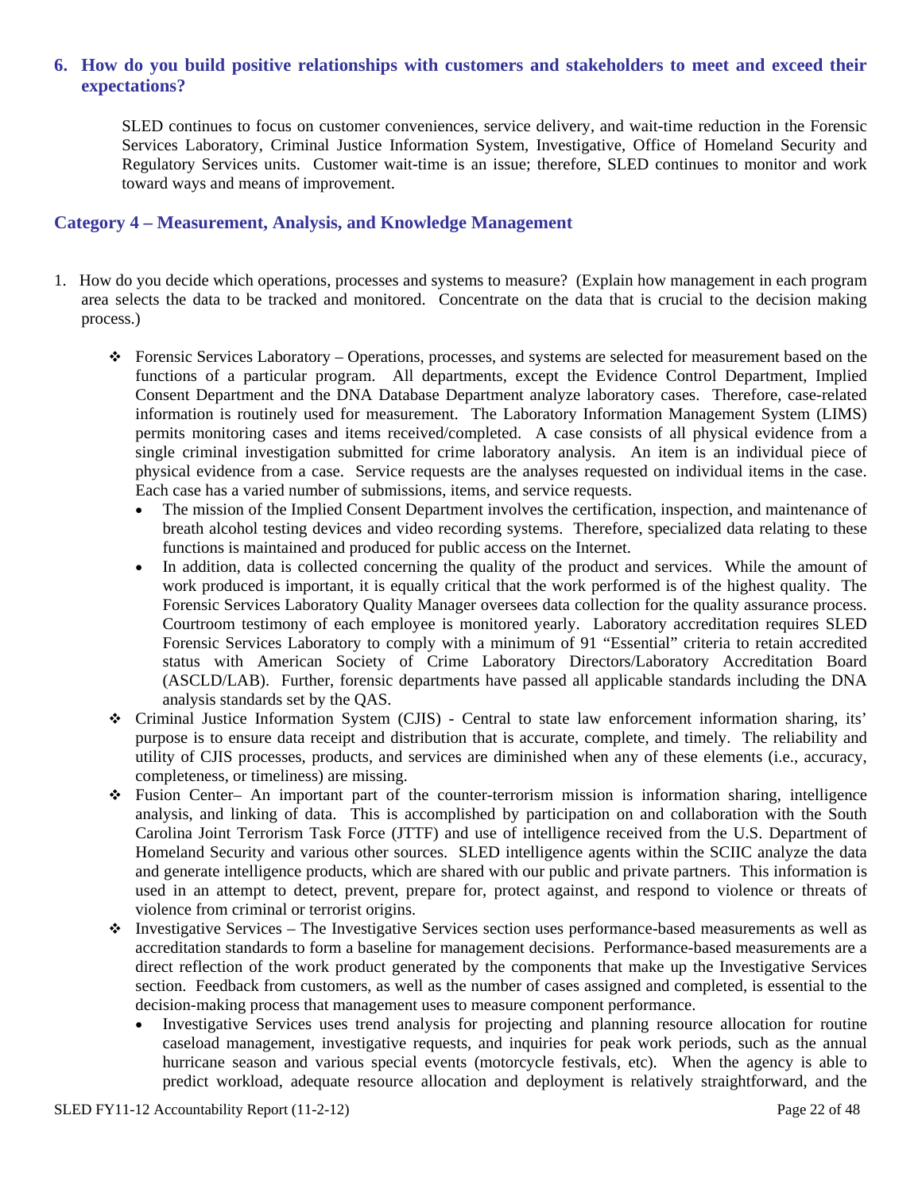### 6. How do you build positive relationships with customers and stakeholders to meet and exceed their expectations?

SLED continues to focus on customer conveniences, service delivery, and wait-time reduction in the Forensic Services Laboratory, Criminal Justice Information System, Investigative, Office of Homeland Security and Regulatory Services units. Customer wait-time is an issue; therefore, SLED continues to monitor and work toward ways and means of improvement.

## Category 4 – Measurement, Analysis, and Knowledge Management

1. How do you decide which operations, processes and systems to measure? (Explain how management in each program area selects the data to be tracked and monitored. Concentrate on the data that is crucial to the decision making process.)

   - Forensic Services Laboratory – Operations, processes, and systems are selected for measurement based on the functions of a particular program. All departments, except the Evidence Control Department, Implied Consent Department and the DNA Database Department analyze laboratory cases. Therefore, case-related information is routinely used for measurement. The Laboratory Information Management System (LIMS) permits monitoring cases and items received/completed. A case consists of all physical evidence from a single criminal investigation submitted for crime laboratory analysis. An item is an individual piece of physical evidence from a case. Service requests are the analyses requested on individual items in the case. Each case has a varied number of submissions, items, and service requests.
     - The mission of the Implied Consent Department involves the certification, inspection, and maintenance of breath alcohol testing devices and video recording systems. Therefore, specialized data relating to these functions is maintained and produced for public access on the Internet.
     - In addition, data is collected concerning the quality of the product and services. While the amount of work produced is important, it is equally critical that the work performed is of the highest quality. The Forensic Services Laboratory Quality Manager oversees data collection for the quality assurance process. Courtroom testimony of each employee is monitored yearly. Laboratory accreditation requires SLED Forensic Services Laboratory to comply with a minimum of 91 "Essential" criteria to retain accredited status with American Society of Crime Laboratory Directors/Laboratory Accreditation Board (ASCLD/LAB). Further, forensic departments have passed all applicable standards including the DNA analysis standards set by the QAS.
   - Criminal Justice Information System (CJIS) - Central to state law enforcement information sharing, its' purpose is to ensure data receipt and distribution that is accurate, complete, and timely. The reliability and utility of CJIS processes, products, and services are diminished when any of these elements (i.e., accuracy, completeness, or timeliness) are missing.
   - Fusion Center– An important part of the counter-terrorism mission is information sharing, intelligence analysis, and linking of data. This is accomplished by participation on and collaboration with the South Carolina Joint Terrorism Task Force (JTTF) and use of intelligence received from the U.S. Department of Homeland Security and various other sources. SLED intelligence agents within the SCIIC analyze the data and generate intelligence products, which are shared with our public and private partners. This information is used in an attempt to detect, prevent, prepare for, protect against, and respond to violence or threats of violence from criminal or terrorist origins.
   - Investigative Services – The Investigative Services section uses performance-based measurements as well as accreditation standards to form a baseline for management decisions. Performance-based measurements are a direct reflection of the work product generated by the components that make up the Investigative Services section. Feedback from customers, as well as the number of cases assigned and completed, is essential to the decision-making process that management uses to measure component performance.
     - Investigative Services uses trend analysis for projecting and planning resource allocation for routine caseload management, investigative requests, and inquiries for peak work periods, such as the annual hurricane season and various special events (motorcycle festivals, etc). When the agency is able to predict workload, adequate resource allocation and deployment is relatively straightforward, and the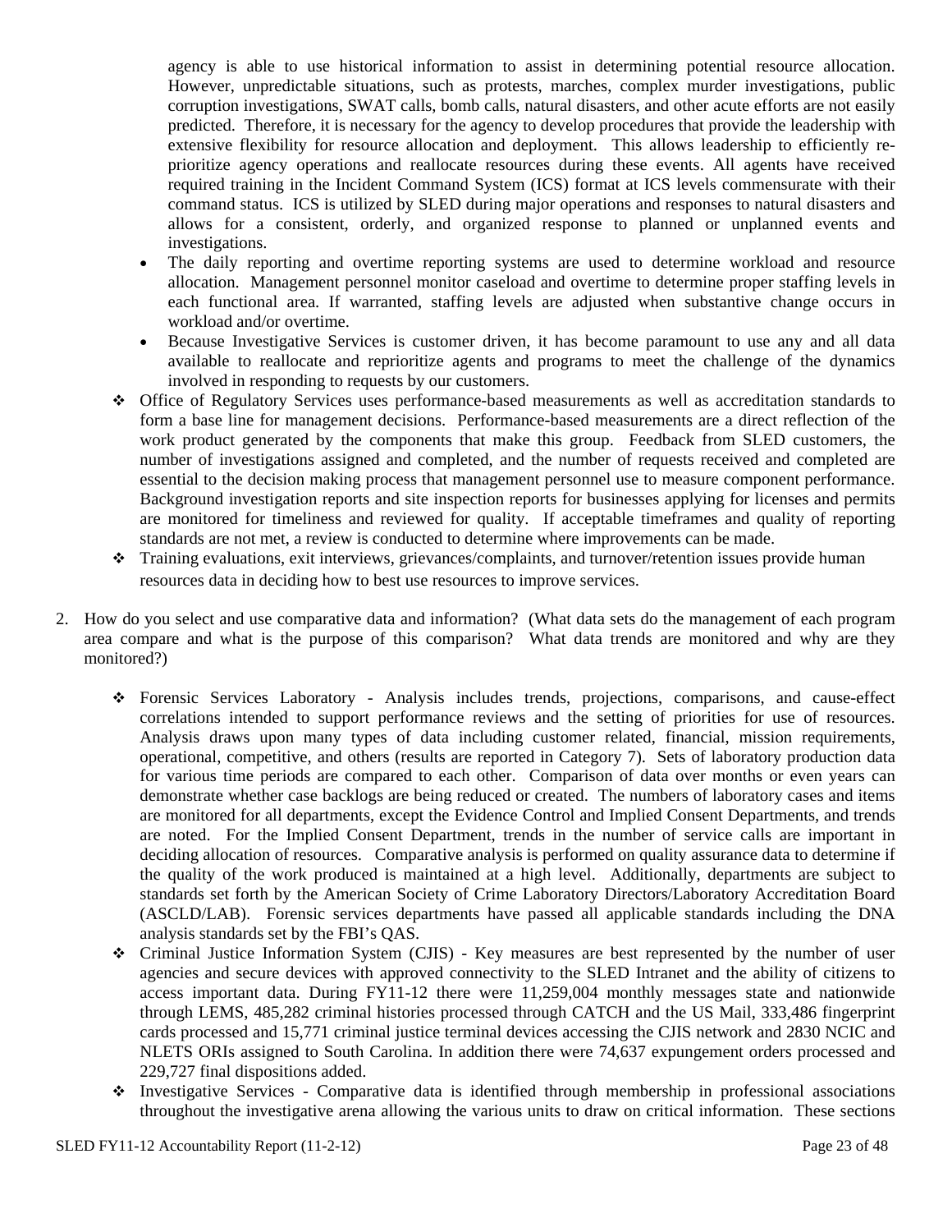agency is able to use historical information to assist in determining potential resource allocation. However, unpredictable situations, such as protests, marches, complex murder investigations, public corruption investigations, SWAT calls, bomb calls, natural disasters, and other acute efforts are not easily predicted. Therefore, it is necessary for the agency to develop procedures that provide the leadership with extensive flexibility for resource allocation and deployment. This allows leadership to efficiently re-prioritize agency operations and reallocate resources during these events. All agents have received required training in the Incident Command System (ICS) format at ICS levels commensurate with their command status. ICS is utilized by SLED during major operations and responses to natural disasters and allows for a consistent, orderly, and organized response to planned or unplanned events and investigations.

- The daily reporting and overtime reporting systems are used to determine workload and resource allocation. Management personnel monitor caseload and overtime to determine proper staffing levels in each functional area. If warranted, staffing levels are adjusted when substantive change occurs in workload and/or overtime.
- Because Investigative Services is customer driven, it has become paramount to use any and all data available to reallocate and reprioritize agents and programs to meet the challenge of the dynamics involved in responding to requests by our customers.

- Office of Regulatory Services uses performance-based measurements as well as accreditation standards to form a base line for management decisions. Performance-based measurements are a direct reflection of the work product generated by the components that make this group. Feedback from SLED customers, the number of investigations assigned and completed, and the number of requests received and completed are essential to the decision making process that management personnel use to measure component performance. Background investigation reports and site inspection reports for businesses applying for licenses and permits are monitored for timeliness and reviewed for quality. If acceptable timeframes and quality of reporting standards are not met, a review is conducted to determine where improvements can be made.
- Training evaluations, exit interviews, grievances/complaints, and turnover/retention issues provide human resources data in deciding how to best use resources to improve services.

2. How do you select and use comparative data and information? (What data sets do the management of each program area compare and what is the purpose of this comparison? What data trends are monitored and why are they monitored?)

   - Forensic Services Laboratory - Analysis includes trends, projections, comparisons, and cause-effect correlations intended to support performance reviews and the setting of priorities for use of resources. Analysis draws upon many types of data including customer related, financial, mission requirements, operational, competitive, and others (results are reported in Category 7). Sets of laboratory production data for various time periods are compared to each other. Comparison of data over months or even years can demonstrate whether case backlogs are being reduced or created. The numbers of laboratory cases and items are monitored for all departments, except the Evidence Control and Implied Consent Departments, and trends are noted. For the Implied Consent Department, trends in the number of service calls are important in deciding allocation of resources. Comparative analysis is performed on quality assurance data to determine if the quality of the work produced is maintained at a high level. Additionally, departments are subject to standards set forth by the American Society of Crime Laboratory Directors/Laboratory Accreditation Board (ASCLD/LAB). Forensic services departments have passed all applicable standards including the DNA analysis standards set by the FBI's QAS.
   - Criminal Justice Information System (CJIS) - Key measures are best represented by the number of user agencies and secure devices with approved connectivity to the SLED Intranet and the ability of citizens to access important data. During FY11-12 there were 11,259,004 monthly messages state and nationwide through LEMS, 485,282 criminal histories processed through CATCH and the US Mail, 333,486 fingerprint cards processed and 15,771 criminal justice terminal devices accessing the CJIS network and 2830 NCIC and NLETS ORIs assigned to South Carolina. In addition there were 74,637 expungement orders processed and 229,727 final dispositions added.
   - Investigative Services - Comparative data is identified through membership in professional associations throughout the investigative arena allowing the various units to draw on critical information. These sections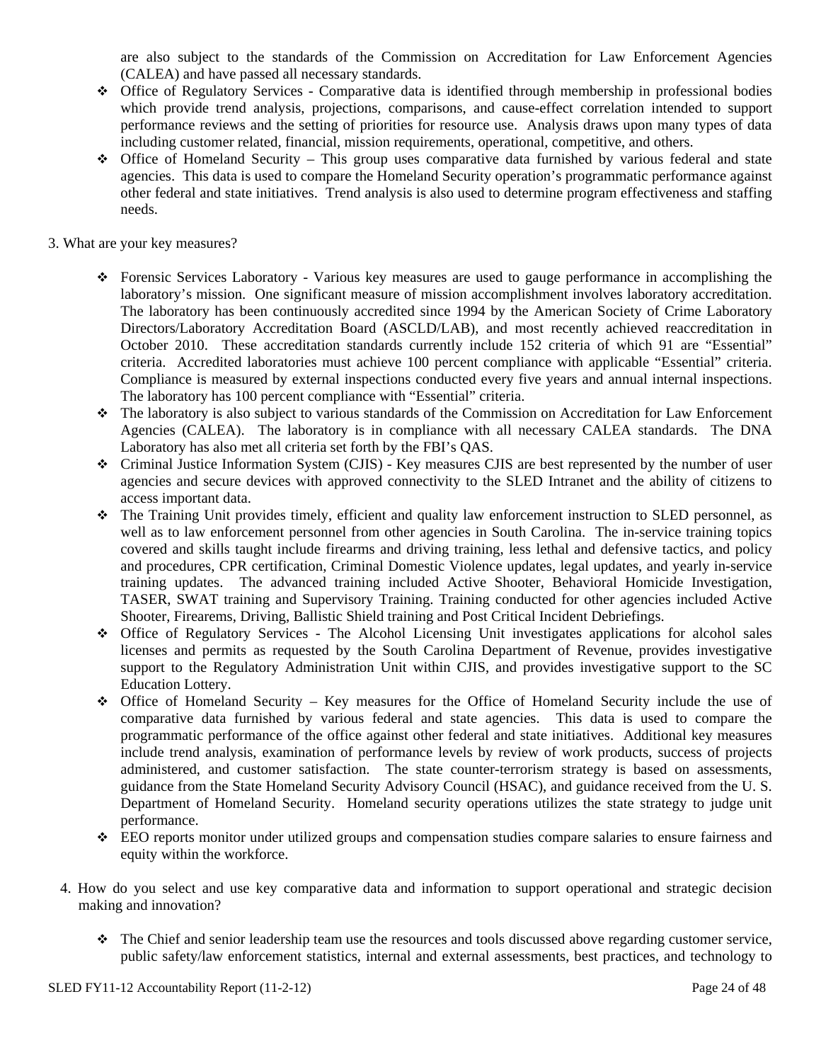are also subject to the standards of the Commission on Accreditation for Law Enforcement Agencies (CALEA) and have passed all necessary standards.

- Office of Regulatory Services - Comparative data is identified through membership in professional bodies which provide trend analysis, projections, comparisons, and cause-effect correlation intended to support performance reviews and the setting of priorities for resource use. Analysis draws upon many types of data including customer related, financial, mission requirements, operational, competitive, and others.
- Office of Homeland Security – This group uses comparative data furnished by various federal and state agencies. This data is used to compare the Homeland Security operation's programmatic performance against other federal and state initiatives. Trend analysis is also used to determine program effectiveness and staffing needs.

3. What are your key measures?

- Forensic Services Laboratory - Various key measures are used to gauge performance in accomplishing the laboratory's mission. One significant measure of mission accomplishment involves laboratory accreditation. The laboratory has been continuously accredited since 1994 by the American Society of Crime Laboratory Directors/Laboratory Accreditation Board (ASCLD/LAB), and most recently achieved reaccreditation in October 2010. These accreditation standards currently include 152 criteria of which 91 are "Essential" criteria. Accredited laboratories must achieve 100 percent compliance with applicable "Essential" criteria. Compliance is measured by external inspections conducted every five years and annual internal inspections. The laboratory has 100 percent compliance with "Essential" criteria.
- The laboratory is also subject to various standards of the Commission on Accreditation for Law Enforcement Agencies (CALEA). The laboratory is in compliance with all necessary CALEA standards. The DNA Laboratory has also met all criteria set forth by the FBI's QAS.
- Criminal Justice Information System (CJIS) - Key measures CJIS are best represented by the number of user agencies and secure devices with approved connectivity to the SLED Intranet and the ability of citizens to access important data.
- The Training Unit provides timely, efficient and quality law enforcement instruction to SLED personnel, as well as to law enforcement personnel from other agencies in South Carolina. The in-service training topics covered and skills taught include firearms and driving training, less lethal and defensive tactics, and policy and procedures, CPR certification, Criminal Domestic Violence updates, legal updates, and yearly in-service training updates. The advanced training included Active Shooter, Behavioral Homicide Investigation, TASER, SWAT training and Supervisory Training. Training conducted for other agencies included Active Shooter, Firearems, Driving, Ballistic Shield training and Post Critical Incident Debriefings.
- Office of Regulatory Services - The Alcohol Licensing Unit investigates applications for alcohol sales licenses and permits as requested by the South Carolina Department of Revenue, provides investigative support to the Regulatory Administration Unit within CJIS, and provides investigative support to the SC Education Lottery.
- Office of Homeland Security – Key measures for the Office of Homeland Security include the use of comparative data furnished by various federal and state agencies. This data is used to compare the programmatic performance of the office against other federal and state initiatives. Additional key measures include trend analysis, examination of performance levels by review of work products, success of projects administered, and customer satisfaction. The state counter-terrorism strategy is based on assessments, guidance from the State Homeland Security Advisory Council (HSAC), and guidance received from the U. S. Department of Homeland Security. Homeland security operations utilizes the state strategy to judge unit performance.
- EEO reports monitor under utilized groups and compensation studies compare salaries to ensure fairness and equity within the workforce.

4. How do you select and use key comparative data and information to support operational and strategic decision making and innovation?

- The Chief and senior leadership team use the resources and tools discussed above regarding customer service, public safety/law enforcement statistics, internal and external assessments, best practices, and technology to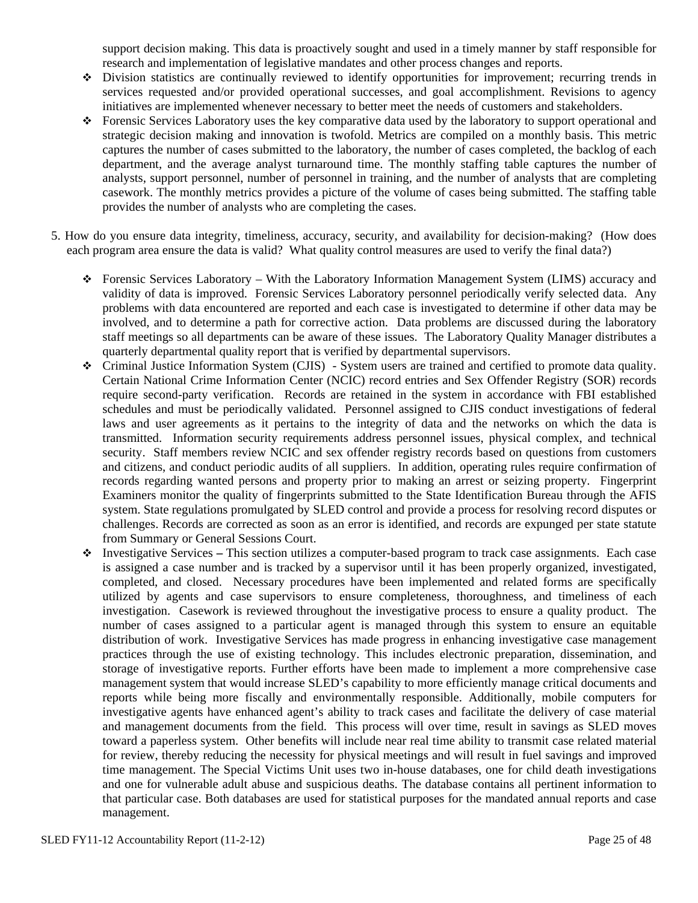support decision making. This data is proactively sought and used in a timely manner by staff responsible for research and implementation of legislative mandates and other process changes and reports.

- Division statistics are continually reviewed to identify opportunities for improvement; recurring trends in services requested and/or provided operational successes, and goal accomplishment. Revisions to agency initiatives are implemented whenever necessary to better meet the needs of customers and stakeholders.
- Forensic Services Laboratory uses the key comparative data used by the laboratory to support operational and strategic decision making and innovation is twofold. Metrics are compiled on a monthly basis. This metric captures the number of cases submitted to the laboratory, the number of cases completed, the backlog of each department, and the average analyst turnaround time. The monthly staffing table captures the number of analysts, support personnel, number of personnel in training, and the number of analysts that are completing casework. The monthly metrics provides a picture of the volume of cases being submitted. The staffing table provides the number of analysts who are completing the cases.

5. How do you ensure data integrity, timeliness, accuracy, security, and availability for decision-making? (How does each program area ensure the data is valid? What quality control measures are used to verify the final data?)

- Forensic Services Laboratory – With the Laboratory Information Management System (LIMS) accuracy and validity of data is improved. Forensic Services Laboratory personnel periodically verify selected data. Any problems with data encountered are reported and each case is investigated to determine if other data may be involved, and to determine a path for corrective action. Data problems are discussed during the laboratory staff meetings so all departments can be aware of these issues. The Laboratory Quality Manager distributes a quarterly departmental quality report that is verified by departmental supervisors.
- Criminal Justice Information System (CJIS) - System users are trained and certified to promote data quality. Certain National Crime Information Center (NCIC) record entries and Sex Offender Registry (SOR) records require second-party verification. Records are retained in the system in accordance with FBI established schedules and must be periodically validated. Personnel assigned to CJIS conduct investigations of federal laws and user agreements as it pertains to the integrity of data and the networks on which the data is transmitted. Information security requirements address personnel issues, physical complex, and technical security. Staff members review NCIC and sex offender registry records based on questions from customers and citizens, and conduct periodic audits of all suppliers. In addition, operating rules require confirmation of records regarding wanted persons and property prior to making an arrest or seizing property. Fingerprint Examiners monitor the quality of fingerprints submitted to the State Identification Bureau through the AFIS system. State regulations promulgated by SLED control and provide a process for resolving record disputes or challenges. Records are corrected as soon as an error is identified, and records are expunged per state statute from Summary or General Sessions Court.
- Investigative Services **–** This section utilizes a computer-based program to track case assignments. Each case is assigned a case number and is tracked by a supervisor until it has been properly organized, investigated, completed, and closed. Necessary procedures have been implemented and related forms are specifically utilized by agents and case supervisors to ensure completeness, thoroughness, and timeliness of each investigation. Casework is reviewed throughout the investigative process to ensure a quality product. The number of cases assigned to a particular agent is managed through this system to ensure an equitable distribution of work. Investigative Services has made progress in enhancing investigative case management practices through the use of existing technology. This includes electronic preparation, dissemination, and storage of investigative reports. Further efforts have been made to implement a more comprehensive case management system that would increase SLED's capability to more efficiently manage critical documents and reports while being more fiscally and environmentally responsible. Additionally, mobile computers for investigative agents have enhanced agent's ability to track cases and facilitate the delivery of case material and management documents from the field. This process will over time, result in savings as SLED moves toward a paperless system. Other benefits will include near real time ability to transmit case related material for review, thereby reducing the necessity for physical meetings and will result in fuel savings and improved time management. The Special Victims Unit uses two in-house databases, one for child death investigations and one for vulnerable adult abuse and suspicious deaths. The database contains all pertinent information to that particular case. Both databases are used for statistical purposes for the mandated annual reports and case management.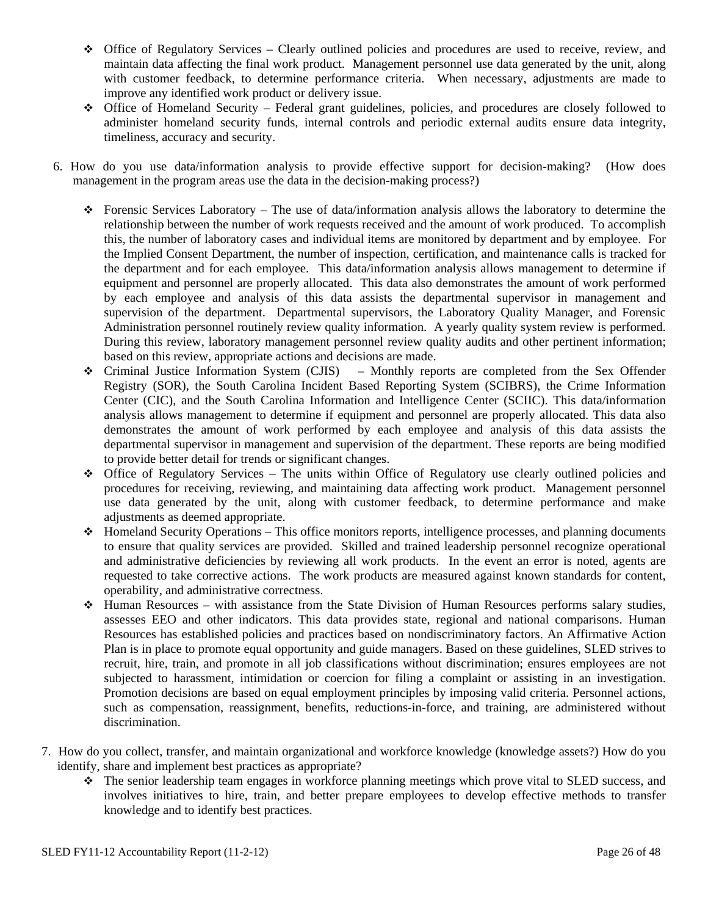- Office of Regulatory Services – Clearly outlined policies and procedures are used to receive, review, and maintain data affecting the final work product. Management personnel use data generated by the unit, along with customer feedback, to determine performance criteria. When necessary, adjustments are made to improve any identified work product or delivery issue.
- Office of Homeland Security – Federal grant guidelines, policies, and procedures are closely followed to administer homeland security funds, internal controls and periodic external audits ensure data integrity, timeliness, accuracy and security.

6. How do you use data/information analysis to provide effective support for decision-making? (How does management in the program areas use the data in the decision-making process?)

   - Forensic Services Laboratory – The use of data/information analysis allows the laboratory to determine the relationship between the number of work requests received and the amount of work produced. To accomplish this, the number of laboratory cases and individual items are monitored by department and by employee. For the Implied Consent Department, the number of inspection, certification, and maintenance calls is tracked for the department and for each employee. This data/information analysis allows management to determine if equipment and personnel are properly allocated. This data also demonstrates the amount of work performed by each employee and analysis of this data assists the departmental supervisor in management and supervision of the department. Departmental supervisors, the Laboratory Quality Manager, and Forensic Administration personnel routinely review quality information. A yearly quality system review is performed. During this review, laboratory management personnel review quality audits and other pertinent information; based on this review, appropriate actions and decisions are made.
   - Criminal Justice Information System (CJIS) – Monthly reports are completed from the Sex Offender Registry (SOR), the South Carolina Incident Based Reporting System (SCIBRS), the Crime Information Center (CIC), and the South Carolina Information and Intelligence Center (SCIIC). This data/information analysis allows management to determine if equipment and personnel are properly allocated. This data also demonstrates the amount of work performed by each employee and analysis of this data assists the departmental supervisor in management and supervision of the department. These reports are being modified to provide better detail for trends or significant changes.
   - Office of Regulatory Services – The units within Office of Regulatory use clearly outlined policies and procedures for receiving, reviewing, and maintaining data affecting work product. Management personnel use data generated by the unit, along with customer feedback, to determine performance and make adjustments as deemed appropriate.
   - Homeland Security Operations – This office monitors reports, intelligence processes, and planning documents to ensure that quality services are provided. Skilled and trained leadership personnel recognize operational and administrative deficiencies by reviewing all work products. In the event an error is noted, agents are requested to take corrective actions. The work products are measured against known standards for content, operability, and administrative correctness.
   - Human Resources – with assistance from the State Division of Human Resources performs salary studies, assesses EEO and other indicators. This data provides state, regional and national comparisons. Human Resources has established policies and practices based on nondiscriminatory factors. An Affirmative Action Plan is in place to promote equal opportunity and guide managers. Based on these guidelines, SLED strives to recruit, hire, train, and promote in all job classifications without discrimination; ensures employees are not subjected to harassment, intimidation or coercion for filing a complaint or assisting in an investigation. Promotion decisions are based on equal employment principles by imposing valid criteria. Personnel actions, such as compensation, reassignment, benefits, reductions-in-force, and training, are administered without discrimination.

7. How do you collect, transfer, and maintain organizational and workforce knowledge (knowledge assets?) How do you identify, share and implement best practices as appropriate?
   - The senior leadership team engages in workforce planning meetings which prove vital to SLED success, and involves initiatives to hire, train, and better prepare employees to develop effective methods to transfer knowledge and to identify best practices.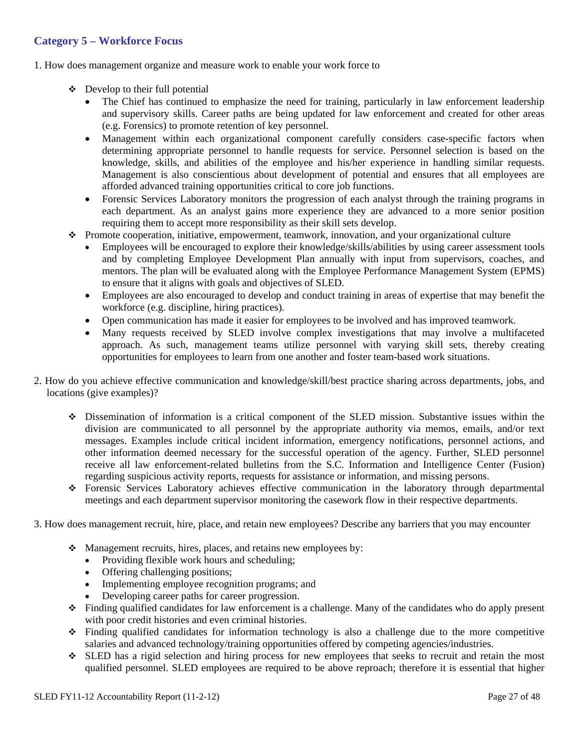## Category 5 – Workforce Focus

1. How does management organize and measure work to enable your work force to

- ❖ Develop to their full potential
  - The Chief has continued to emphasize the need for training, particularly in law enforcement leadership and supervisory skills. Career paths are being updated for law enforcement and created for other areas (e.g. Forensics) to promote retention of key personnel.
  - Management within each organizational component carefully considers case-specific factors when determining appropriate personnel to handle requests for service. Personnel selection is based on the knowledge, skills, and abilities of the employee and his/her experience in handling similar requests. Management is also conscientious about development of potential and ensures that all employees are afforded advanced training opportunities critical to core job functions.
  - Forensic Services Laboratory monitors the progression of each analyst through the training programs in each department. As an analyst gains more experience they are advanced to a more senior position requiring them to accept more responsibility as their skill sets develop.
- ❖ Promote cooperation, initiative, empowerment, teamwork, innovation, and your organizational culture
  - Employees will be encouraged to explore their knowledge/skills/abilities by using career assessment tools and by completing Employee Development Plan annually with input from supervisors, coaches, and mentors. The plan will be evaluated along with the Employee Performance Management System (EPMS) to ensure that it aligns with goals and objectives of SLED.
  - Employees are also encouraged to develop and conduct training in areas of expertise that may benefit the workforce (e.g. discipline, hiring practices).
  - Open communication has made it easier for employees to be involved and has improved teamwork.
  - Many requests received by SLED involve complex investigations that may involve a multifaceted approach. As such, management teams utilize personnel with varying skill sets, thereby creating opportunities for employees to learn from one another and foster team-based work situations.

2. How do you achieve effective communication and knowledge/skill/best practice sharing across departments, jobs, and locations (give examples)?

- ❖ Dissemination of information is a critical component of the SLED mission. Substantive issues within the division are communicated to all personnel by the appropriate authority via memos, emails, and/or text messages. Examples include critical incident information, emergency notifications, personnel actions, and other information deemed necessary for the successful operation of the agency. Further, SLED personnel receive all law enforcement-related bulletins from the S.C. Information and Intelligence Center (Fusion) regarding suspicious activity reports, requests for assistance or information, and missing persons.
- ❖ Forensic Services Laboratory achieves effective communication in the laboratory through departmental meetings and each department supervisor monitoring the casework flow in their respective departments.

3. How does management recruit, hire, place, and retain new employees? Describe any barriers that you may encounter

- ❖ Management recruits, hires, places, and retains new employees by:
  - Providing flexible work hours and scheduling;
  - Offering challenging positions;
  - Implementing employee recognition programs; and
  - Developing career paths for career progression.
- ❖ Finding qualified candidates for law enforcement is a challenge. Many of the candidates who do apply present with poor credit histories and even criminal histories.
- ❖ Finding qualified candidates for information technology is also a challenge due to the more competitive salaries and advanced technology/training opportunities offered by competing agencies/industries.
- ❖ SLED has a rigid selection and hiring process for new employees that seeks to recruit and retain the most qualified personnel. SLED employees are required to be above reproach; therefore it is essential that higher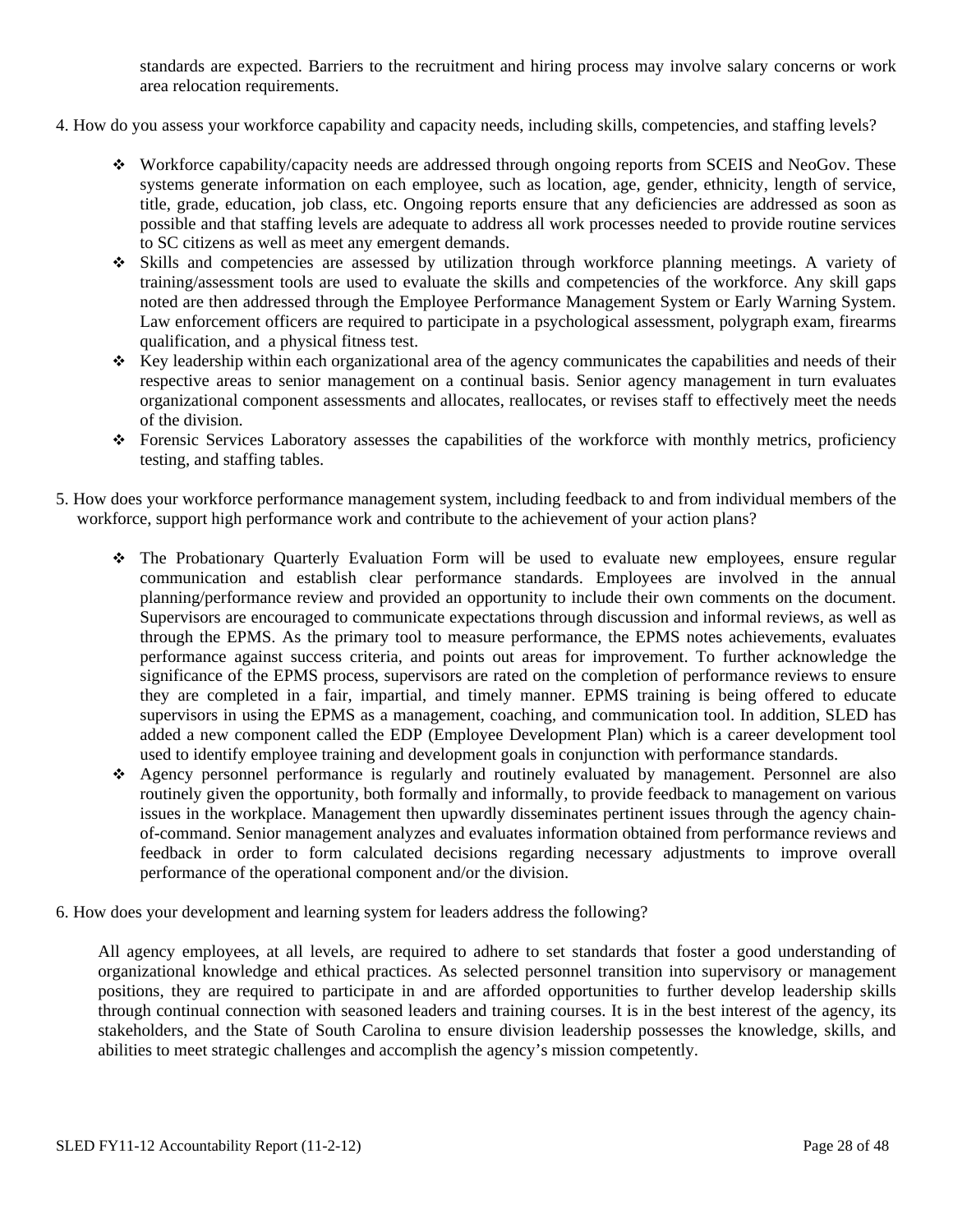standards are expected. Barriers to the recruitment and hiring process may involve salary concerns or work area relocation requirements.

4. How do you assess your workforce capability and capacity needs, including skills, competencies, and staffing levels?

- Workforce capability/capacity needs are addressed through ongoing reports from SCEIS and NeoGov. These systems generate information on each employee, such as location, age, gender, ethnicity, length of service, title, grade, education, job class, etc. Ongoing reports ensure that any deficiencies are addressed as soon as possible and that staffing levels are adequate to address all work processes needed to provide routine services to SC citizens as well as meet any emergent demands.
- Skills and competencies are assessed by utilization through workforce planning meetings. A variety of training/assessment tools are used to evaluate the skills and competencies of the workforce. Any skill gaps noted are then addressed through the Employee Performance Management System or Early Warning System. Law enforcement officers are required to participate in a psychological assessment, polygraph exam, firearms qualification, and a physical fitness test.
- Key leadership within each organizational area of the agency communicates the capabilities and needs of their respective areas to senior management on a continual basis. Senior agency management in turn evaluates organizational component assessments and allocates, reallocates, or revises staff to effectively meet the needs of the division.
- Forensic Services Laboratory assesses the capabilities of the workforce with monthly metrics, proficiency testing, and staffing tables.

5. How does your workforce performance management system, including feedback to and from individual members of the workforce, support high performance work and contribute to the achievement of your action plans?

- The Probationary Quarterly Evaluation Form will be used to evaluate new employees, ensure regular communication and establish clear performance standards. Employees are involved in the annual planning/performance review and provided an opportunity to include their own comments on the document. Supervisors are encouraged to communicate expectations through discussion and informal reviews, as well as through the EPMS. As the primary tool to measure performance, the EPMS notes achievements, evaluates performance against success criteria, and points out areas for improvement. To further acknowledge the significance of the EPMS process, supervisors are rated on the completion of performance reviews to ensure they are completed in a fair, impartial, and timely manner. EPMS training is being offered to educate supervisors in using the EPMS as a management, coaching, and communication tool. In addition, SLED has added a new component called the EDP (Employee Development Plan) which is a career development tool used to identify employee training and development goals in conjunction with performance standards.
- Agency personnel performance is regularly and routinely evaluated by management. Personnel are also routinely given the opportunity, both formally and informally, to provide feedback to management on various issues in the workplace. Management then upwardly disseminates pertinent issues through the agency chain-of-command. Senior management analyzes and evaluates information obtained from performance reviews and feedback in order to form calculated decisions regarding necessary adjustments to improve overall performance of the operational component and/or the division.

6. How does your development and learning system for leaders address the following?

All agency employees, at all levels, are required to adhere to set standards that foster a good understanding of organizational knowledge and ethical practices. As selected personnel transition into supervisory or management positions, they are required to participate in and are afforded opportunities to further develop leadership skills through continual connection with seasoned leaders and training courses. It is in the best interest of the agency, its stakeholders, and the State of South Carolina to ensure division leadership possesses the knowledge, skills, and abilities to meet strategic challenges and accomplish the agency's mission competently.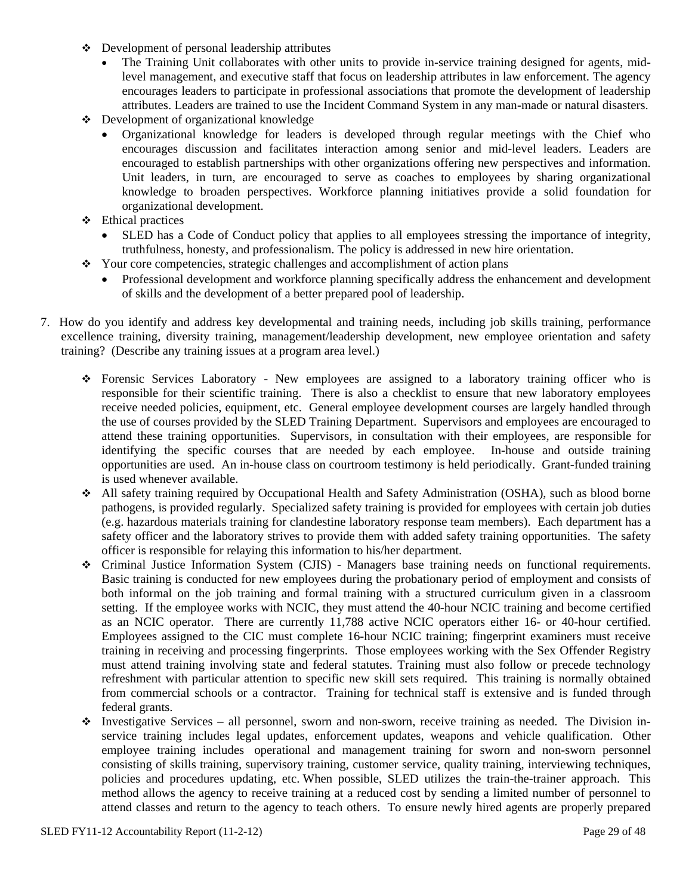- Development of personal leadership attributes
  - The Training Unit collaborates with other units to provide in-service training designed for agents, mid-level management, and executive staff that focus on leadership attributes in law enforcement. The agency encourages leaders to participate in professional associations that promote the development of leadership attributes. Leaders are trained to use the Incident Command System in any man-made or natural disasters.
- Development of organizational knowledge
  - Organizational knowledge for leaders is developed through regular meetings with the Chief who encourages discussion and facilitates interaction among senior and mid-level leaders. Leaders are encouraged to establish partnerships with other organizations offering new perspectives and information. Unit leaders, in turn, are encouraged to serve as coaches to employees by sharing organizational knowledge to broaden perspectives. Workforce planning initiatives provide a solid foundation for organizational development.
- Ethical practices
  - SLED has a Code of Conduct policy that applies to all employees stressing the importance of integrity, truthfulness, honesty, and professionalism. The policy is addressed in new hire orientation.
- Your core competencies, strategic challenges and accomplishment of action plans
  - Professional development and workforce planning specifically address the enhancement and development of skills and the development of a better prepared pool of leadership.

7. How do you identify and address key developmental and training needs, including job skills training, performance excellence training, diversity training, management/leadership development, new employee orientation and safety training? (Describe any training issues at a program area level.)

- Forensic Services Laboratory - New employees are assigned to a laboratory training officer who is responsible for their scientific training. There is also a checklist to ensure that new laboratory employees receive needed policies, equipment, etc. General employee development courses are largely handled through the use of courses provided by the SLED Training Department. Supervisors and employees are encouraged to attend these training opportunities. Supervisors, in consultation with their employees, are responsible for identifying the specific courses that are needed by each employee. In-house and outside training opportunities are used. An in-house class on courtroom testimony is held periodically. Grant-funded training is used whenever available.
- All safety training required by Occupational Health and Safety Administration (OSHA), such as blood borne pathogens, is provided regularly. Specialized safety training is provided for employees with certain job duties (e.g. hazardous materials training for clandestine laboratory response team members). Each department has a safety officer and the laboratory strives to provide them with added safety training opportunities. The safety officer is responsible for relaying this information to his/her department.
- Criminal Justice Information System (CJIS) - Managers base training needs on functional requirements. Basic training is conducted for new employees during the probationary period of employment and consists of both informal on the job training and formal training with a structured curriculum given in a classroom setting. If the employee works with NCIC, they must attend the 40-hour NCIC training and become certified as an NCIC operator. There are currently 11,788 active NCIC operators either 16- or 40-hour certified. Employees assigned to the CIC must complete 16-hour NCIC training; fingerprint examiners must receive training in receiving and processing fingerprints. Those employees working with the Sex Offender Registry must attend training involving state and federal statutes. Training must also follow or precede technology refreshment with particular attention to specific new skill sets required. This training is normally obtained from commercial schools or a contractor. Training for technical staff is extensive and is funded through federal grants.
- Investigative Services – all personnel, sworn and non-sworn, receive training as needed. The Division in-service training includes legal updates, enforcement updates, weapons and vehicle qualification. Other employee training includes operational and management training for sworn and non-sworn personnel consisting of skills training, supervisory training, customer service, quality training, interviewing techniques, policies and procedures updating, etc. When possible, SLED utilizes the train-the-trainer approach. This method allows the agency to receive training at a reduced cost by sending a limited number of personnel to attend classes and return to the agency to teach others. To ensure newly hired agents are properly prepared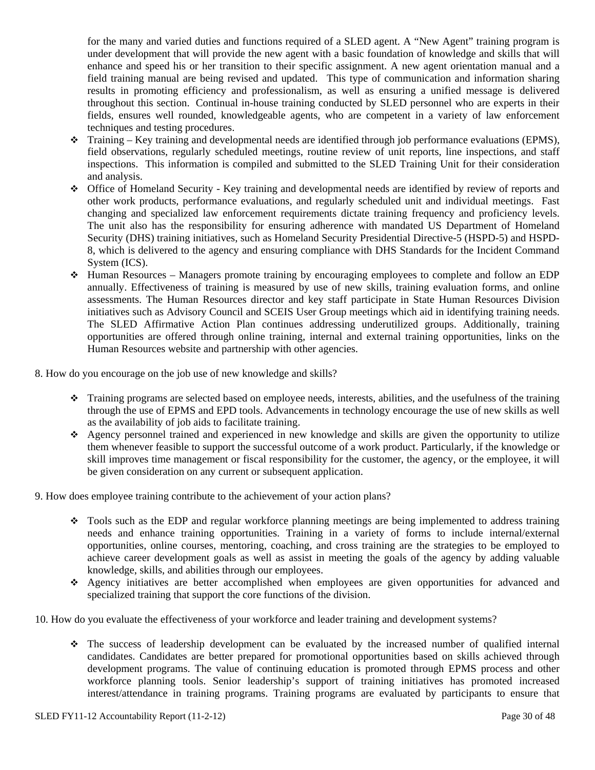for the many and varied duties and functions required of a SLED agent. A "New Agent" training program is under development that will provide the new agent with a basic foundation of knowledge and skills that will enhance and speed his or her transition to their specific assignment. A new agent orientation manual and a field training manual are being revised and updated. This type of communication and information sharing results in promoting efficiency and professionalism, as well as ensuring a unified message is delivered throughout this section. Continual in-house training conducted by SLED personnel who are experts in their fields, ensures well rounded, knowledgeable agents, who are competent in a variety of law enforcement techniques and testing procedures.

- Training – Key training and developmental needs are identified through job performance evaluations (EPMS), field observations, regularly scheduled meetings, routine review of unit reports, line inspections, and staff inspections. This information is compiled and submitted to the SLED Training Unit for their consideration and analysis.
- Office of Homeland Security - Key training and developmental needs are identified by review of reports and other work products, performance evaluations, and regularly scheduled unit and individual meetings. Fast changing and specialized law enforcement requirements dictate training frequency and proficiency levels. The unit also has the responsibility for ensuring adherence with mandated US Department of Homeland Security (DHS) training initiatives, such as Homeland Security Presidential Directive-5 (HSPD-5) and HSPD-8, which is delivered to the agency and ensuring compliance with DHS Standards for the Incident Command System (ICS).
- Human Resources – Managers promote training by encouraging employees to complete and follow an EDP annually. Effectiveness of training is measured by use of new skills, training evaluation forms, and online assessments. The Human Resources director and key staff participate in State Human Resources Division initiatives such as Advisory Council and SCEIS User Group meetings which aid in identifying training needs. The SLED Affirmative Action Plan continues addressing underutilized groups. Additionally, training opportunities are offered through online training, internal and external training opportunities, links on the Human Resources website and partnership with other agencies.

8. How do you encourage on the job use of new knowledge and skills?

- Training programs are selected based on employee needs, interests, abilities, and the usefulness of the training through the use of EPMS and EPD tools. Advancements in technology encourage the use of new skills as well as the availability of job aids to facilitate training.
- Agency personnel trained and experienced in new knowledge and skills are given the opportunity to utilize them whenever feasible to support the successful outcome of a work product. Particularly, if the knowledge or skill improves time management or fiscal responsibility for the customer, the agency, or the employee, it will be given consideration on any current or subsequent application.

9. How does employee training contribute to the achievement of your action plans?

- Tools such as the EDP and regular workforce planning meetings are being implemented to address training needs and enhance training opportunities. Training in a variety of forms to include internal/external opportunities, online courses, mentoring, coaching, and cross training are the strategies to be employed to achieve career development goals as well as assist in meeting the goals of the agency by adding valuable knowledge, skills, and abilities through our employees.
- Agency initiatives are better accomplished when employees are given opportunities for advanced and specialized training that support the core functions of the division.

10. How do you evaluate the effectiveness of your workforce and leader training and development systems?

- The success of leadership development can be evaluated by the increased number of qualified internal candidates. Candidates are better prepared for promotional opportunities based on skills achieved through development programs. The value of continuing education is promoted through EPMS process and other workforce planning tools. Senior leadership's support of training initiatives has promoted increased interest/attendance in training programs. Training programs are evaluated by participants to ensure that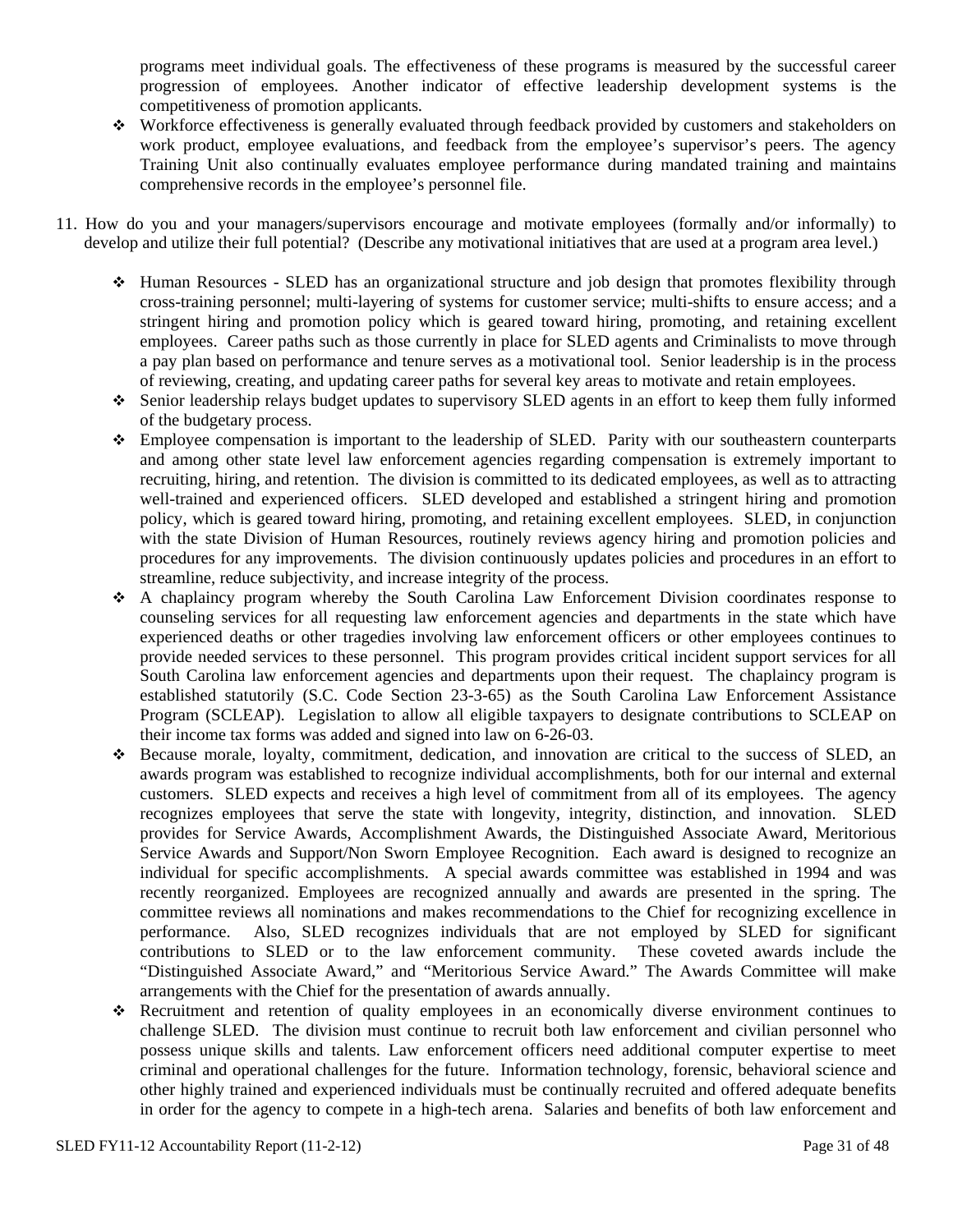programs meet individual goals. The effectiveness of these programs is measured by the successful career progression of employees. Another indicator of effective leadership development systems is the competitiveness of promotion applicants.

- Workforce effectiveness is generally evaluated through feedback provided by customers and stakeholders on work product, employee evaluations, and feedback from the employee's supervisor's peers. The agency Training Unit also continually evaluates employee performance during mandated training and maintains comprehensive records in the employee's personnel file.

11. How do you and your managers/supervisors encourage and motivate employees (formally and/or informally) to develop and utilize their full potential? (Describe any motivational initiatives that are used at a program area level.)

- Human Resources - SLED has an organizational structure and job design that promotes flexibility through cross-training personnel; multi-layering of systems for customer service; multi-shifts to ensure access; and a stringent hiring and promotion policy which is geared toward hiring, promoting, and retaining excellent employees. Career paths such as those currently in place for SLED agents and Criminalists to move through a pay plan based on performance and tenure serves as a motivational tool. Senior leadership is in the process of reviewing, creating, and updating career paths for several key areas to motivate and retain employees.
- Senior leadership relays budget updates to supervisory SLED agents in an effort to keep them fully informed of the budgetary process.
- Employee compensation is important to the leadership of SLED. Parity with our southeastern counterparts and among other state level law enforcement agencies regarding compensation is extremely important to recruiting, hiring, and retention. The division is committed to its dedicated employees, as well as to attracting well-trained and experienced officers. SLED developed and established a stringent hiring and promotion policy, which is geared toward hiring, promoting, and retaining excellent employees. SLED, in conjunction with the state Division of Human Resources, routinely reviews agency hiring and promotion policies and procedures for any improvements. The division continuously updates policies and procedures in an effort to streamline, reduce subjectivity, and increase integrity of the process.
- A chaplaincy program whereby the South Carolina Law Enforcement Division coordinates response to counseling services for all requesting law enforcement agencies and departments in the state which have experienced deaths or other tragedies involving law enforcement officers or other employees continues to provide needed services to these personnel. This program provides critical incident support services for all South Carolina law enforcement agencies and departments upon their request. The chaplaincy program is established statutorily (S.C. Code Section 23-3-65) as the South Carolina Law Enforcement Assistance Program (SCLEAP). Legislation to allow all eligible taxpayers to designate contributions to SCLEAP on their income tax forms was added and signed into law on 6-26-03.
- Because morale, loyalty, commitment, dedication, and innovation are critical to the success of SLED, an awards program was established to recognize individual accomplishments, both for our internal and external customers. SLED expects and receives a high level of commitment from all of its employees. The agency recognizes employees that serve the state with longevity, integrity, distinction, and innovation. SLED provides for Service Awards, Accomplishment Awards, the Distinguished Associate Award, Meritorious Service Awards and Support/Non Sworn Employee Recognition. Each award is designed to recognize an individual for specific accomplishments. A special awards committee was established in 1994 and was recently reorganized. Employees are recognized annually and awards are presented in the spring. The committee reviews all nominations and makes recommendations to the Chief for recognizing excellence in performance. Also, SLED recognizes individuals that are not employed by SLED for significant contributions to SLED or to the law enforcement community. These coveted awards include the "Distinguished Associate Award," and "Meritorious Service Award." The Awards Committee will make arrangements with the Chief for the presentation of awards annually.
- Recruitment and retention of quality employees in an economically diverse environment continues to challenge SLED. The division must continue to recruit both law enforcement and civilian personnel who possess unique skills and talents. Law enforcement officers need additional computer expertise to meet criminal and operational challenges for the future. Information technology, forensic, behavioral science and other highly trained and experienced individuals must be continually recruited and offered adequate benefits in order for the agency to compete in a high-tech arena. Salaries and benefits of both law enforcement and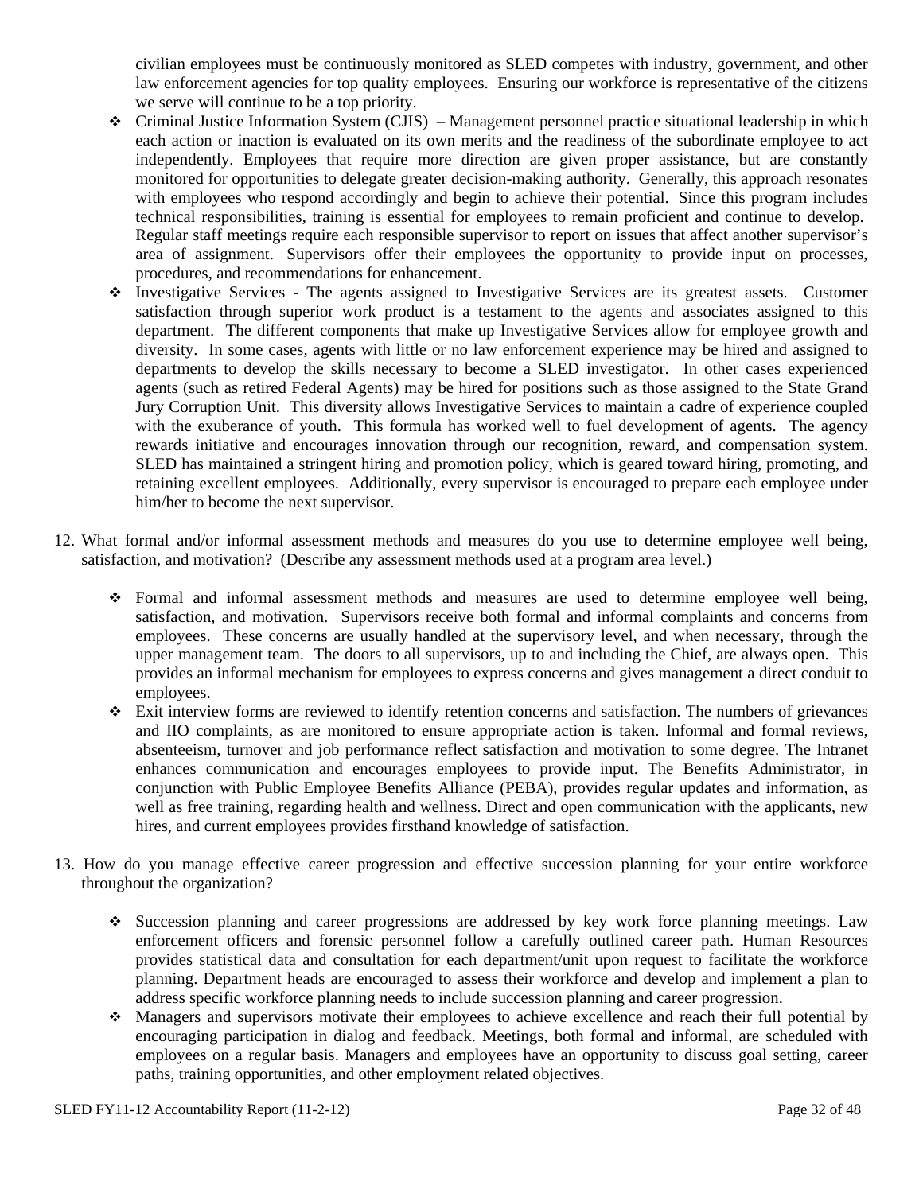civilian employees must be continuously monitored as SLED competes with industry, government, and other law enforcement agencies for top quality employees. Ensuring our workforce is representative of the citizens we serve will continue to be a top priority.

- Criminal Justice Information System (CJIS) – Management personnel practice situational leadership in which each action or inaction is evaluated on its own merits and the readiness of the subordinate employee to act independently. Employees that require more direction are given proper assistance, but are constantly monitored for opportunities to delegate greater decision-making authority. Generally, this approach resonates with employees who respond accordingly and begin to achieve their potential. Since this program includes technical responsibilities, training is essential for employees to remain proficient and continue to develop. Regular staff meetings require each responsible supervisor to report on issues that affect another supervisor's area of assignment. Supervisors offer their employees the opportunity to provide input on processes, procedures, and recommendations for enhancement.
- Investigative Services - The agents assigned to Investigative Services are its greatest assets. Customer satisfaction through superior work product is a testament to the agents and associates assigned to this department. The different components that make up Investigative Services allow for employee growth and diversity. In some cases, agents with little or no law enforcement experience may be hired and assigned to departments to develop the skills necessary to become a SLED investigator. In other cases experienced agents (such as retired Federal Agents) may be hired for positions such as those assigned to the State Grand Jury Corruption Unit. This diversity allows Investigative Services to maintain a cadre of experience coupled with the exuberance of youth. This formula has worked well to fuel development of agents. The agency rewards initiative and encourages innovation through our recognition, reward, and compensation system. SLED has maintained a stringent hiring and promotion policy, which is geared toward hiring, promoting, and retaining excellent employees. Additionally, every supervisor is encouraged to prepare each employee under him/her to become the next supervisor.

12. What formal and/or informal assessment methods and measures do you use to determine employee well being, satisfaction, and motivation? (Describe any assessment methods used at a program area level.)

    - Formal and informal assessment methods and measures are used to determine employee well being, satisfaction, and motivation. Supervisors receive both formal and informal complaints and concerns from employees. These concerns are usually handled at the supervisory level, and when necessary, through the upper management team. The doors to all supervisors, up to and including the Chief, are always open. This provides an informal mechanism for employees to express concerns and gives management a direct conduit to employees.
    - Exit interview forms are reviewed to identify retention concerns and satisfaction. The numbers of grievances and IIO complaints, as are monitored to ensure appropriate action is taken. Informal and formal reviews, absenteeism, turnover and job performance reflect satisfaction and motivation to some degree. The Intranet enhances communication and encourages employees to provide input. The Benefits Administrator, in conjunction with Public Employee Benefits Alliance (PEBA), provides regular updates and information, as well as free training, regarding health and wellness. Direct and open communication with the applicants, new hires, and current employees provides firsthand knowledge of satisfaction.

13. How do you manage effective career progression and effective succession planning for your entire workforce throughout the organization?

    - Succession planning and career progressions are addressed by key work force planning meetings. Law enforcement officers and forensic personnel follow a carefully outlined career path. Human Resources provides statistical data and consultation for each department/unit upon request to facilitate the workforce planning. Department heads are encouraged to assess their workforce and develop and implement a plan to address specific workforce planning needs to include succession planning and career progression.
    - Managers and supervisors motivate their employees to achieve excellence and reach their full potential by encouraging participation in dialog and feedback. Meetings, both formal and informal, are scheduled with employees on a regular basis. Managers and employees have an opportunity to discuss goal setting, career paths, training opportunities, and other employment related objectives.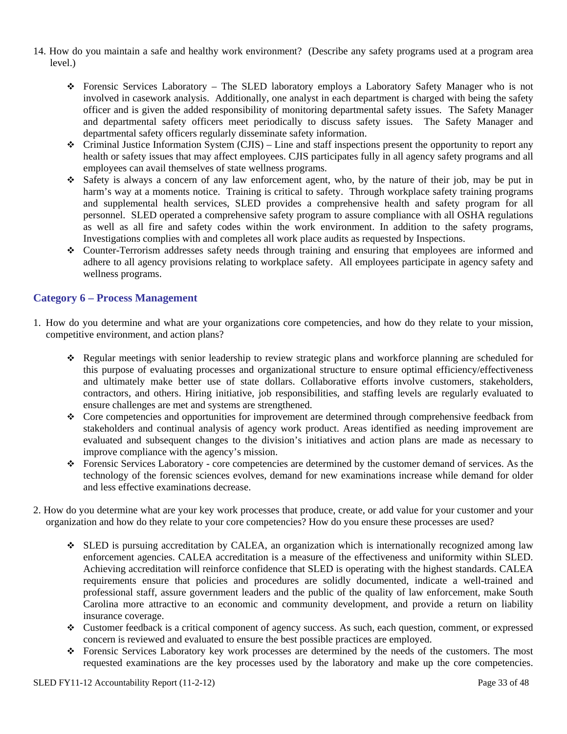14. How do you maintain a safe and healthy work environment? (Describe any safety programs used at a program area level.)

    - Forensic Services Laboratory – The SLED laboratory employs a Laboratory Safety Manager who is not involved in casework analysis. Additionally, one analyst in each department is charged with being the safety officer and is given the added responsibility of monitoring departmental safety issues. The Safety Manager and departmental safety officers meet periodically to discuss safety issues. The Safety Manager and departmental safety officers regularly disseminate safety information.
    - Criminal Justice Information System (CJIS) – Line and staff inspections present the opportunity to report any health or safety issues that may affect employees. CJIS participates fully in all agency safety programs and all employees can avail themselves of state wellness programs.
    - Safety is always a concern of any law enforcement agent, who, by the nature of their job, may be put in harm's way at a moments notice. Training is critical to safety. Through workplace safety training programs and supplemental health services, SLED provides a comprehensive health and safety program for all personnel. SLED operated a comprehensive safety program to assure compliance with all OSHA regulations as well as all fire and safety codes within the work environment. In addition to the safety programs, Investigations complies with and completes all work place audits as requested by Inspections.
    - Counter-Terrorism addresses safety needs through training and ensuring that employees are informed and adhere to all agency provisions relating to workplace safety. All employees participate in agency safety and wellness programs.

## Category 6 – Process Management

1. How do you determine and what are your organizations core competencies, and how do they relate to your mission, competitive environment, and action plans?

    - Regular meetings with senior leadership to review strategic plans and workforce planning are scheduled for this purpose of evaluating processes and organizational structure to ensure optimal efficiency/effectiveness and ultimately make better use of state dollars. Collaborative efforts involve customers, stakeholders, contractors, and others. Hiring initiative, job responsibilities, and staffing levels are regularly evaluated to ensure challenges are met and systems are strengthened.
    - Core competencies and opportunities for improvement are determined through comprehensive feedback from stakeholders and continual analysis of agency work product. Areas identified as needing improvement are evaluated and subsequent changes to the division's initiatives and action plans are made as necessary to improve compliance with the agency's mission.
    - Forensic Services Laboratory - core competencies are determined by the customer demand of services. As the technology of the forensic sciences evolves, demand for new examinations increase while demand for older and less effective examinations decrease.

2. How do you determine what are your key work processes that produce, create, or add value for your customer and your organization and how do they relate to your core competencies? How do you ensure these processes are used?

    - SLED is pursuing accreditation by CALEA, an organization which is internationally recognized among law enforcement agencies. CALEA accreditation is a measure of the effectiveness and uniformity within SLED. Achieving accreditation will reinforce confidence that SLED is operating with the highest standards. CALEA requirements ensure that policies and procedures are solidly documented, indicate a well-trained and professional staff, assure government leaders and the public of the quality of law enforcement, make South Carolina more attractive to an economic and community development, and provide a return on liability insurance coverage.
    - Customer feedback is a critical component of agency success. As such, each question, comment, or expressed concern is reviewed and evaluated to ensure the best possible practices are employed.
    - Forensic Services Laboratory key work processes are determined by the needs of the customers. The most requested examinations are the key processes used by the laboratory and make up the core competencies.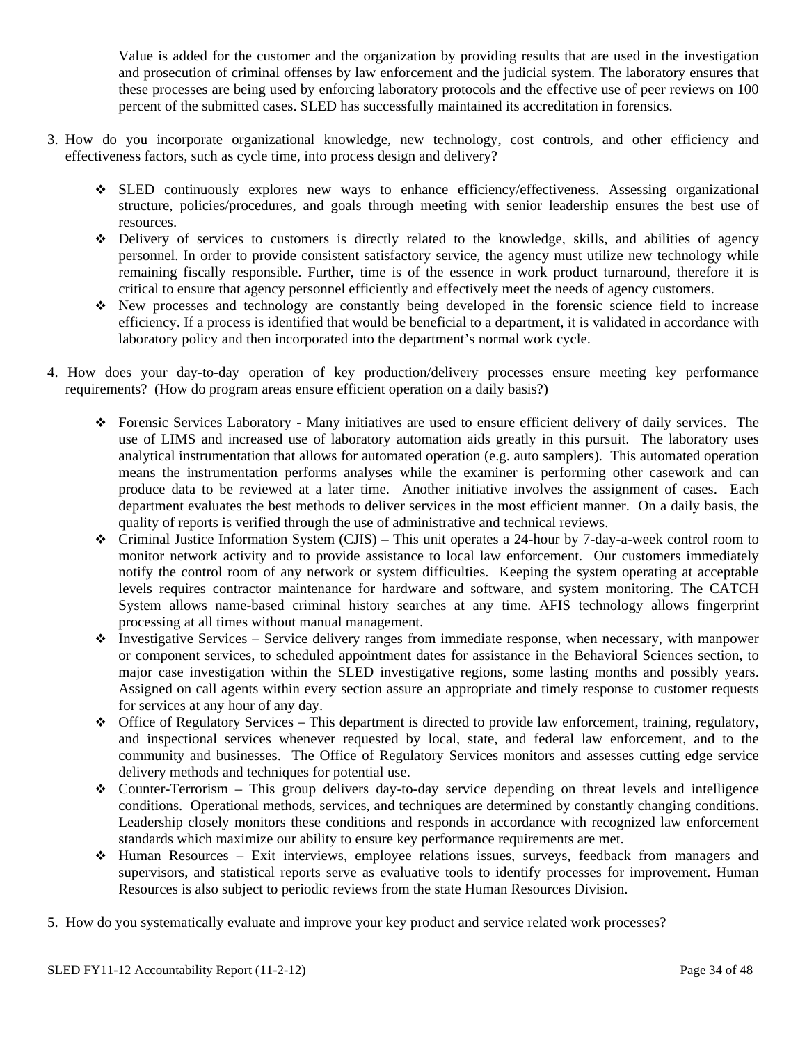Value is added for the customer and the organization by providing results that are used in the investigation and prosecution of criminal offenses by law enforcement and the judicial system. The laboratory ensures that these processes are being used by enforcing laboratory protocols and the effective use of peer reviews on 100 percent of the submitted cases. SLED has successfully maintained its accreditation in forensics.

3. How do you incorporate organizational knowledge, new technology, cost controls, and other efficiency and effectiveness factors, such as cycle time, into process design and delivery?

   - SLED continuously explores new ways to enhance efficiency/effectiveness. Assessing organizational structure, policies/procedures, and goals through meeting with senior leadership ensures the best use of resources.
   - Delivery of services to customers is directly related to the knowledge, skills, and abilities of agency personnel. In order to provide consistent satisfactory service, the agency must utilize new technology while remaining fiscally responsible. Further, time is of the essence in work product turnaround, therefore it is critical to ensure that agency personnel efficiently and effectively meet the needs of agency customers.
   - New processes and technology are constantly being developed in the forensic science field to increase efficiency. If a process is identified that would be beneficial to a department, it is validated in accordance with laboratory policy and then incorporated into the department's normal work cycle.

4. How does your day-to-day operation of key production/delivery processes ensure meeting key performance requirements? (How do program areas ensure efficient operation on a daily basis?)

   - Forensic Services Laboratory - Many initiatives are used to ensure efficient delivery of daily services. The use of LIMS and increased use of laboratory automation aids greatly in this pursuit. The laboratory uses analytical instrumentation that allows for automated operation (e.g. auto samplers). This automated operation means the instrumentation performs analyses while the examiner is performing other casework and can produce data to be reviewed at a later time. Another initiative involves the assignment of cases. Each department evaluates the best methods to deliver services in the most efficient manner. On a daily basis, the quality of reports is verified through the use of administrative and technical reviews.
   - Criminal Justice Information System (CJIS) – This unit operates a 24-hour by 7-day-a-week control room to monitor network activity and to provide assistance to local law enforcement. Our customers immediately notify the control room of any network or system difficulties. Keeping the system operating at acceptable levels requires contractor maintenance for hardware and software, and system monitoring. The CATCH System allows name-based criminal history searches at any time. AFIS technology allows fingerprint processing at all times without manual management.
   - Investigative Services – Service delivery ranges from immediate response, when necessary, with manpower or component services, to scheduled appointment dates for assistance in the Behavioral Sciences section, to major case investigation within the SLED investigative regions, some lasting months and possibly years. Assigned on call agents within every section assure an appropriate and timely response to customer requests for services at any hour of any day.
   - Office of Regulatory Services – This department is directed to provide law enforcement, training, regulatory, and inspectional services whenever requested by local, state, and federal law enforcement, and to the community and businesses. The Office of Regulatory Services monitors and assesses cutting edge service delivery methods and techniques for potential use.
   - Counter-Terrorism – This group delivers day-to-day service depending on threat levels and intelligence conditions. Operational methods, services, and techniques are determined by constantly changing conditions. Leadership closely monitors these conditions and responds in accordance with recognized law enforcement standards which maximize our ability to ensure key performance requirements are met.
   - Human Resources – Exit interviews, employee relations issues, surveys, feedback from managers and supervisors, and statistical reports serve as evaluative tools to identify processes for improvement. Human Resources is also subject to periodic reviews from the state Human Resources Division.

5. How do you systematically evaluate and improve your key product and service related work processes?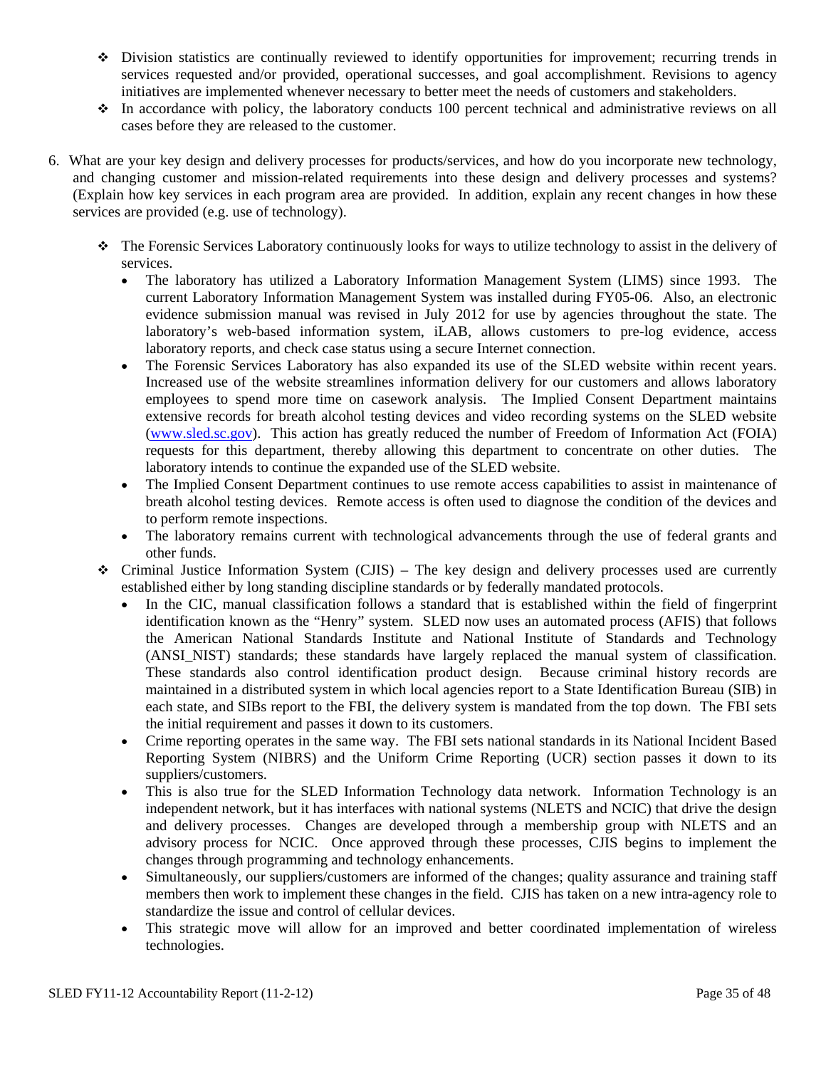- Division statistics are continually reviewed to identify opportunities for improvement; recurring trends in services requested and/or provided, operational successes, and goal accomplishment. Revisions to agency initiatives are implemented whenever necessary to better meet the needs of customers and stakeholders.
- In accordance with policy, the laboratory conducts 100 percent technical and administrative reviews on all cases before they are released to the customer.

6. What are your key design and delivery processes for products/services, and how do you incorporate new technology, and changing customer and mission-related requirements into these design and delivery processes and systems? (Explain how key services in each program area are provided. In addition, explain any recent changes in how these services are provided (e.g. use of technology).

   - The Forensic Services Laboratory continuously looks for ways to utilize technology to assist in the delivery of services.
     - The laboratory has utilized a Laboratory Information Management System (LIMS) since 1993. The current Laboratory Information Management System was installed during FY05-06. Also, an electronic evidence submission manual was revised in July 2012 for use by agencies throughout the state. The laboratory's web-based information system, iLAB, allows customers to pre-log evidence, access laboratory reports, and check case status using a secure Internet connection.
     - The Forensic Services Laboratory has also expanded its use of the SLED website within recent years. Increased use of the website streamlines information delivery for our customers and allows laboratory employees to spend more time on casework analysis. The Implied Consent Department maintains extensive records for breath alcohol testing devices and video recording systems on the SLED website (www.sled.sc.gov). This action has greatly reduced the number of Freedom of Information Act (FOIA) requests for this department, thereby allowing this department to concentrate on other duties. The laboratory intends to continue the expanded use of the SLED website.
     - The Implied Consent Department continues to use remote access capabilities to assist in maintenance of breath alcohol testing devices. Remote access is often used to diagnose the condition of the devices and to perform remote inspections.
     - The laboratory remains current with technological advancements through the use of federal grants and other funds.
   - Criminal Justice Information System (CJIS) – The key design and delivery processes used are currently established either by long standing discipline standards or by federally mandated protocols.
     - In the CIC, manual classification follows a standard that is established within the field of fingerprint identification known as the "Henry" system. SLED now uses an automated process (AFIS) that follows the American National Standards Institute and National Institute of Standards and Technology (ANSI_NIST) standards; these standards have largely replaced the manual system of classification. These standards also control identification product design. Because criminal history records are maintained in a distributed system in which local agencies report to a State Identification Bureau (SIB) in each state, and SIBs report to the FBI, the delivery system is mandated from the top down. The FBI sets the initial requirement and passes it down to its customers.
     - Crime reporting operates in the same way. The FBI sets national standards in its National Incident Based Reporting System (NIBRS) and the Uniform Crime Reporting (UCR) section passes it down to its suppliers/customers.
     - This is also true for the SLED Information Technology data network. Information Technology is an independent network, but it has interfaces with national systems (NLETS and NCIC) that drive the design and delivery processes. Changes are developed through a membership group with NLETS and an advisory process for NCIC. Once approved through these processes, CJIS begins to implement the changes through programming and technology enhancements.
     - Simultaneously, our suppliers/customers are informed of the changes; quality assurance and training staff members then work to implement these changes in the field. CJIS has taken on a new intra-agency role to standardize the issue and control of cellular devices.
     - This strategic move will allow for an improved and better coordinated implementation of wireless technologies.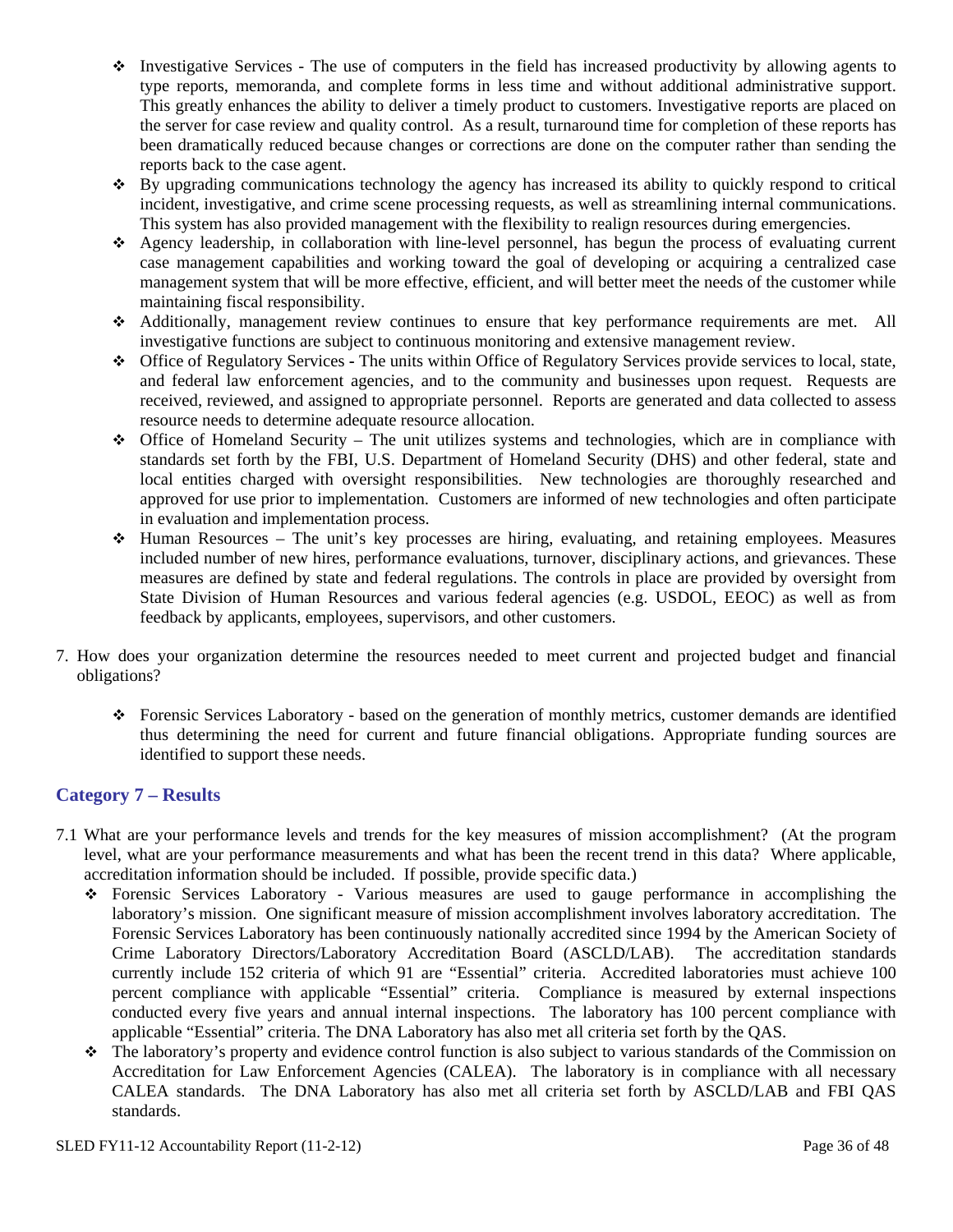- Investigative Services - The use of computers in the field has increased productivity by allowing agents to type reports, memoranda, and complete forms in less time and without additional administrative support. This greatly enhances the ability to deliver a timely product to customers. Investigative reports are placed on the server for case review and quality control. As a result, turnaround time for completion of these reports has been dramatically reduced because changes or corrections are done on the computer rather than sending the reports back to the case agent.
- By upgrading communications technology the agency has increased its ability to quickly respond to critical incident, investigative, and crime scene processing requests, as well as streamlining internal communications. This system has also provided management with the flexibility to realign resources during emergencies.
- Agency leadership, in collaboration with line-level personnel, has begun the process of evaluating current case management capabilities and working toward the goal of developing or acquiring a centralized case management system that will be more effective, efficient, and will better meet the needs of the customer while maintaining fiscal responsibility.
- Additionally, management review continues to ensure that key performance requirements are met. All investigative functions are subject to continuous monitoring and extensive management review.
- Office of Regulatory Services - The units within Office of Regulatory Services provide services to local, state, and federal law enforcement agencies, and to the community and businesses upon request. Requests are received, reviewed, and assigned to appropriate personnel. Reports are generated and data collected to assess resource needs to determine adequate resource allocation.
- Office of Homeland Security – The unit utilizes systems and technologies, which are in compliance with standards set forth by the FBI, U.S. Department of Homeland Security (DHS) and other federal, state and local entities charged with oversight responsibilities. New technologies are thoroughly researched and approved for use prior to implementation. Customers are informed of new technologies and often participate in evaluation and implementation process.
- Human Resources – The unit's key processes are hiring, evaluating, and retaining employees. Measures included number of new hires, performance evaluations, turnover, disciplinary actions, and grievances. These measures are defined by state and federal regulations. The controls in place are provided by oversight from State Division of Human Resources and various federal agencies (e.g. USDOL, EEOC) as well as from feedback by applicants, employees, supervisors, and other customers.

7. How does your organization determine the resources needed to meet current and projected budget and financial obligations?

   - Forensic Services Laboratory - based on the generation of monthly metrics, customer demands are identified thus determining the need for current and future financial obligations. Appropriate funding sources are identified to support these needs.

## Category 7 – Results

7.1 What are your performance levels and trends for the key measures of mission accomplishment? (At the program level, what are your performance measurements and what has been the recent trend in this data? Where applicable, accreditation information should be included. If possible, provide specific data.)

- Forensic Services Laboratory - Various measures are used to gauge performance in accomplishing the laboratory's mission. One significant measure of mission accomplishment involves laboratory accreditation. The Forensic Services Laboratory has been continuously nationally accredited since 1994 by the American Society of Crime Laboratory Directors/Laboratory Accreditation Board (ASCLD/LAB). The accreditation standards currently include 152 criteria of which 91 are "Essential" criteria. Accredited laboratories must achieve 100 percent compliance with applicable "Essential" criteria. Compliance is measured by external inspections conducted every five years and annual internal inspections. The laboratory has 100 percent compliance with applicable "Essential" criteria. The DNA Laboratory has also met all criteria set forth by the QAS.
- The laboratory's property and evidence control function is also subject to various standards of the Commission on Accreditation for Law Enforcement Agencies (CALEA). The laboratory is in compliance with all necessary CALEA standards. The DNA Laboratory has also met all criteria set forth by ASCLD/LAB and FBI QAS standards.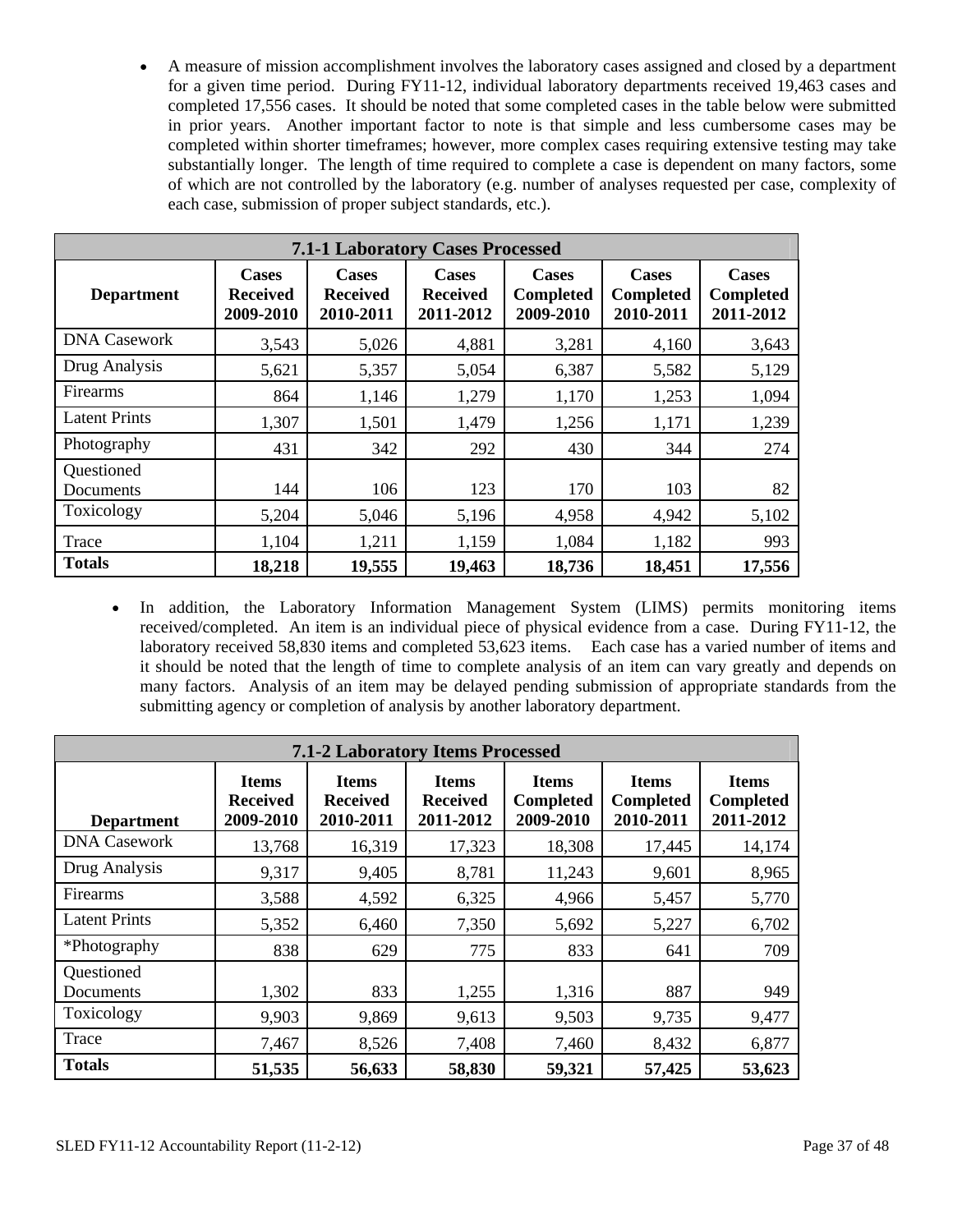- A measure of mission accomplishment involves the laboratory cases assigned and closed by a department for a given time period. During FY11-12, individual laboratory departments received 19,463 cases and completed 17,556 cases. It should be noted that some completed cases in the table below were submitted in prior years. Another important factor to note is that simple and less cumbersome cases may be completed within shorter timeframes; however, more complex cases requiring extensive testing may take substantially longer. The length of time required to complete a case is dependent on many factors, some of which are not controlled by the laboratory (e.g. number of analyses requested per case, complexity of each case, submission of proper subject standards, etc.).

**7.1-1 Laboratory Cases Processed**

| Department | Cases Received 2009-2010 | Cases Received 2010-2011 | Cases Received 2011-2012 | Cases Completed 2009-2010 | Cases Completed 2010-2011 | Cases Completed 2011-2012 |
|---|---|---|---|---|---|---|
| DNA Casework | 3,543 | 5,026 | 4,881 | 3,281 | 4,160 | 3,643 |
| Drug Analysis | 5,621 | 5,357 | 5,054 | 6,387 | 5,582 | 5,129 |
| Firearms | 864 | 1,146 | 1,279 | 1,170 | 1,253 | 1,094 |
| Latent Prints | 1,307 | 1,501 | 1,479 | 1,256 | 1,171 | 1,239 |
| Photography | 431 | 342 | 292 | 430 | 344 | 274 |
| Questioned Documents | 144 | 106 | 123 | 170 | 103 | 82 |
| Toxicology | 5,204 | 5,046 | 5,196 | 4,958 | 4,942 | 5,102 |
| Trace | 1,104 | 1,211 | 1,159 | 1,084 | 1,182 | 993 |
| **Totals** | **18,218** | **19,555** | **19,463** | **18,736** | **18,451** | **17,556** |

- In addition, the Laboratory Information Management System (LIMS) permits monitoring items received/completed. An item is an individual piece of physical evidence from a case. During FY11-12, the laboratory received 58,830 items and completed 53,623 items. Each case has a varied number of items and it should be noted that the length of time to complete analysis of an item can vary greatly and depends on many factors. Analysis of an item may be delayed pending submission of appropriate standards from the submitting agency or completion of analysis by another laboratory department.

**7.1-2 Laboratory Items Processed**

| Department | Items Received 2009-2010 | Items Received 2010-2011 | Items Received 2011-2012 | Items Completed 2009-2010 | Items Completed 2010-2011 | Items Completed 2011-2012 |
|---|---|---|---|---|---|---|
| DNA Casework | 13,768 | 16,319 | 17,323 | 18,308 | 17,445 | 14,174 |
| Drug Analysis | 9,317 | 9,405 | 8,781 | 11,243 | 9,601 | 8,965 |
| Firearms | 3,588 | 4,592 | 6,325 | 4,966 | 5,457 | 5,770 |
| Latent Prints | 5,352 | 6,460 | 7,350 | 5,692 | 5,227 | 6,702 |
| *Photography | 838 | 629 | 775 | 833 | 641 | 709 |
| Questioned Documents | 1,302 | 833 | 1,255 | 1,316 | 887 | 949 |
| Toxicology | 9,903 | 9,869 | 9,613 | 9,503 | 9,735 | 9,477 |
| Trace | 7,467 | 8,526 | 7,408 | 7,460 | 8,432 | 6,877 |
| **Totals** | **51,535** | **56,633** | **58,830** | **59,321** | **57,425** | **53,623** |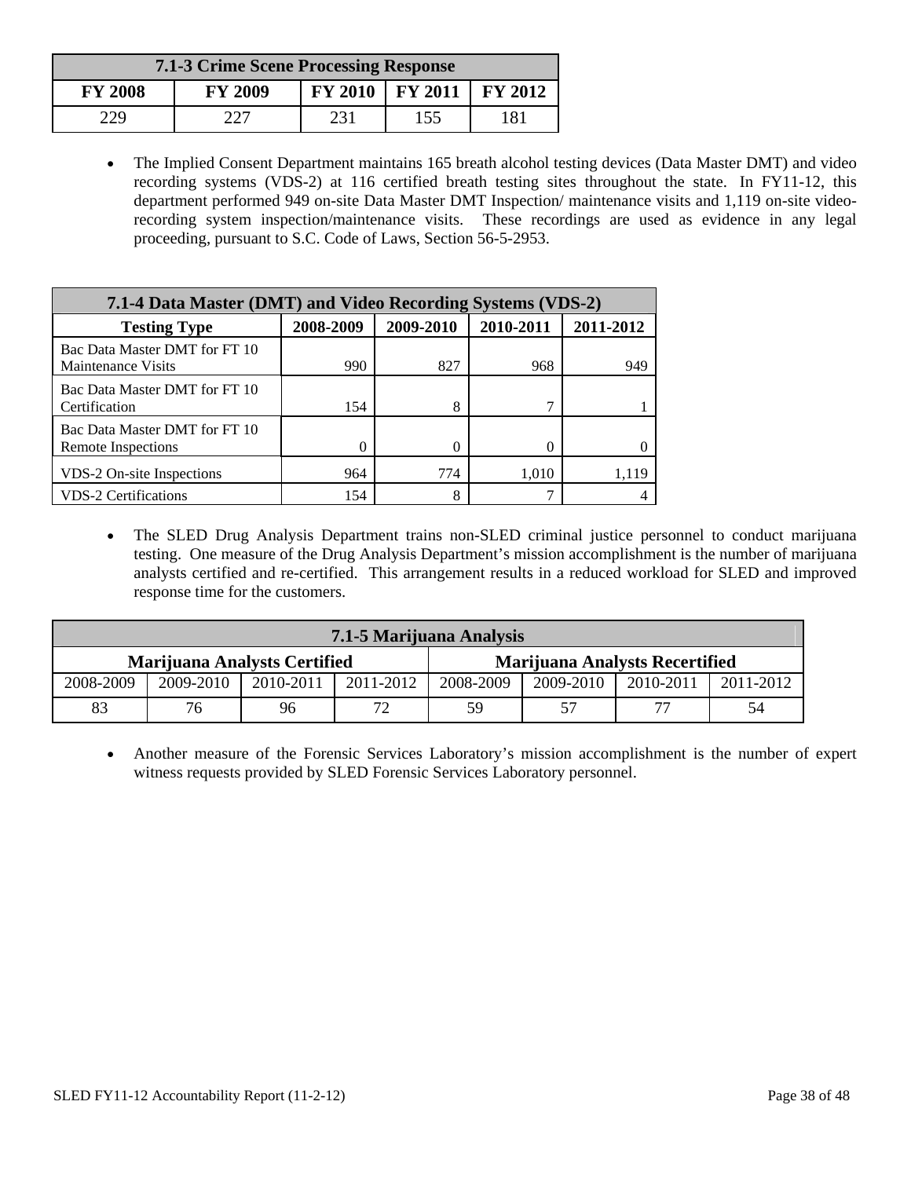| 7.1-3 Crime Scene Processing Response | | | | |
|---|---|---|---|---|
| FY 2008 | FY 2009 | FY 2010 | FY 2011 | FY 2012 |
| 229 | 227 | 231 | 155 | 181 |

- The Implied Consent Department maintains 165 breath alcohol testing devices (Data Master DMT) and video recording systems (VDS-2) at 116 certified breath testing sites throughout the state. In FY11-12, this department performed 949 on-site Data Master DMT Inspection/ maintenance visits and 1,119 on-site video-recording system inspection/maintenance visits. These recordings are used as evidence in any legal proceeding, pursuant to S.C. Code of Laws, Section 56-5-2953.

| 7.1-4 Data Master (DMT) and Video Recording Systems (VDS-2) | | | | |
|---|---|---|---|---|
| Testing Type | 2008-2009 | 2009-2010 | 2010-2011 | 2011-2012 |
| Bac Data Master DMT for FT 10 Maintenance Visits | 990 | 827 | 968 | 949 |
| Bac Data Master DMT for FT 10 Certification | 154 | 8 | 7 | 1 |
| Bac Data Master DMT for FT 10 Remote Inspections | 0 | 0 | 0 | 0 |
| VDS-2 On-site Inspections | 964 | 774 | 1,010 | 1,119 |
| VDS-2 Certifications | 154 | 8 | 7 | 4 |

- The SLED Drug Analysis Department trains non-SLED criminal justice personnel to conduct marijuana testing. One measure of the Drug Analysis Department's mission accomplishment is the number of marijuana analysts certified and re-certified. This arrangement results in a reduced workload for SLED and improved response time for the customers.

| 7.1-5 Marijuana Analysis | | | | | | | |
|---|---|---|---|---|---|---|---|
| Marijuana Analysts Certified | | | | Marijuana Analysts Recertified | | | |
| 2008-2009 | 2009-2010 | 2010-2011 | 2011-2012 | 2008-2009 | 2009-2010 | 2010-2011 | 2011-2012 |
| 83 | 76 | 96 | 72 | 59 | 57 | 77 | 54 |

- Another measure of the Forensic Services Laboratory's mission accomplishment is the number of expert witness requests provided by SLED Forensic Services Laboratory personnel.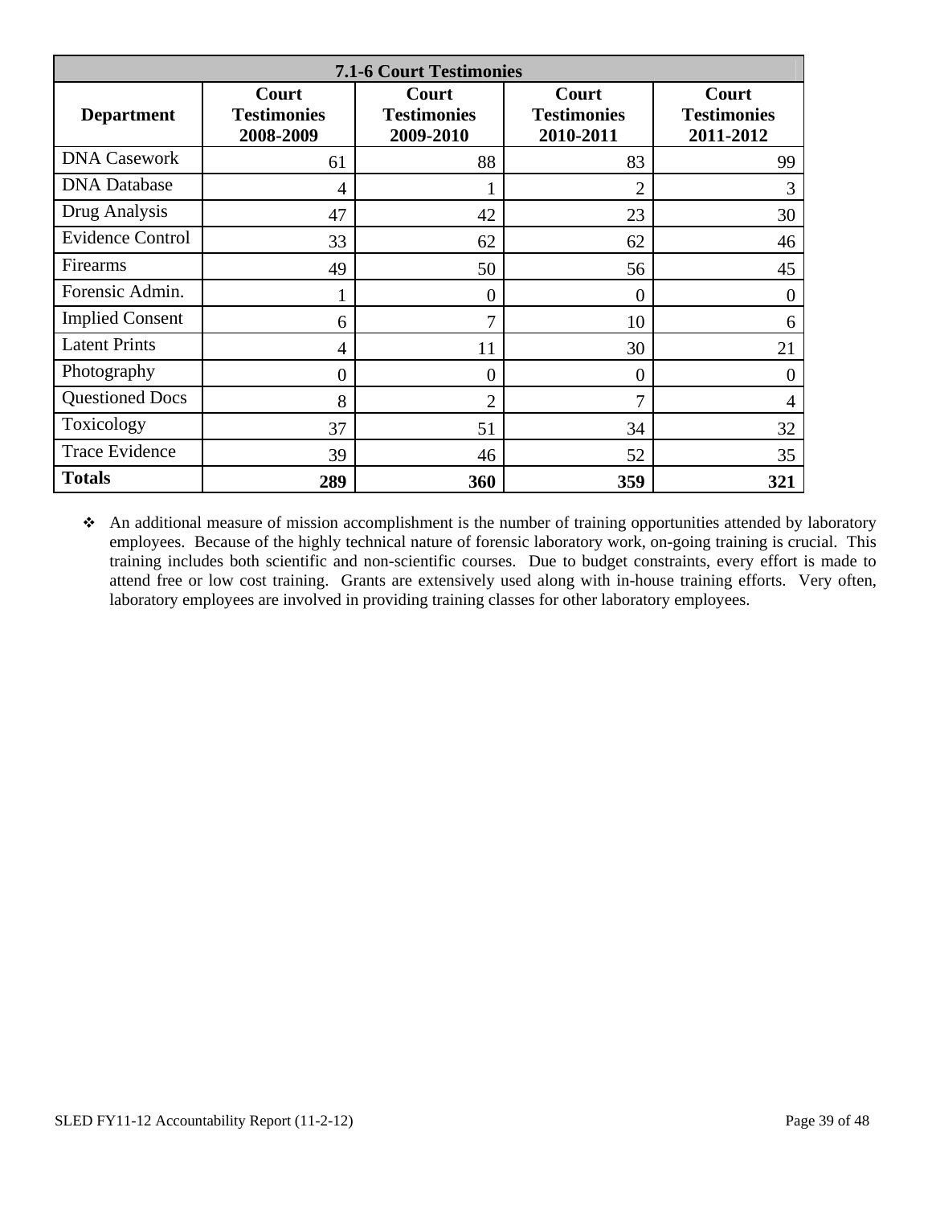| 7.1-6 Court Testimonies | | | | |
|---|---|---|---|---|
| **Department** | **Court Testimonies 2008-2009** | **Court Testimonies 2009-2010** | **Court Testimonies 2010-2011** | **Court Testimonies 2011-2012** |
| DNA Casework | 61 | 88 | 83 | 99 |
| DNA Database | 4 | 1 | 2 | 3 |
| Drug Analysis | 47 | 42 | 23 | 30 |
| Evidence Control | 33 | 62 | 62 | 46 |
| Firearms | 49 | 50 | 56 | 45 |
| Forensic Admin. | 1 | 0 | 0 | 0 |
| Implied Consent | 6 | 7 | 10 | 6 |
| Latent Prints | 4 | 11 | 30 | 21 |
| Photography | 0 | 0 | 0 | 0 |
| Questioned Docs | 8 | 2 | 7 | 4 |
| Toxicology | 37 | 51 | 34 | 32 |
| Trace Evidence | 39 | 46 | 52 | 35 |
| **Totals** | **289** | **360** | **359** | **321** |

- An additional measure of mission accomplishment is the number of training opportunities attended by laboratory employees. Because of the highly technical nature of forensic laboratory work, on-going training is crucial. This training includes both scientific and non-scientific courses. Due to budget constraints, every effort is made to attend free or low cost training. Grants are extensively used along with in-house training efforts. Very often, laboratory employees are involved in providing training classes for other laboratory employees.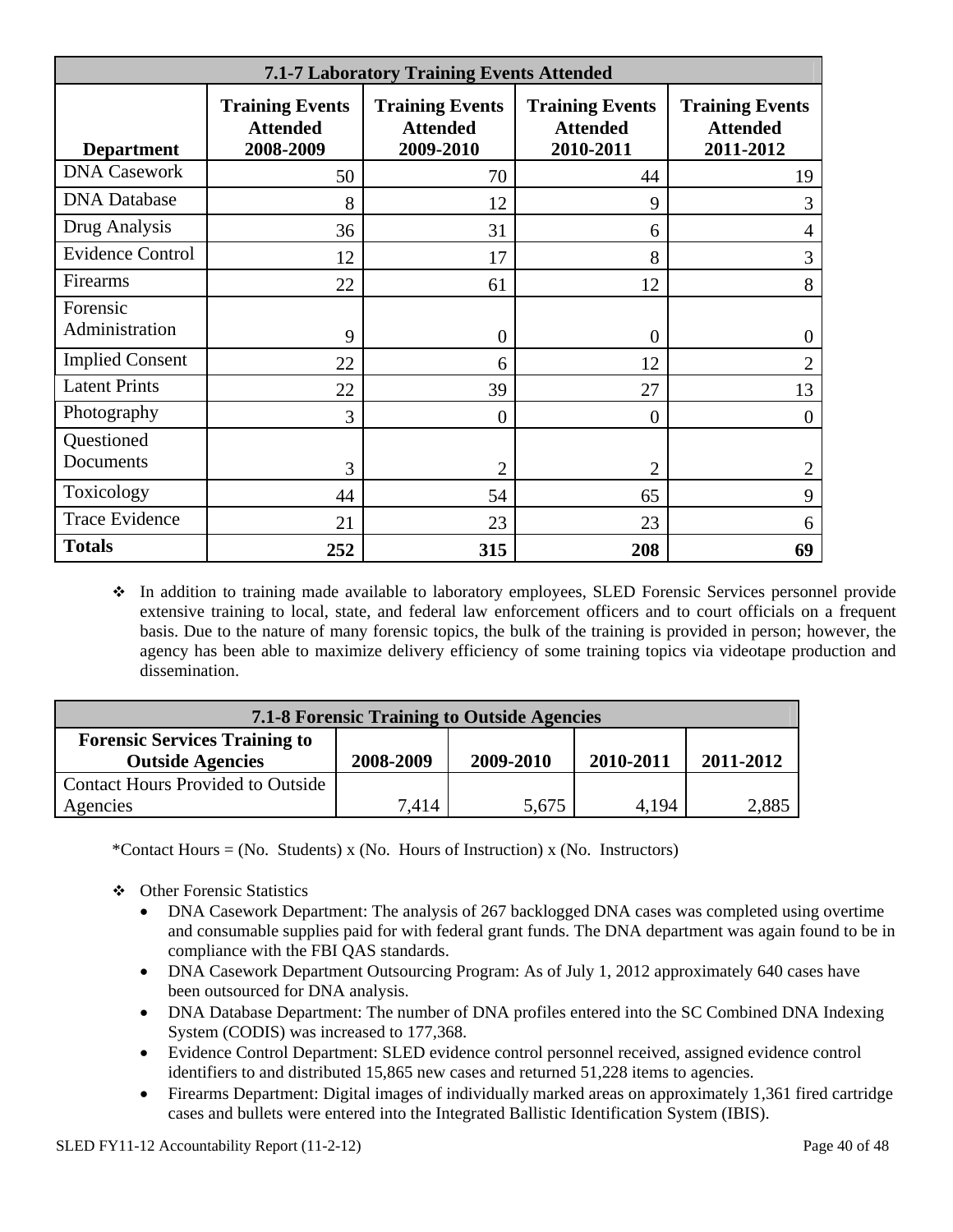| 7.1-7 Laboratory Training Events Attended | | | | |
|---|---|---|---|---|
| **Department** | **Training Events Attended 2008-2009** | **Training Events Attended 2009-2010** | **Training Events Attended 2010-2011** | **Training Events Attended 2011-2012** |
| DNA Casework | 50 | 70 | 44 | 19 |
| DNA Database | 8 | 12 | 9 | 3 |
| Drug Analysis | 36 | 31 | 6 | 4 |
| Evidence Control | 12 | 17 | 8 | 3 |
| Firearms | 22 | 61 | 12 | 8 |
| Forensic Administration | 9 | 0 | 0 | 0 |
| Implied Consent | 22 | 6 | 12 | 2 |
| Latent Prints | 22 | 39 | 27 | 13 |
| Photography | 3 | 0 | 0 | 0 |
| Questioned Documents | 3 | 2 | 2 | 2 |
| Toxicology | 44 | 54 | 65 | 9 |
| Trace Evidence | 21 | 23 | 23 | 6 |
| **Totals** | **252** | **315** | **208** | **69** |

- In addition to training made available to laboratory employees, SLED Forensic Services personnel provide extensive training to local, state, and federal law enforcement officers and to court officials on a frequent basis. Due to the nature of many forensic topics, the bulk of the training is provided in person; however, the agency has been able to maximize delivery efficiency of some training topics via videotape production and dissemination.

| 7.1-8 Forensic Training to Outside Agencies | | | | |
|---|---|---|---|---|
| **Forensic Services Training to Outside Agencies** | **2008-2009** | **2009-2010** | **2010-2011** | **2011-2012** |
| Contact Hours Provided to Outside Agencies | 7,414 | 5,675 | 4,194 | 2,885 |

*Contact Hours = (No. Students) x (No. Hours of Instruction) x (No. Instructors)

- Other Forensic Statistics
  - DNA Casework Department: The analysis of 267 backlogged DNA cases was completed using overtime and consumable supplies paid for with federal grant funds. The DNA department was again found to be in compliance with the FBI QAS standards.
  - DNA Casework Department Outsourcing Program: As of July 1, 2012 approximately 640 cases have been outsourced for DNA analysis.
  - DNA Database Department: The number of DNA profiles entered into the SC Combined DNA Indexing System (CODIS) was increased to 177,368.
  - Evidence Control Department: SLED evidence control personnel received, assigned evidence control identifiers to and distributed 15,865 new cases and returned 51,228 items to agencies.
  - Firearms Department: Digital images of individually marked areas on approximately 1,361 fired cartridge cases and bullets were entered into the Integrated Ballistic Identification System (IBIS).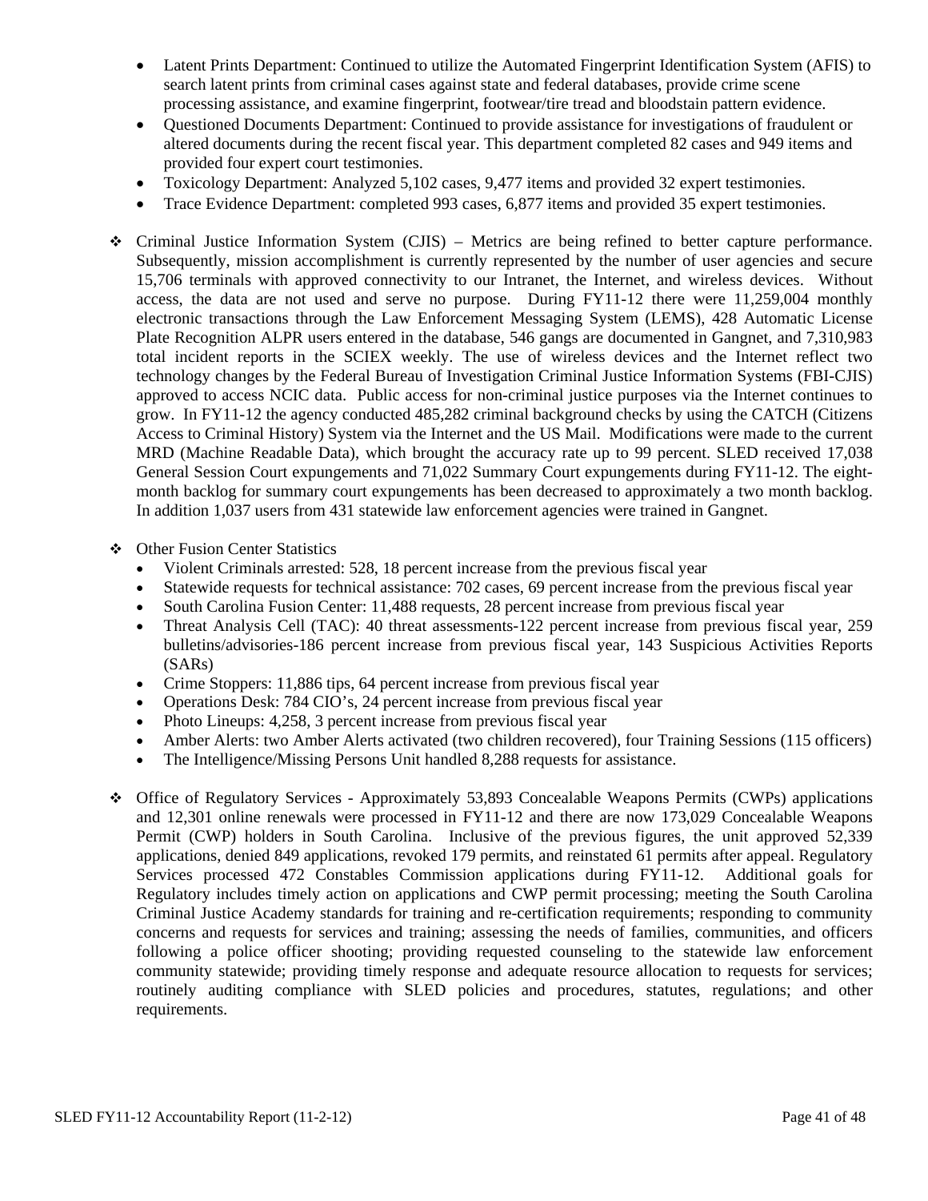- Latent Prints Department: Continued to utilize the Automated Fingerprint Identification System (AFIS) to search latent prints from criminal cases against state and federal databases, provide crime scene processing assistance, and examine fingerprint, footwear/tire tread and bloodstain pattern evidence.
- Questioned Documents Department: Continued to provide assistance for investigations of fraudulent or altered documents during the recent fiscal year. This department completed 82 cases and 949 items and provided four expert court testimonies.
- Toxicology Department: Analyzed 5,102 cases, 9,477 items and provided 32 expert testimonies.
- Trace Evidence Department: completed 993 cases, 6,877 items and provided 35 expert testimonies.

❖ Criminal Justice Information System (CJIS) – Metrics are being refined to better capture performance. Subsequently, mission accomplishment is currently represented by the number of user agencies and secure 15,706 terminals with approved connectivity to our Intranet, the Internet, and wireless devices. Without access, the data are not used and serve no purpose. During FY11-12 there were 11,259,004 monthly electronic transactions through the Law Enforcement Messaging System (LEMS), 428 Automatic License Plate Recognition ALPR users entered in the database, 546 gangs are documented in Gangnet, and 7,310,983 total incident reports in the SCIEX weekly. The use of wireless devices and the Internet reflect two technology changes by the Federal Bureau of Investigation Criminal Justice Information Systems (FBI-CJIS) approved to access NCIC data. Public access for non-criminal justice purposes via the Internet continues to grow. In FY11-12 the agency conducted 485,282 criminal background checks by using the CATCH (Citizens Access to Criminal History) System via the Internet and the US Mail. Modifications were made to the current MRD (Machine Readable Data), which brought the accuracy rate up to 99 percent. SLED received 17,038 General Session Court expungements and 71,022 Summary Court expungements during FY11-12. The eight-month backlog for summary court expungements has been decreased to approximately a two month backlog. In addition 1,037 users from 431 statewide law enforcement agencies were trained in Gangnet.

❖ Other Fusion Center Statistics
  - Violent Criminals arrested: 528, 18 percent increase from the previous fiscal year
  - Statewide requests for technical assistance: 702 cases, 69 percent increase from the previous fiscal year
  - South Carolina Fusion Center: 11,488 requests, 28 percent increase from previous fiscal year
  - Threat Analysis Cell (TAC): 40 threat assessments-122 percent increase from previous fiscal year, 259 bulletins/advisories-186 percent increase from previous fiscal year, 143 Suspicious Activities Reports (SARs)
  - Crime Stoppers: 11,886 tips, 64 percent increase from previous fiscal year
  - Operations Desk: 784 CIO's, 24 percent increase from previous fiscal year
  - Photo Lineups: 4,258, 3 percent increase from previous fiscal year
  - Amber Alerts: two Amber Alerts activated (two children recovered), four Training Sessions (115 officers)
  - The Intelligence/Missing Persons Unit handled 8,288 requests for assistance.

❖ Office of Regulatory Services - Approximately 53,893 Concealable Weapons Permits (CWPs) applications and 12,301 online renewals were processed in FY11-12 and there are now 173,029 Concealable Weapons Permit (CWP) holders in South Carolina. Inclusive of the previous figures, the unit approved 52,339 applications, denied 849 applications, revoked 179 permits, and reinstated 61 permits after appeal. Regulatory Services processed 472 Constables Commission applications during FY11-12. Additional goals for Regulatory includes timely action on applications and CWP permit processing; meeting the South Carolina Criminal Justice Academy standards for training and re-certification requirements; responding to community concerns and requests for services and training; assessing the needs of families, communities, and officers following a police officer shooting; providing requested counseling to the statewide law enforcement community statewide; providing timely response and adequate resource allocation to requests for services; routinely auditing compliance with SLED policies and procedures, statutes, regulations; and other requirements.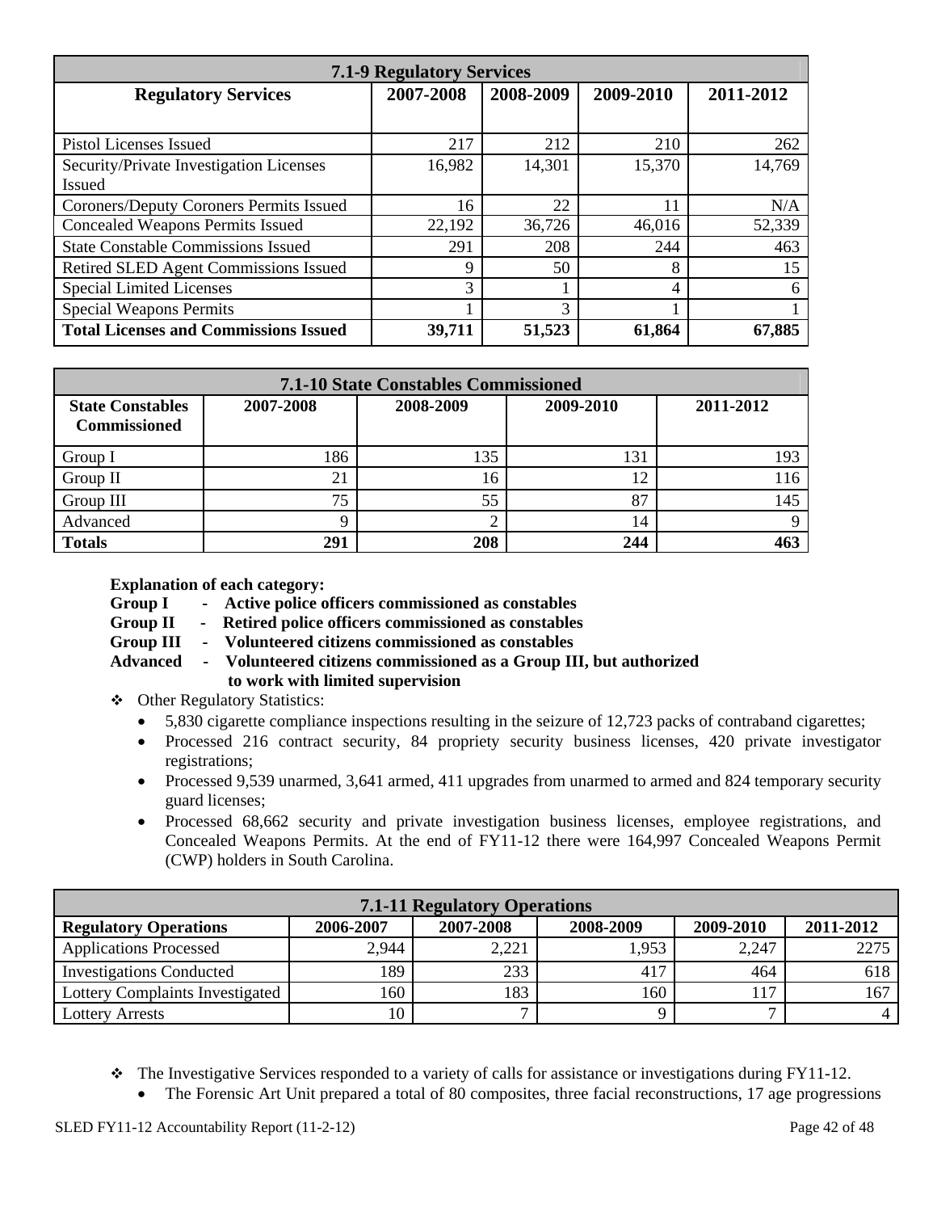| 7.1-9 Regulatory Services | | | | |
|---|---|---|---|---|
| **Regulatory Services** | **2007-2008** | **2008-2009** | **2009-2010** | **2011-2012** |
| Pistol Licenses Issued | 217 | 212 | 210 | 262 |
| Security/Private Investigation Licenses Issued | 16,982 | 14,301 | 15,370 | 14,769 |
| Coroners/Deputy Coroners Permits Issued | 16 | 22 | 11 | N/A |
| Concealed Weapons Permits Issued | 22,192 | 36,726 | 46,016 | 52,339 |
| State Constable Commissions Issued | 291 | 208 | 244 | 463 |
| Retired SLED Agent Commissions Issued | 9 | 50 | 8 | 15 |
| Special Limited Licenses | 3 | 1 | 4 | 6 |
| Special Weapons Permits | 1 | 3 | 1 | 1 |
| **Total Licenses and Commissions Issued** | **39,711** | **51,523** | **61,864** | **67,885** |

| 7.1-10 State Constables Commissioned | | | | |
|---|---|---|---|---|
| **State Constables Commissioned** | **2007-2008** | **2008-2009** | **2009-2010** | **2011-2012** |
| Group I | 186 | 135 | 131 | 193 |
| Group II | 21 | 16 | 12 | 116 |
| Group III | 75 | 55 | 87 | 145 |
| Advanced | 9 | 2 | 14 | 9 |
| **Totals** | **291** | **208** | **244** | **463** |

**Explanation of each category:**
**Group I - Active police officers commissioned as constables**
**Group II - Retired police officers commissioned as constables**
**Group III - Volunteered citizens commissioned as constables**
**Advanced - Volunteered citizens commissioned as a Group III, but authorized to work with limited supervision**

- Other Regulatory Statistics:
  - 5,830 cigarette compliance inspections resulting in the seizure of 12,723 packs of contraband cigarettes;
  - Processed 216 contract security, 84 propriety security business licenses, 420 private investigator registrations;
  - Processed 9,539 unarmed, 3,641 armed, 411 upgrades from unarmed to armed and 824 temporary security guard licenses;
  - Processed 68,662 security and private investigation business licenses, employee registrations, and Concealed Weapons Permits. At the end of FY11-12 there were 164,997 Concealed Weapons Permit (CWP) holders in South Carolina.

| 7.1-11 Regulatory Operations | | | | | |
|---|---|---|---|---|---|
| **Regulatory Operations** | **2006-2007** | **2007-2008** | **2008-2009** | **2009-2010** | **2011-2012** |
| Applications Processed | 2,944 | 2,221 | 1,953 | 2,247 | 2275 |
| Investigations Conducted | 189 | 233 | 417 | 464 | 618 |
| Lottery Complaints Investigated | 160 | 183 | 160 | 117 | 167 |
| Lottery Arrests | 10 | 7 | 9 | 7 | 4 |

- The Investigative Services responded to a variety of calls for assistance or investigations during FY11-12.
  - The Forensic Art Unit prepared a total of 80 composites, three facial reconstructions, 17 age progressions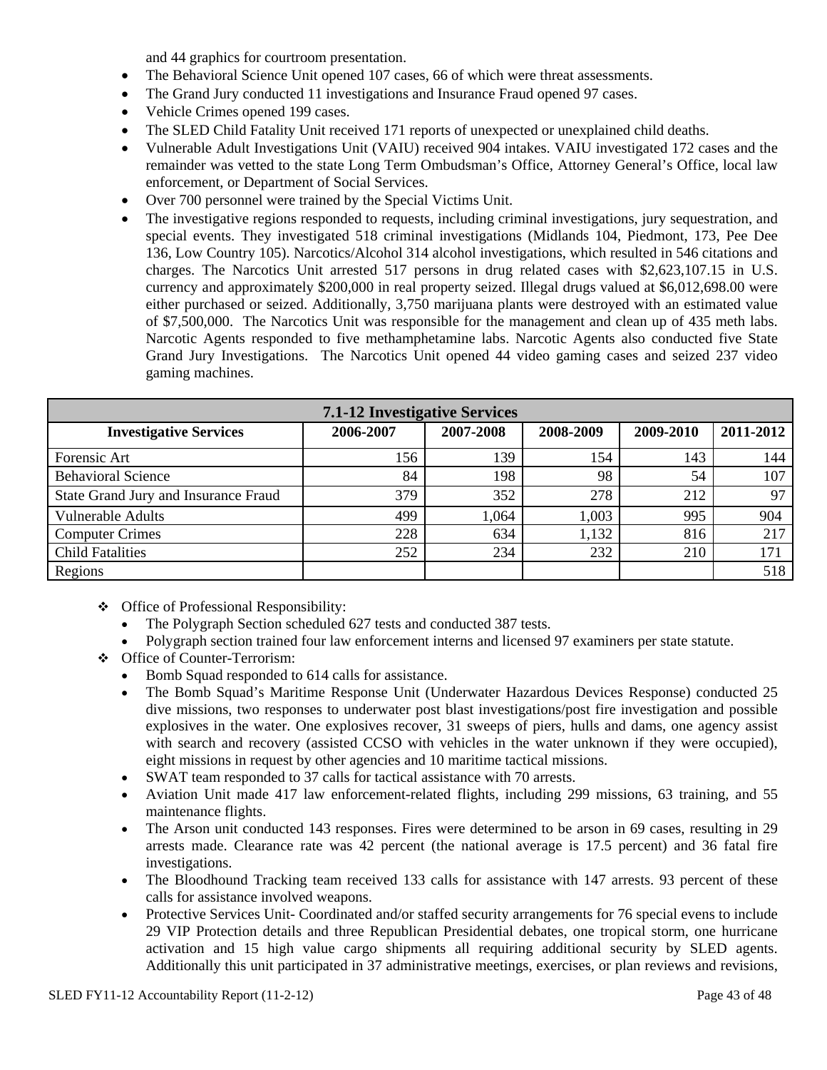and 44 graphics for courtroom presentation.

- The Behavioral Science Unit opened 107 cases, 66 of which were threat assessments.
- The Grand Jury conducted 11 investigations and Insurance Fraud opened 97 cases.
- Vehicle Crimes opened 199 cases.
- The SLED Child Fatality Unit received 171 reports of unexpected or unexplained child deaths.
- Vulnerable Adult Investigations Unit (VAIU) received 904 intakes. VAIU investigated 172 cases and the remainder was vetted to the state Long Term Ombudsman's Office, Attorney General's Office, local law enforcement, or Department of Social Services.
- Over 700 personnel were trained by the Special Victims Unit.
- The investigative regions responded to requests, including criminal investigations, jury sequestration, and special events. They investigated 518 criminal investigations (Midlands 104, Piedmont, 173, Pee Dee 136, Low Country 105). Narcotics/Alcohol 314 alcohol investigations, which resulted in 546 citations and charges. The Narcotics Unit arrested 517 persons in drug related cases with $2,623,107.15 in U.S. currency and approximately $200,000 in real property seized. Illegal drugs valued at $6,012,698.00 were either purchased or seized. Additionally, 3,750 marijuana plants were destroyed with an estimated value of $7,500,000. The Narcotics Unit was responsible for the management and clean up of 435 meth labs. Narcotic Agents responded to five methamphetamine labs. Narcotic Agents also conducted five State Grand Jury Investigations. The Narcotics Unit opened 44 video gaming cases and seized 237 video gaming machines.

**7.1-12 Investigative Services**

| Investigative Services | 2006-2007 | 2007-2008 | 2008-2009 | 2009-2010 | 2011-2012 |
|---|---|---|---|---|---|
| Forensic Art | 156 | 139 | 154 | 143 | 144 |
| Behavioral Science | 84 | 198 | 98 | 54 | 107 |
| State Grand Jury and Insurance Fraud | 379 | 352 | 278 | 212 | 97 |
| Vulnerable Adults | 499 | 1,064 | 1,003 | 995 | 904 |
| Computer Crimes | 228 | 634 | 1,132 | 816 | 217 |
| Child Fatalities | 252 | 234 | 232 | 210 | 171 |
| Regions | | | | | 518 |

- Office of Professional Responsibility:
  - The Polygraph Section scheduled 627 tests and conducted 387 tests.
  - Polygraph section trained four law enforcement interns and licensed 97 examiners per state statute.
- Office of Counter-Terrorism:
  - Bomb Squad responded to 614 calls for assistance.
  - The Bomb Squad's Maritime Response Unit (Underwater Hazardous Devices Response) conducted 25 dive missions, two responses to underwater post blast investigations/post fire investigation and possible explosives in the water. One explosives recover, 31 sweeps of piers, hulls and dams, one agency assist with search and recovery (assisted CCSO with vehicles in the water unknown if they were occupied), eight missions in request by other agencies and 10 maritime tactical missions.
  - SWAT team responded to 37 calls for tactical assistance with 70 arrests.
  - Aviation Unit made 417 law enforcement-related flights, including 299 missions, 63 training, and 55 maintenance flights.
  - The Arson unit conducted 143 responses. Fires were determined to be arson in 69 cases, resulting in 29 arrests made. Clearance rate was 42 percent (the national average is 17.5 percent) and 36 fatal fire investigations.
  - The Bloodhound Tracking team received 133 calls for assistance with 147 arrests. 93 percent of these calls for assistance involved weapons.
  - Protective Services Unit- Coordinated and/or staffed security arrangements for 76 special evens to include 29 VIP Protection details and three Republican Presidential debates, one tropical storm, one hurricane activation and 15 high value cargo shipments all requiring additional security by SLED agents. Additionally this unit participated in 37 administrative meetings, exercises, or plan reviews and revisions,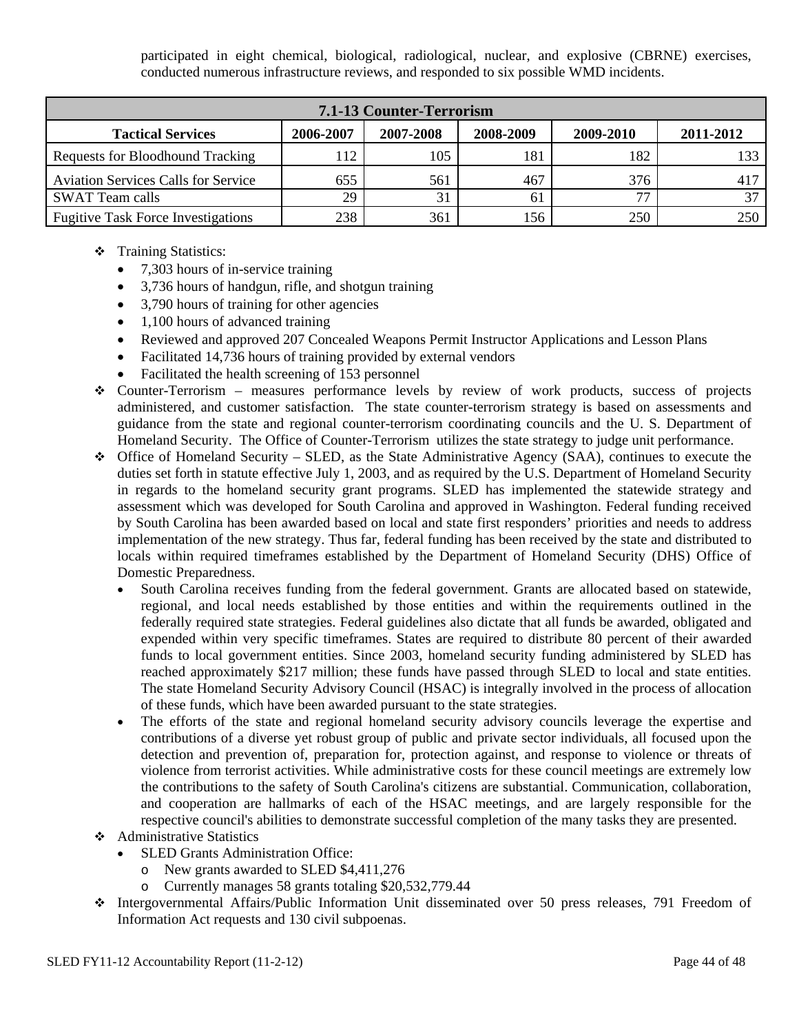participated in eight chemical, biological, radiological, nuclear, and explosive (CBRNE) exercises, conducted numerous infrastructure reviews, and responded to six possible WMD incidents.

| 7.1-13 Counter-Terrorism | | | | | |
|---|---|---|---|---|---|
| **Tactical Services** | **2006-2007** | **2007-2008** | **2008-2009** | **2009-2010** | **2011-2012** |
| Requests for Bloodhound Tracking | 112 | 105 | 181 | 182 | 133 |
| Aviation Services Calls for Service | 655 | 561 | 467 | 376 | 417 |
| SWAT Team calls | 29 | 31 | 61 | 77 | 37 |
| Fugitive Task Force Investigations | 238 | 361 | 156 | 250 | 250 |

- Training Statistics:
  - 7,303 hours of in-service training
  - 3,736 hours of handgun, rifle, and shotgun training
  - 3,790 hours of training for other agencies
  - 1,100 hours of advanced training
  - Reviewed and approved 207 Concealed Weapons Permit Instructor Applications and Lesson Plans
  - Facilitated 14,736 hours of training provided by external vendors
  - Facilitated the health screening of 153 personnel
- Counter-Terrorism – measures performance levels by review of work products, success of projects administered, and customer satisfaction. The state counter-terrorism strategy is based on assessments and guidance from the state and regional counter-terrorism coordinating councils and the U. S. Department of Homeland Security. The Office of Counter-Terrorism utilizes the state strategy to judge unit performance.
- Office of Homeland Security – SLED, as the State Administrative Agency (SAA), continues to execute the duties set forth in statute effective July 1, 2003, and as required by the U.S. Department of Homeland Security in regards to the homeland security grant programs. SLED has implemented the statewide strategy and assessment which was developed for South Carolina and approved in Washington. Federal funding received by South Carolina has been awarded based on local and state first responders' priorities and needs to address implementation of the new strategy. Thus far, federal funding has been received by the state and distributed to locals within required timeframes established by the Department of Homeland Security (DHS) Office of Domestic Preparedness.
  - South Carolina receives funding from the federal government. Grants are allocated based on statewide, regional, and local needs established by those entities and within the requirements outlined in the federally required state strategies. Federal guidelines also dictate that all funds be awarded, obligated and expended within very specific timeframes. States are required to distribute 80 percent of their awarded funds to local government entities. Since 2003, homeland security funding administered by SLED has reached approximately $217 million; these funds have passed through SLED to local and state entities. The state Homeland Security Advisory Council (HSAC) is integrally involved in the process of allocation of these funds, which have been awarded pursuant to the state strategies.
  - The efforts of the state and regional homeland security advisory councils leverage the expertise and contributions of a diverse yet robust group of public and private sector individuals, all focused upon the detection and prevention of, preparation for, protection against, and response to violence or threats of violence from terrorist activities. While administrative costs for these council meetings are extremely low the contributions to the safety of South Carolina's citizens are substantial. Communication, collaboration, and cooperation are hallmarks of each of the HSAC meetings, and are largely responsible for the respective council's abilities to demonstrate successful completion of the many tasks they are presented.
- Administrative Statistics
  - SLED Grants Administration Office:
    - New grants awarded to SLED $4,411,276
    - Currently manages 58 grants totaling $20,532,779.44
- Intergovernmental Affairs/Public Information Unit disseminated over 50 press releases, 791 Freedom of Information Act requests and 130 civil subpoenas.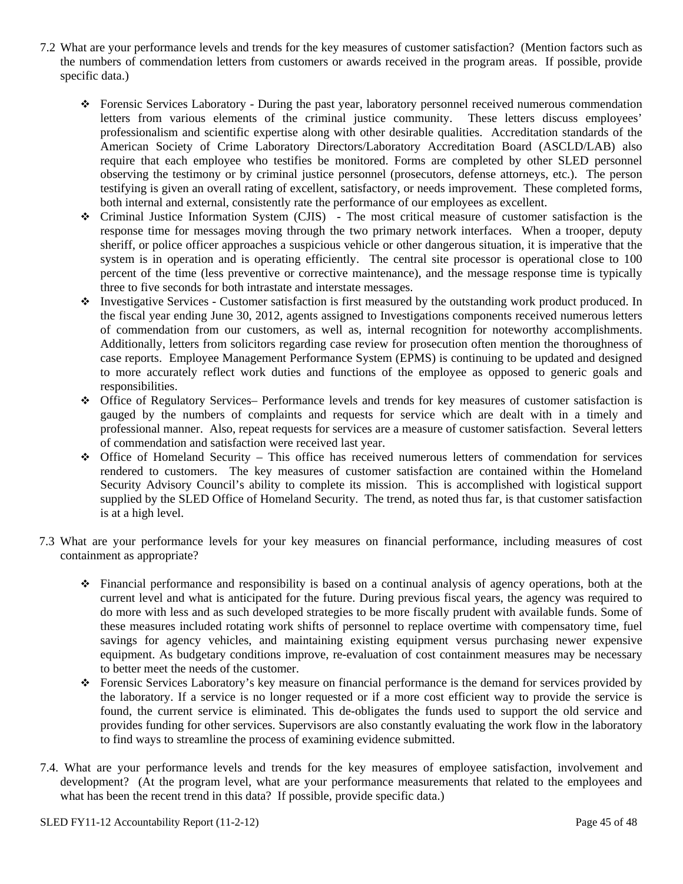7.2 What are your performance levels and trends for the key measures of customer satisfaction? (Mention factors such as the numbers of commendation letters from customers or awards received in the program areas. If possible, provide specific data.)

- Forensic Services Laboratory - During the past year, laboratory personnel received numerous commendation letters from various elements of the criminal justice community. These letters discuss employees' professionalism and scientific expertise along with other desirable qualities. Accreditation standards of the American Society of Crime Laboratory Directors/Laboratory Accreditation Board (ASCLD/LAB) also require that each employee who testifies be monitored. Forms are completed by other SLED personnel observing the testimony or by criminal justice personnel (prosecutors, defense attorneys, etc.). The person testifying is given an overall rating of excellent, satisfactory, or needs improvement. These completed forms, both internal and external, consistently rate the performance of our employees as excellent.
- Criminal Justice Information System (CJIS) - The most critical measure of customer satisfaction is the response time for messages moving through the two primary network interfaces. When a trooper, deputy sheriff, or police officer approaches a suspicious vehicle or other dangerous situation, it is imperative that the system is in operation and is operating efficiently. The central site processor is operational close to 100 percent of the time (less preventive or corrective maintenance), and the message response time is typically three to five seconds for both intrastate and interstate messages.
- Investigative Services - Customer satisfaction is first measured by the outstanding work product produced. In the fiscal year ending June 30, 2012, agents assigned to Investigations components received numerous letters of commendation from our customers, as well as, internal recognition for noteworthy accomplishments. Additionally, letters from solicitors regarding case review for prosecution often mention the thoroughness of case reports. Employee Management Performance System (EPMS) is continuing to be updated and designed to more accurately reflect work duties and functions of the employee as opposed to generic goals and responsibilities.
- Office of Regulatory Services– Performance levels and trends for key measures of customer satisfaction is gauged by the numbers of complaints and requests for service which are dealt with in a timely and professional manner. Also, repeat requests for services are a measure of customer satisfaction. Several letters of commendation and satisfaction were received last year.
- Office of Homeland Security – This office has received numerous letters of commendation for services rendered to customers. The key measures of customer satisfaction are contained within the Homeland Security Advisory Council's ability to complete its mission. This is accomplished with logistical support supplied by the SLED Office of Homeland Security. The trend, as noted thus far, is that customer satisfaction is at a high level.

7.3 What are your performance levels for your key measures on financial performance, including measures of cost containment as appropriate?

- Financial performance and responsibility is based on a continual analysis of agency operations, both at the current level and what is anticipated for the future. During previous fiscal years, the agency was required to do more with less and as such developed strategies to be more fiscally prudent with available funds. Some of these measures included rotating work shifts of personnel to replace overtime with compensatory time, fuel savings for agency vehicles, and maintaining existing equipment versus purchasing newer expensive equipment. As budgetary conditions improve, re-evaluation of cost containment measures may be necessary to better meet the needs of the customer.
- Forensic Services Laboratory's key measure on financial performance is the demand for services provided by the laboratory. If a service is no longer requested or if a more cost efficient way to provide the service is found, the current service is eliminated. This de-obligates the funds used to support the old service and provides funding for other services. Supervisors are also constantly evaluating the work flow in the laboratory to find ways to streamline the process of examining evidence submitted.

7.4. What are your performance levels and trends for the key measures of employee satisfaction, involvement and development? (At the program level, what are your performance measurements that related to the employees and what has been the recent trend in this data? If possible, provide specific data.)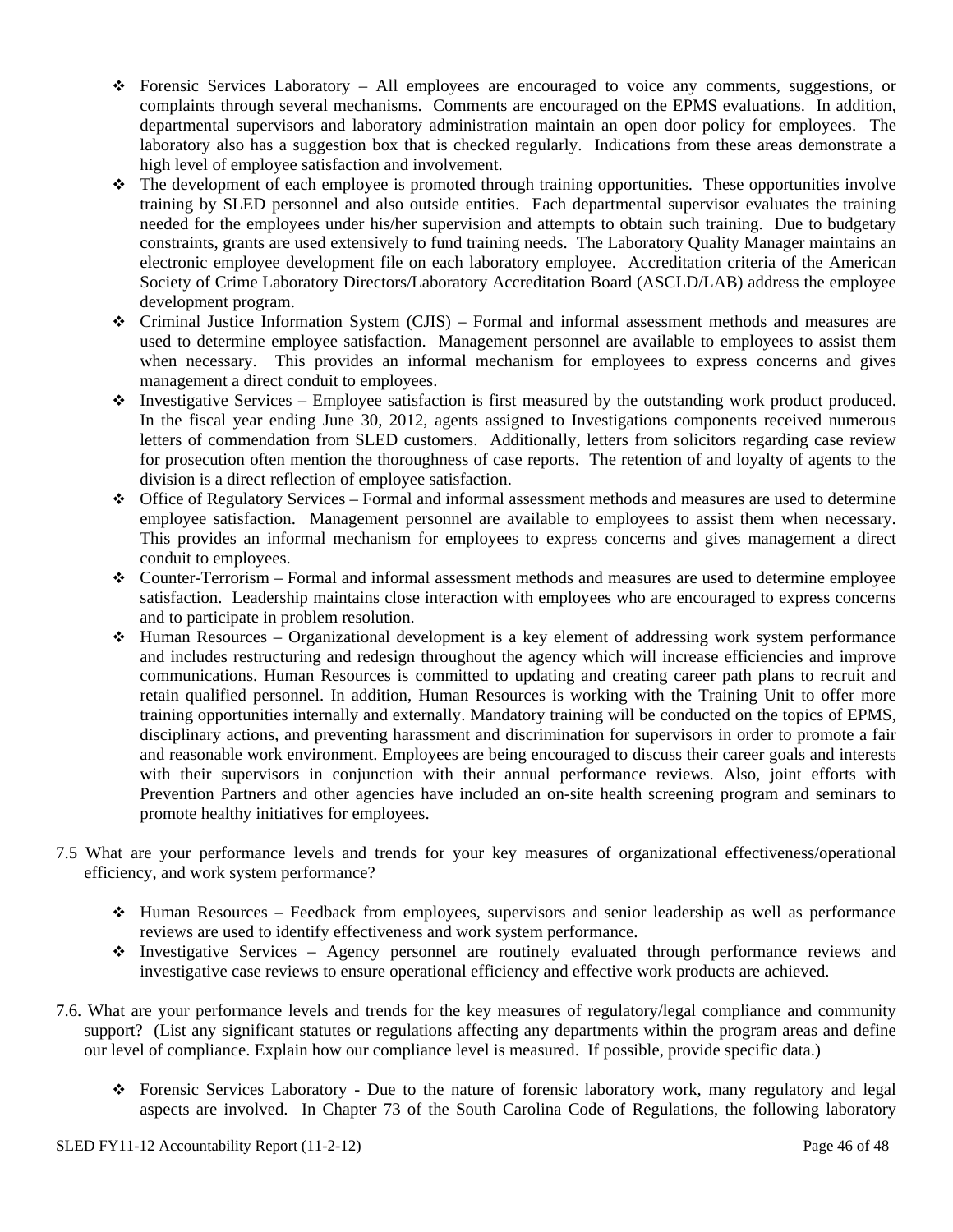- Forensic Services Laboratory – All employees are encouraged to voice any comments, suggestions, or complaints through several mechanisms. Comments are encouraged on the EPMS evaluations. In addition, departmental supervisors and laboratory administration maintain an open door policy for employees. The laboratory also has a suggestion box that is checked regularly. Indications from these areas demonstrate a high level of employee satisfaction and involvement.
- The development of each employee is promoted through training opportunities. These opportunities involve training by SLED personnel and also outside entities. Each departmental supervisor evaluates the training needed for the employees under his/her supervision and attempts to obtain such training. Due to budgetary constraints, grants are used extensively to fund training needs. The Laboratory Quality Manager maintains an electronic employee development file on each laboratory employee. Accreditation criteria of the American Society of Crime Laboratory Directors/Laboratory Accreditation Board (ASCLD/LAB) address the employee development program.
- Criminal Justice Information System (CJIS) – Formal and informal assessment methods and measures are used to determine employee satisfaction. Management personnel are available to employees to assist them when necessary. This provides an informal mechanism for employees to express concerns and gives management a direct conduit to employees.
- Investigative Services – Employee satisfaction is first measured by the outstanding work product produced. In the fiscal year ending June 30, 2012, agents assigned to Investigations components received numerous letters of commendation from SLED customers. Additionally, letters from solicitors regarding case review for prosecution often mention the thoroughness of case reports. The retention of and loyalty of agents to the division is a direct reflection of employee satisfaction.
- Office of Regulatory Services – Formal and informal assessment methods and measures are used to determine employee satisfaction. Management personnel are available to employees to assist them when necessary. This provides an informal mechanism for employees to express concerns and gives management a direct conduit to employees.
- Counter-Terrorism – Formal and informal assessment methods and measures are used to determine employee satisfaction. Leadership maintains close interaction with employees who are encouraged to express concerns and to participate in problem resolution.
- Human Resources – Organizational development is a key element of addressing work system performance and includes restructuring and redesign throughout the agency which will increase efficiencies and improve communications. Human Resources is committed to updating and creating career path plans to recruit and retain qualified personnel. In addition, Human Resources is working with the Training Unit to offer more training opportunities internally and externally. Mandatory training will be conducted on the topics of EPMS, disciplinary actions, and preventing harassment and discrimination for supervisors in order to promote a fair and reasonable work environment. Employees are being encouraged to discuss their career goals and interests with their supervisors in conjunction with their annual performance reviews. Also, joint efforts with Prevention Partners and other agencies have included an on-site health screening program and seminars to promote healthy initiatives for employees.

7.5 What are your performance levels and trends for your key measures of organizational effectiveness/operational efficiency, and work system performance?

- Human Resources – Feedback from employees, supervisors and senior leadership as well as performance reviews are used to identify effectiveness and work system performance.
- Investigative Services – Agency personnel are routinely evaluated through performance reviews and investigative case reviews to ensure operational efficiency and effective work products are achieved.

7.6. What are your performance levels and trends for the key measures of regulatory/legal compliance and community support? (List any significant statutes or regulations affecting any departments within the program areas and define our level of compliance. Explain how our compliance level is measured. If possible, provide specific data.)

- Forensic Services Laboratory - Due to the nature of forensic laboratory work, many regulatory and legal aspects are involved. In Chapter 73 of the South Carolina Code of Regulations, the following laboratory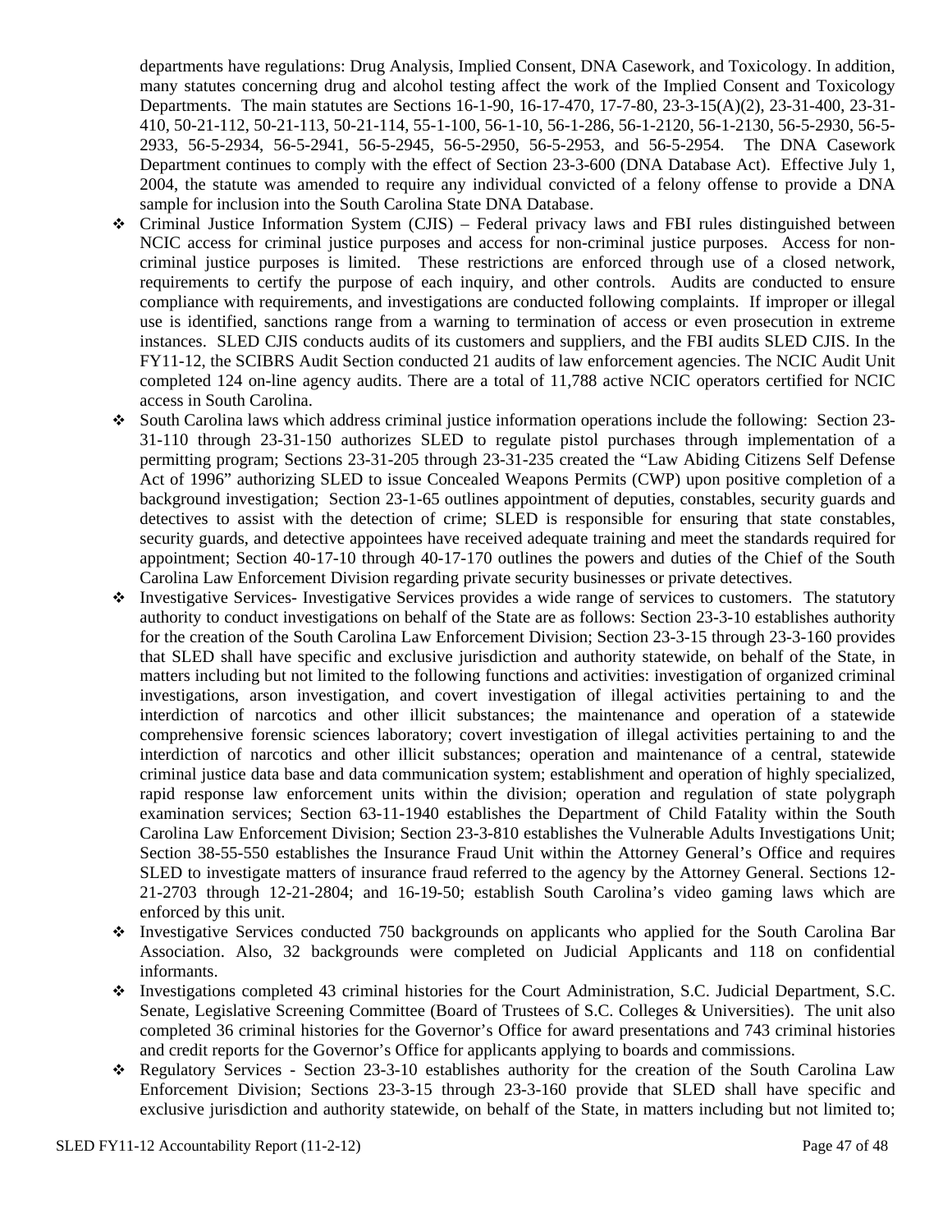departments have regulations: Drug Analysis, Implied Consent, DNA Casework, and Toxicology. In addition, many statutes concerning drug and alcohol testing affect the work of the Implied Consent and Toxicology Departments. The main statutes are Sections 16-1-90, 16-17-470, 17-7-80, 23-3-15(A)(2), 23-31-400, 23-31-410, 50-21-112, 50-21-113, 50-21-114, 55-1-100, 56-1-10, 56-1-286, 56-1-2120, 56-1-2130, 56-5-2930, 56-5-2933, 56-5-2934, 56-5-2941, 56-5-2945, 56-5-2950, 56-5-2953, and 56-5-2954. The DNA Casework Department continues to comply with the effect of Section 23-3-600 (DNA Database Act). Effective July 1, 2004, the statute was amended to require any individual convicted of a felony offense to provide a DNA sample for inclusion into the South Carolina State DNA Database.

- Criminal Justice Information System (CJIS) – Federal privacy laws and FBI rules distinguished between NCIC access for criminal justice purposes and access for non-criminal justice purposes. Access for non-criminal justice purposes is limited. These restrictions are enforced through use of a closed network, requirements to certify the purpose of each inquiry, and other controls. Audits are conducted to ensure compliance with requirements, and investigations are conducted following complaints. If improper or illegal use is identified, sanctions range from a warning to termination of access or even prosecution in extreme instances. SLED CJIS conducts audits of its customers and suppliers, and the FBI audits SLED CJIS. In the FY11-12, the SCIBRS Audit Section conducted 21 audits of law enforcement agencies. The NCIC Audit Unit completed 124 on-line agency audits. There are a total of 11,788 active NCIC operators certified for NCIC access in South Carolina.
- South Carolina laws which address criminal justice information operations include the following: Section 23-31-110 through 23-31-150 authorizes SLED to regulate pistol purchases through implementation of a permitting program; Sections 23-31-205 through 23-31-235 created the "Law Abiding Citizens Self Defense Act of 1996" authorizing SLED to issue Concealed Weapons Permits (CWP) upon positive completion of a background investigation; Section 23-1-65 outlines appointment of deputies, constables, security guards and detectives to assist with the detection of crime; SLED is responsible for ensuring that state constables, security guards, and detective appointees have received adequate training and meet the standards required for appointment; Section 40-17-10 through 40-17-170 outlines the powers and duties of the Chief of the South Carolina Law Enforcement Division regarding private security businesses or private detectives.
- Investigative Services- Investigative Services provides a wide range of services to customers. The statutory authority to conduct investigations on behalf of the State are as follows: Section 23-3-10 establishes authority for the creation of the South Carolina Law Enforcement Division; Section 23-3-15 through 23-3-160 provides that SLED shall have specific and exclusive jurisdiction and authority statewide, on behalf of the State, in matters including but not limited to the following functions and activities: investigation of organized criminal investigations, arson investigation, and covert investigation of illegal activities pertaining to and the interdiction of narcotics and other illicit substances; the maintenance and operation of a statewide comprehensive forensic sciences laboratory; covert investigation of illegal activities pertaining to and the interdiction of narcotics and other illicit substances; operation and maintenance of a central, statewide criminal justice data base and data communication system; establishment and operation of highly specialized, rapid response law enforcement units within the division; operation and regulation of state polygraph examination services; Section 63-11-1940 establishes the Department of Child Fatality within the South Carolina Law Enforcement Division; Section 23-3-810 establishes the Vulnerable Adults Investigations Unit; Section 38-55-550 establishes the Insurance Fraud Unit within the Attorney General's Office and requires SLED to investigate matters of insurance fraud referred to the agency by the Attorney General. Sections 12-21-2703 through 12-21-2804; and 16-19-50; establish South Carolina's video gaming laws which are enforced by this unit.
- Investigative Services conducted 750 backgrounds on applicants who applied for the South Carolina Bar Association. Also, 32 backgrounds were completed on Judicial Applicants and 118 on confidential informants.
- Investigations completed 43 criminal histories for the Court Administration, S.C. Judicial Department, S.C. Senate, Legislative Screening Committee (Board of Trustees of S.C. Colleges & Universities). The unit also completed 36 criminal histories for the Governor's Office for award presentations and 743 criminal histories and credit reports for the Governor's Office for applicants applying to boards and commissions.
- Regulatory Services - Section 23-3-10 establishes authority for the creation of the South Carolina Law Enforcement Division; Sections 23-3-15 through 23-3-160 provide that SLED shall have specific and exclusive jurisdiction and authority statewide, on behalf of the State, in matters including but not limited to;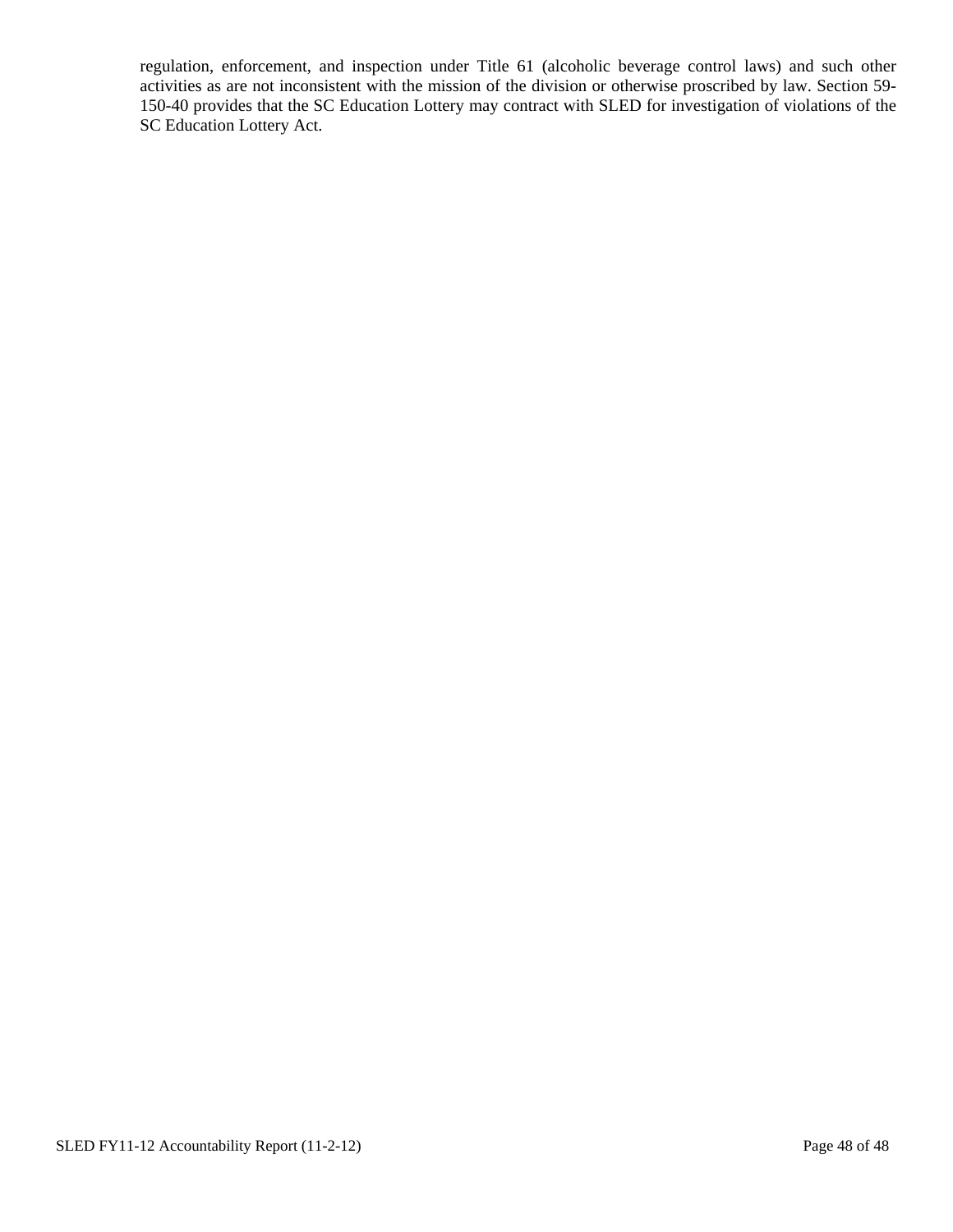regulation, enforcement, and inspection under Title 61 (alcoholic beverage control laws) and such other activities as are not inconsistent with the mission of the division or otherwise proscribed by law. Section 59-150-40 provides that the SC Education Lottery may contract with SLED for investigation of violations of the SC Education Lottery Act.